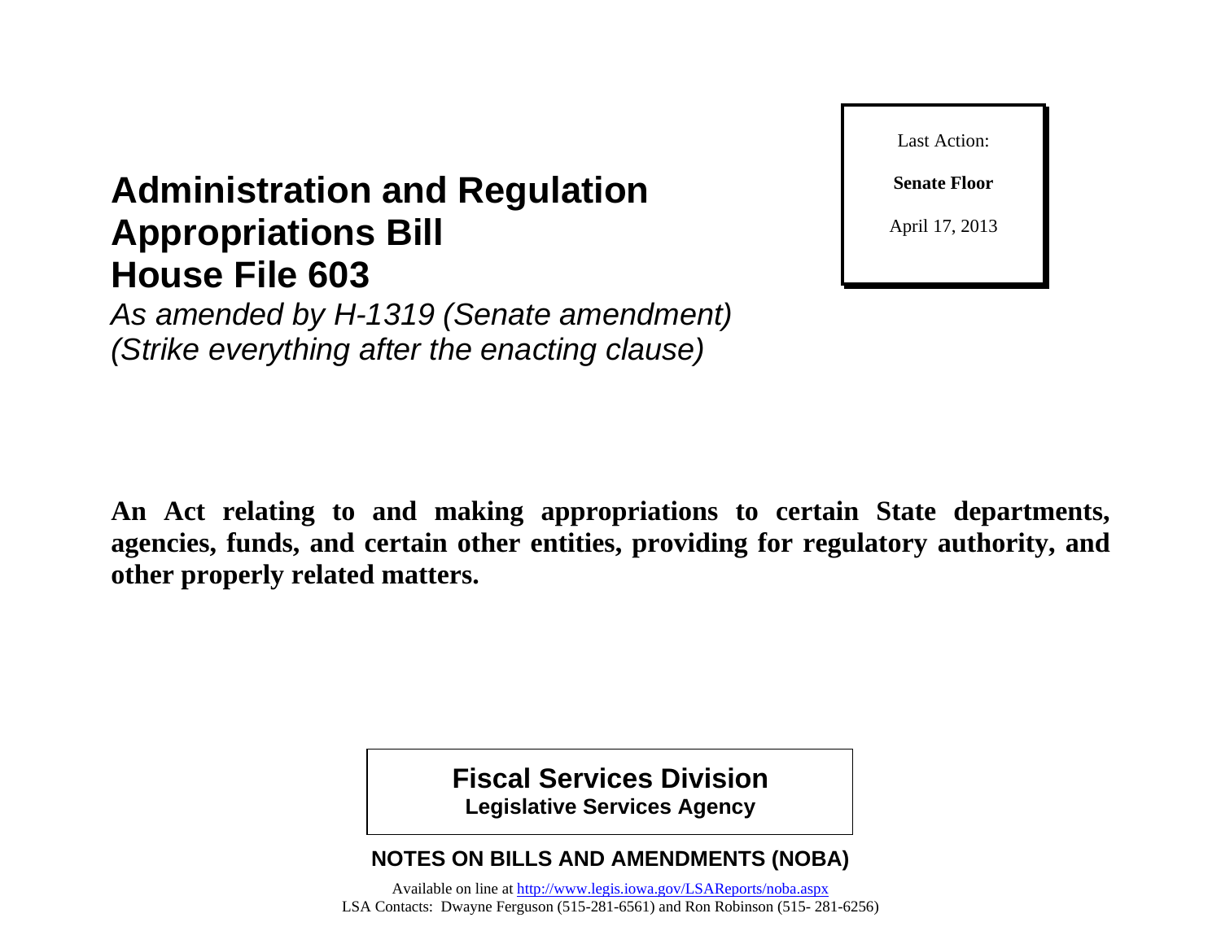# Administration and Regulation Appropriations Bill House File 603

*As amended by H-1319 (Senate amendment)*
*(Strike everything after the enacting clause)*

Last Action:

**Senate Floor**

April 17, 2013

**An Act relating to and making appropriations to certain State departments, agencies, funds, and certain other entities, providing for regulatory authority, and other properly related matters.**

**Fiscal Services Division**
**Legislative Services Agency**

**NOTES ON BILLS AND AMENDMENTS (NOBA)**

Available on line at http://www.legis.iowa.gov/LSAReports/noba.aspx
LSA Contacts: Dwayne Ferguson (515-281-6561) and Ron Robinson (515- 281-6256)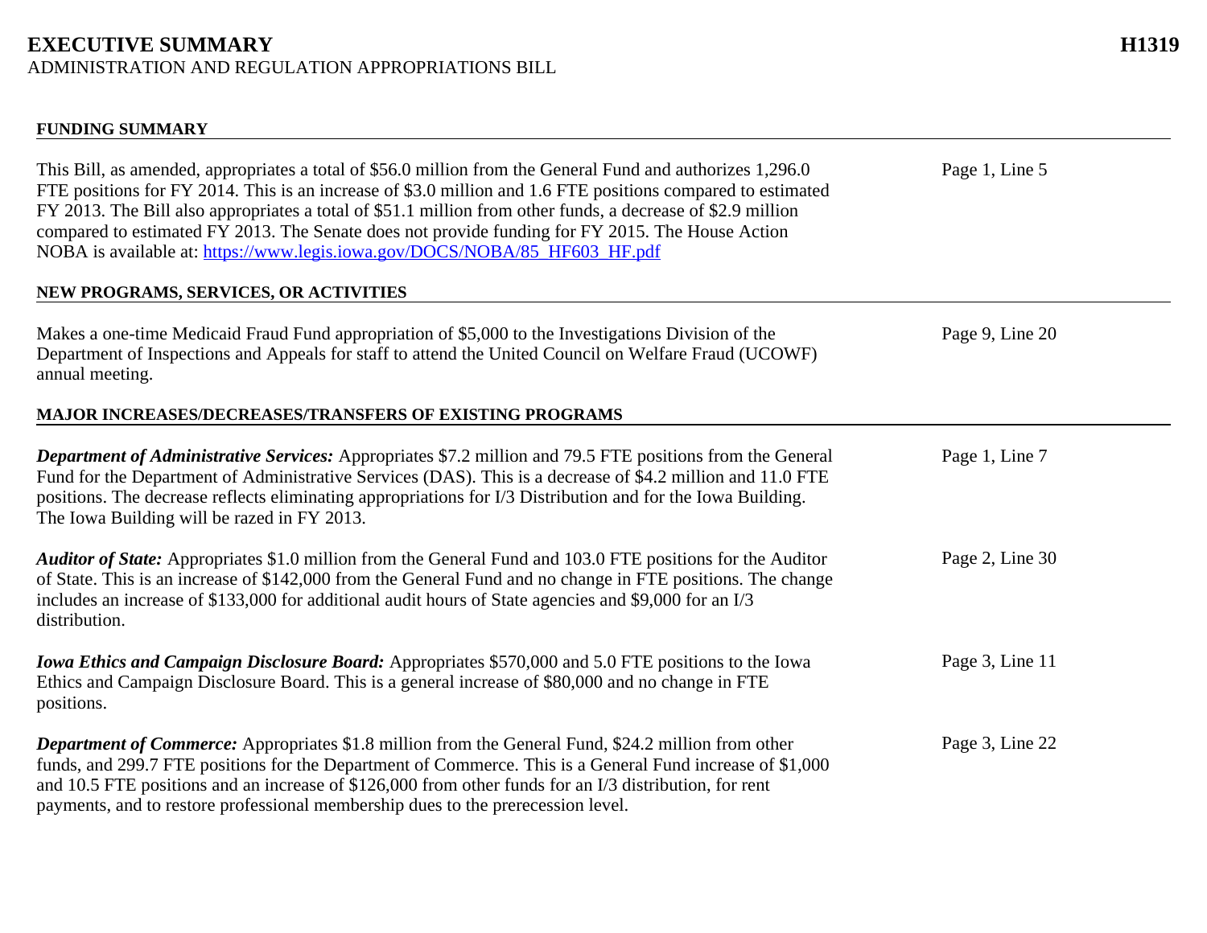# EXECUTIVE SUMMARY

**H1319**

ADMINISTRATION AND REGULATION APPROPRIATIONS BILL

## FUNDING SUMMARY

This Bill, as amended, appropriates a total of $56.0 million from the General Fund and authorizes 1,296.0 FTE positions for FY 2014. This is an increase of $3.0 million and 1.6 FTE positions compared to estimated FY 2013. The Bill also appropriates a total of $51.1 million from other funds, a decrease of $2.9 million compared to estimated FY 2013. The Senate does not provide funding for FY 2015. The House Action NOBA is available at: [https://www.legis.iowa.gov/DOCS/NOBA/85_HF603_HF.pdf](https://www.legis.iowa.gov/DOCS/NOBA/85_HF603_HF.pdf) — Page 1, Line 5

## NEW PROGRAMS, SERVICES, OR ACTIVITIES

Makes a one-time Medicaid Fraud Fund appropriation of $5,000 to the Investigations Division of the Department of Inspections and Appeals for staff to attend the United Council on Welfare Fraud (UCOWF) annual meeting. — Page 9, Line 20

## MAJOR INCREASES/DECREASES/TRANSFERS OF EXISTING PROGRAMS

***Department of Administrative Services:*** Appropriates $7.2 million and 79.5 FTE positions from the General Fund for the Department of Administrative Services (DAS). This is a decrease of $4.2 million and 11.0 FTE positions. The decrease reflects eliminating appropriations for I/3 Distribution and for the Iowa Building. The Iowa Building will be razed in FY 2013. — Page 1, Line 7

***Auditor of State:*** Appropriates $1.0 million from the General Fund and 103.0 FTE positions for the Auditor of State. This is an increase of $142,000 from the General Fund and no change in FTE positions. The change includes an increase of $133,000 for additional audit hours of State agencies and $9,000 for an I/3 distribution. — Page 2, Line 30

***Iowa Ethics and Campaign Disclosure Board:*** Appropriates $570,000 and 5.0 FTE positions to the Iowa Ethics and Campaign Disclosure Board. This is a general increase of $80,000 and no change in FTE positions. — Page 3, Line 11

***Department of Commerce:*** Appropriates $1.8 million from the General Fund, $24.2 million from other funds, and 299.7 FTE positions for the Department of Commerce. This is a General Fund increase of $1,000 and 10.5 FTE positions and an increase of $126,000 from other funds for an I/3 distribution, for rent payments, and to restore professional membership dues to the prerecession level. — Page 3, Line 22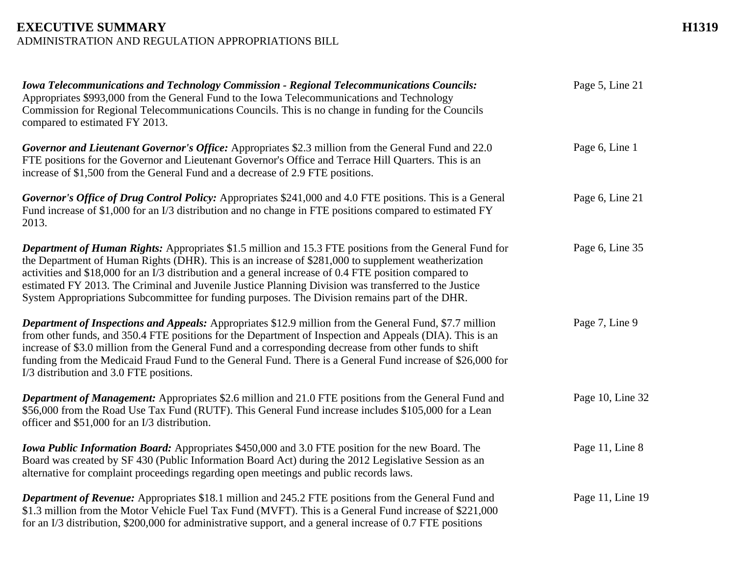**Iowa Telecommunications and Technology Commission - Regional Telecommunications Councils:** Appropriates $993,000 from the General Fund to the Iowa Telecommunications and Technology Commission for Regional Telecommunications Councils. This is no change in funding for the Councils compared to estimated FY 2013. — Page 5, Line 21

**Governor and Lieutenant Governor's Office:** Appropriates $2.3 million from the General Fund and 22.0 FTE positions for the Governor and Lieutenant Governor's Office and Terrace Hill Quarters. This is an increase of $1,500 from the General Fund and a decrease of 2.9 FTE positions. — Page 6, Line 1

**Governor's Office of Drug Control Policy:** Appropriates $241,000 and 4.0 FTE positions. This is a General Fund increase of $1,000 for an I/3 distribution and no change in FTE positions compared to estimated FY 2013. — Page 6, Line 21

**Department of Human Rights:** Appropriates $1.5 million and 15.3 FTE positions from the General Fund for the Department of Human Rights (DHR). This is an increase of $281,000 to supplement weatherization activities and $18,000 for an I/3 distribution and a general increase of 0.4 FTE position compared to estimated FY 2013. The Criminal and Juvenile Justice Planning Division was transferred to the Justice System Appropriations Subcommittee for funding purposes. The Division remains part of the DHR. — Page 6, Line 35

**Department of Inspections and Appeals:** Appropriates $12.9 million from the General Fund, $7.7 million from other funds, and 350.4 FTE positions for the Department of Inspection and Appeals (DIA). This is an increase of $3.0 million from the General Fund and a corresponding decrease from other funds to shift funding from the Medicaid Fraud Fund to the General Fund. There is a General Fund increase of $26,000 for I/3 distribution and 3.0 FTE positions. — Page 7, Line 9

**Department of Management:** Appropriates $2.6 million and 21.0 FTE positions from the General Fund and $56,000 from the Road Use Tax Fund (RUTF). This General Fund increase includes $105,000 for a Lean officer and $51,000 for an I/3 distribution. — Page 10, Line 32

**Iowa Public Information Board:** Appropriates $450,000 and 3.0 FTE position for the new Board. The Board was created by SF 430 (Public Information Board Act) during the 2012 Legislative Session as an alternative for complaint proceedings regarding open meetings and public records laws. — Page 11, Line 8

**Department of Revenue:** Appropriates $18.1 million and 245.2 FTE positions from the General Fund and $1.3 million from the Motor Vehicle Fuel Tax Fund (MVFT). This is a General Fund increase of $221,000 for an I/3 distribution, $200,000 for administrative support, and a general increase of 0.7 FTE positions — Page 11, Line 19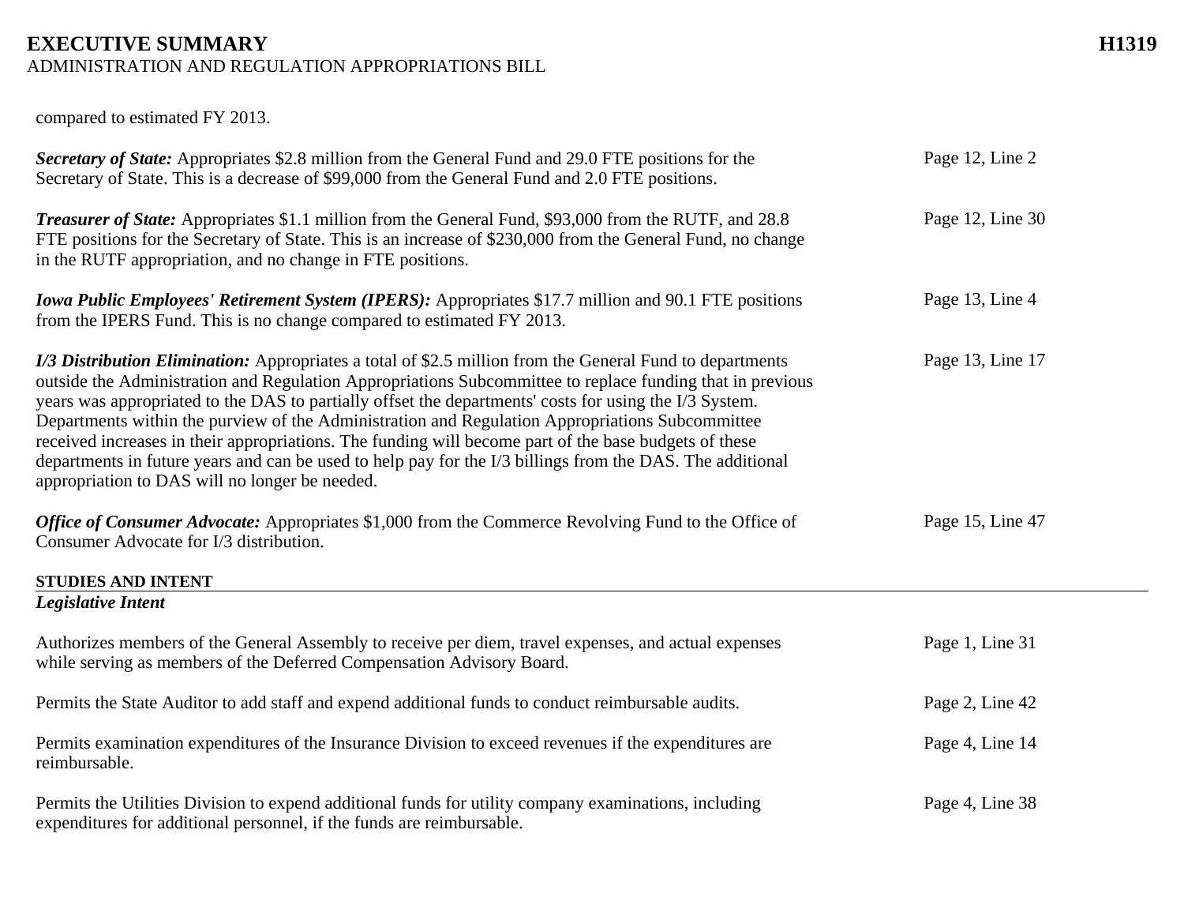compared to estimated FY 2013.

| | |
|---|---|
| ***Secretary of State:*** Appropriates \$2.8 million from the General Fund and 29.0 FTE positions for the Secretary of State. This is a decrease of \$99,000 from the General Fund and 2.0 FTE positions. | Page 12, Line 2 |
| ***Treasurer of State:*** Appropriates \$1.1 million from the General Fund, \$93,000 from the RUTF, and 28.8 FTE positions for the Secretary of State. This is an increase of \$230,000 from the General Fund, no change in the RUTF appropriation, and no change in FTE positions. | Page 12, Line 30 |
| ***Iowa Public Employees' Retirement System (IPERS):*** Appropriates \$17.7 million and 90.1 FTE positions from the IPERS Fund. This is no change compared to estimated FY 2013. | Page 13, Line 4 |
| ***I/3 Distribution Elimination:*** Appropriates a total of \$2.5 million from the General Fund to departments outside the Administration and Regulation Appropriations Subcommittee to replace funding that in previous years was appropriated to the DAS to partially offset the departments' costs for using the I/3 System. Departments within the purview of the Administration and Regulation Appropriations Subcommittee received increases in their appropriations. The funding will become part of the base budgets of these departments in future years and can be used to help pay for the I/3 billings from the DAS. The additional appropriation to DAS will no longer be needed. | Page 13, Line 17 |
| ***Office of Consumer Advocate:*** Appropriates \$1,000 from the Commerce Revolving Fund to the Office of Consumer Advocate for I/3 distribution. | Page 15, Line 47 |

**STUDIES AND INTENT**

***Legislative Intent***

| | |
|---|---|
| Authorizes members of the General Assembly to receive per diem, travel expenses, and actual expenses while serving as members of the Deferred Compensation Advisory Board. | Page 1, Line 31 |
| Permits the State Auditor to add staff and expend additional funds to conduct reimbursable audits. | Page 2, Line 42 |
| Permits examination expenditures of the Insurance Division to exceed revenues if the expenditures are reimbursable. | Page 4, Line 14 |
| Permits the Utilities Division to expend additional funds for utility company examinations, including expenditures for additional personnel, if the funds are reimbursable. | Page 4, Line 38 |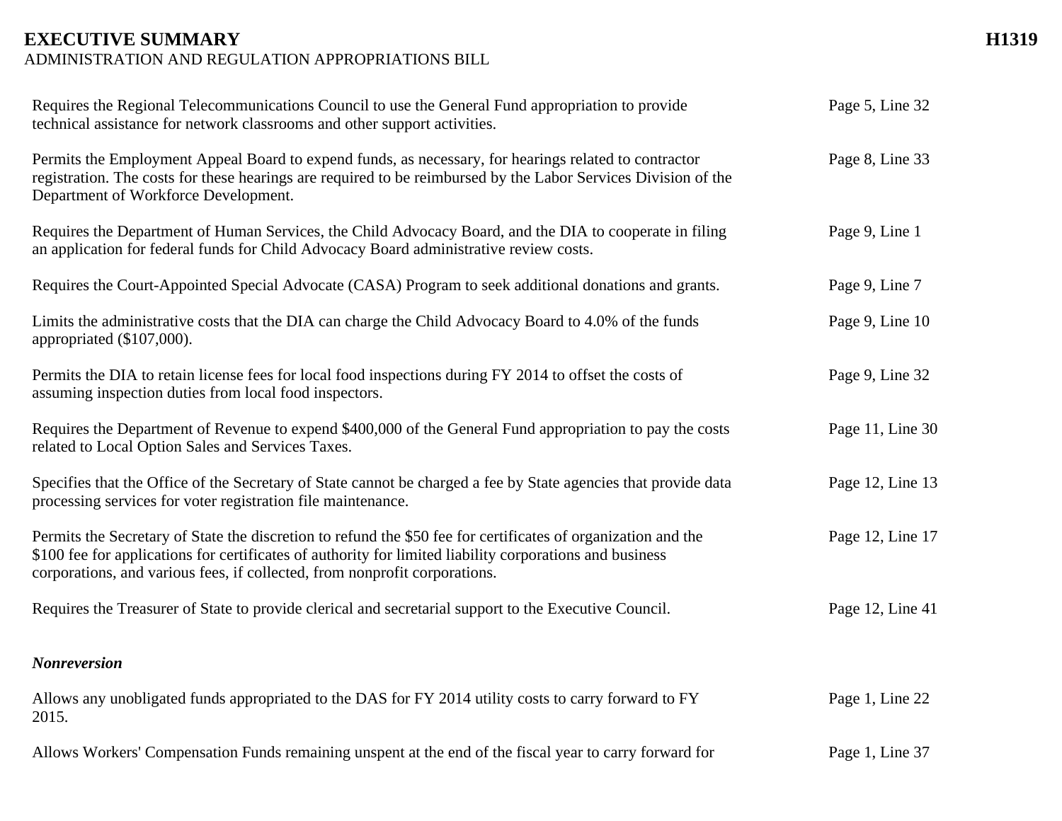| | |
|---|---|
| Requires the Regional Telecommunications Council to use the General Fund appropriation to provide technical assistance for network classrooms and other support activities. | Page 5, Line 32 |
| Permits the Employment Appeal Board to expend funds, as necessary, for hearings related to contractor registration. The costs for these hearings are required to be reimbursed by the Labor Services Division of the Department of Workforce Development. | Page 8, Line 33 |
| Requires the Department of Human Services, the Child Advocacy Board, and the DIA to cooperate in filing an application for federal funds for Child Advocacy Board administrative review costs. | Page 9, Line 1 |
| Requires the Court-Appointed Special Advocate (CASA) Program to seek additional donations and grants. | Page 9, Line 7 |
| Limits the administrative costs that the DIA can charge the Child Advocacy Board to 4.0% of the funds appropriated ($107,000). | Page 9, Line 10 |
| Permits the DIA to retain license fees for local food inspections during FY 2014 to offset the costs of assuming inspection duties from local food inspectors. | Page 9, Line 32 |
| Requires the Department of Revenue to expend $400,000 of the General Fund appropriation to pay the costs related to Local Option Sales and Services Taxes. | Page 11, Line 30 |
| Specifies that the Office of the Secretary of State cannot be charged a fee by State agencies that provide data processing services for voter registration file maintenance. | Page 12, Line 13 |
| Permits the Secretary of State the discretion to refund the $50 fee for certificates of organization and the $100 fee for applications for certificates of authority for limited liability corporations and business corporations, and various fees, if collected, from nonprofit corporations. | Page 12, Line 17 |
| Requires the Treasurer of State to provide clerical and secretarial support to the Executive Council. | Page 12, Line 41 |

***Nonreversion***

| | |
|---|---|
| Allows any unobligated funds appropriated to the DAS for FY 2014 utility costs to carry forward to FY 2015. | Page 1, Line 22 |
| Allows Workers' Compensation Funds remaining unspent at the end of the fiscal year to carry forward for | Page 1, Line 37 |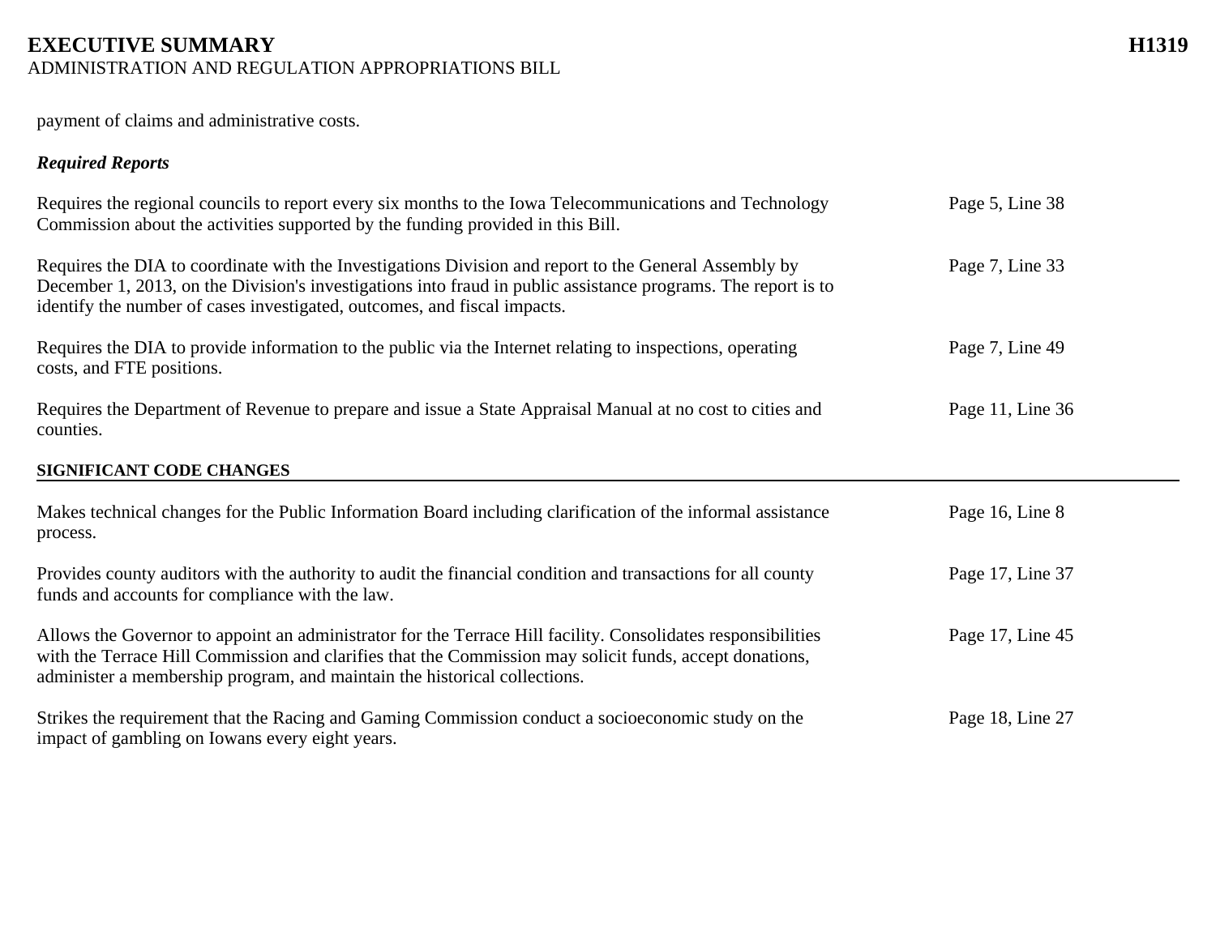payment of claims and administrative costs.

***Required Reports***

| | |
|---|---|
| Requires the regional councils to report every six months to the Iowa Telecommunications and Technology Commission about the activities supported by the funding provided in this Bill. | Page 5, Line 38 |
| Requires the DIA to coordinate with the Investigations Division and report to the General Assembly by December 1, 2013, on the Division's investigations into fraud in public assistance programs. The report is to identify the number of cases investigated, outcomes, and fiscal impacts. | Page 7, Line 33 |
| Requires the DIA to provide information to the public via the Internet relating to inspections, operating costs, and FTE positions. | Page 7, Line 49 |
| Requires the Department of Revenue to prepare and issue a State Appraisal Manual at no cost to cities and counties. | Page 11, Line 36 |

**SIGNIFICANT CODE CHANGES**

| | |
|---|---|
| Makes technical changes for the Public Information Board including clarification of the informal assistance process. | Page 16, Line 8 |
| Provides county auditors with the authority to audit the financial condition and transactions for all county funds and accounts for compliance with the law. | Page 17, Line 37 |
| Allows the Governor to appoint an administrator for the Terrace Hill facility. Consolidates responsibilities with the Terrace Hill Commission and clarifies that the Commission may solicit funds, accept donations, administer a membership program, and maintain the historical collections. | Page 17, Line 45 |
| Strikes the requirement that the Racing and Gaming Commission conduct a socioeconomic study on the impact of gambling on Iowans every eight years. | Page 18, Line 27 |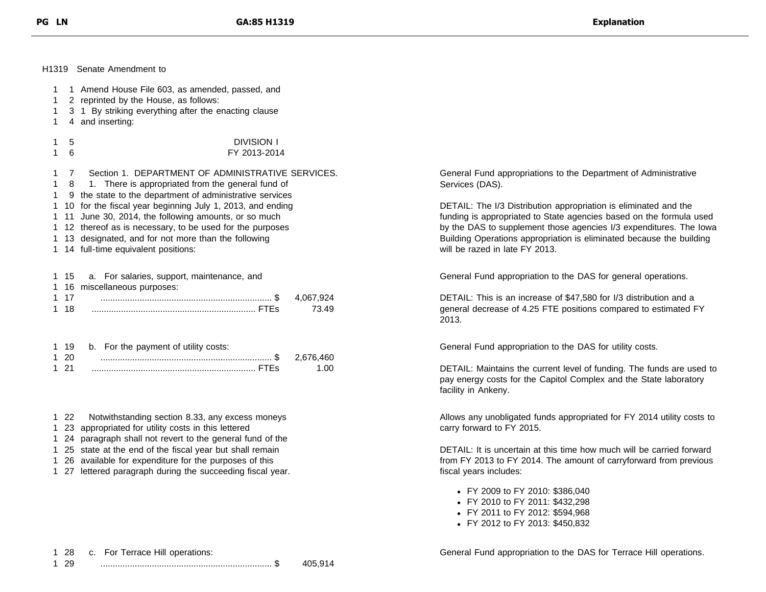H1319 Senate Amendment to

| PG LN | GA:85 H1319 | Explanation |
|---|---|---|
| 1 1 | Amend House File 603, as amended, passed, and | |
| 1 2 | reprinted by the House, as follows: | |
| 1 3 | 1 By striking everything after the enacting clause | |
| 1 4 | and inserting: | |
| 1 5 | DIVISION I | |
| 1 6 | FY 2013-2014 | |
| 1 7 | Section 1. DEPARTMENT OF ADMINISTRATIVE SERVICES. | General Fund appropriations to the Department of Administrative Services (DAS). |
| 1 8 | 1. There is appropriated from the general fund of | |
| 1 9 | the state to the department of administrative services | |
| 1 10 | for the fiscal year beginning July 1, 2013, and ending | DETAIL: The I/3 Distribution appropriation is eliminated and the funding is appropriated to State agencies based on the formula used by the DAS to supplement those agencies I/3 expenditures. The Iowa Building Operations appropriation is eliminated because the building will be razed in late FY 2013. |
| 1 11 | June 30, 2014, the following amounts, or so much | |
| 1 12 | thereof as is necessary, to be used for the purposes | |
| 1 13 | designated, and for not more than the following | |
| 1 14 | full-time equivalent positions: | |
| 1 15 | a. For salaries, support, maintenance, and | General Fund appropriation to the DAS for general operations. |
| 1 16 | miscellaneous purposes: | |
| 1 17 | ...... $ 4,067,924 | DETAIL: This is an increase of $47,580 for I/3 distribution and a general decrease of 4.25 FTE positions compared to estimated FY 2013. |
| 1 18 | ...... FTEs 73.49 | |
| 1 19 | b. For the payment of utility costs: | General Fund appropriation to the DAS for utility costs. |
| 1 20 | ...... $ 2,676,460 | |
| 1 21 | ...... FTEs 1.00 | DETAIL: Maintains the current level of funding. The funds are used to pay energy costs for the Capitol Complex and the State laboratory facility in Ankeny. |
| 1 22 | Notwithstanding section 8.33, any excess moneys | Allows any unobligated funds appropriated for FY 2014 utility costs to carry forward to FY 2015. |
| 1 23 | appropriated for utility costs in this lettered | |
| 1 24 | paragraph shall not revert to the general fund of the | |
| 1 25 | state at the end of the fiscal year but shall remain | DETAIL: It is uncertain at this time how much will be carried forward from FY 2013 to FY 2014. The amount of carryforward from previous fiscal years includes: |
| 1 26 | available for expenditure for the purposes of this | |
| 1 27 | lettered paragraph during the succeeding fiscal year. | |
| | | • FY 2009 to FY 2010: $386,040 |
| | | • FY 2010 to FY 2011: $432,298 |
| | | • FY 2011 to FY 2012: $594,968 |
| | | • FY 2012 to FY 2013: $450,832 |
| 1 28 | c. For Terrace Hill operations: | General Fund appropriation to the DAS for Terrace Hill operations. |
| 1 29 | ...... $ 405,914 | |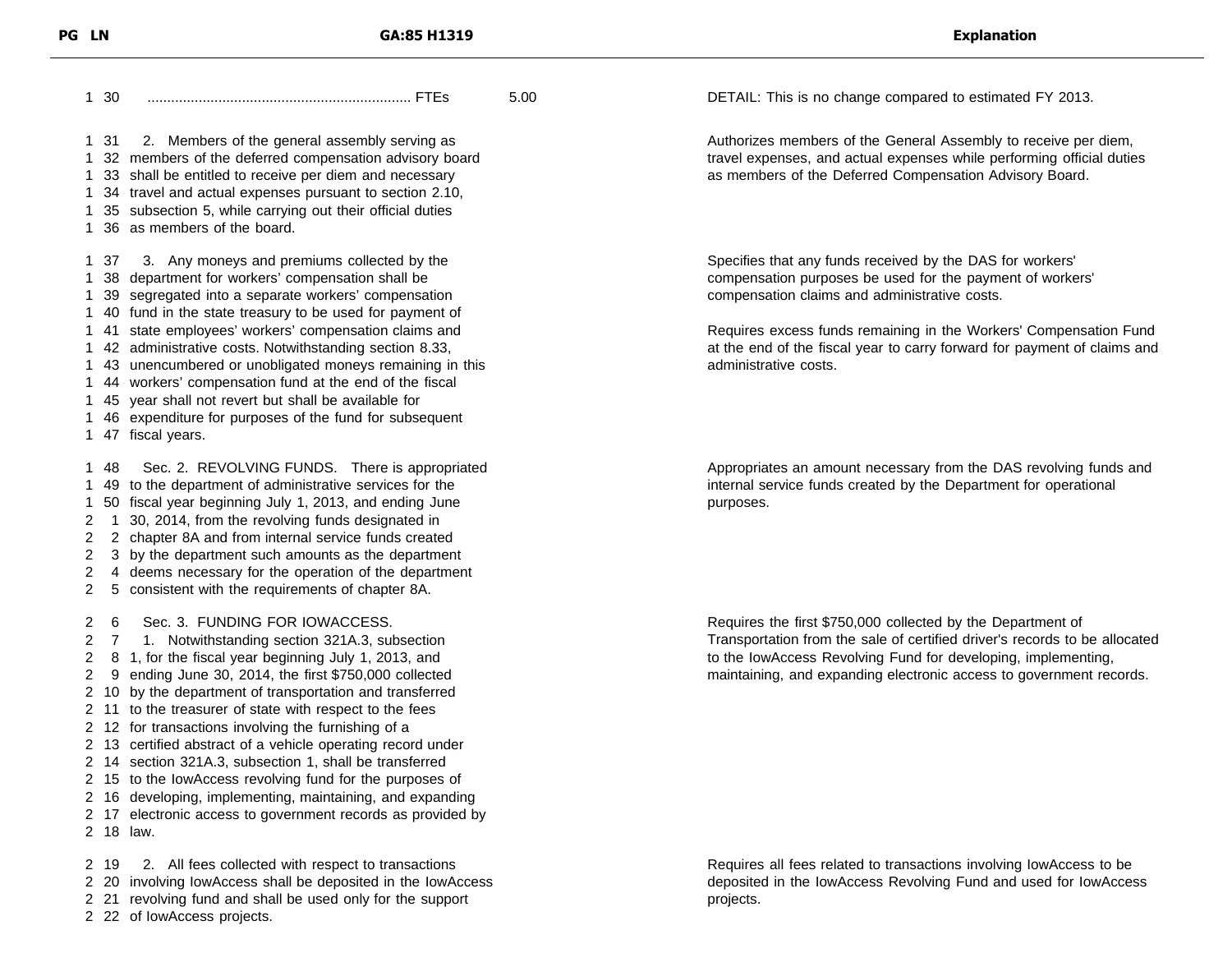| PG LN | GA:85 H1319 | | Explanation |
|---|---|---|---|
| 1 30 | .................................................................. FTEs | 5.00 | DETAIL: This is no change compared to estimated FY 2013. |
| 1 31<br>1 32<br>1 33<br>1 34<br>1 35<br>1 36 | 2. Members of the general assembly serving as members of the deferred compensation advisory board shall be entitled to receive per diem and necessary travel and actual expenses pursuant to section 2.10, subsection 5, while carrying out their official duties as members of the board. | | Authorizes members of the General Assembly to receive per diem, travel expenses, and actual expenses while performing official duties as members of the Deferred Compensation Advisory Board. |
| 1 37<br>1 38<br>1 39<br>1 40<br>1 41<br>1 42<br>1 43<br>1 44<br>1 45<br>1 46<br>1 47 | 3. Any moneys and premiums collected by the department for workers' compensation shall be segregated into a separate workers' compensation fund in the state treasury to be used for payment of state employees' workers' compensation claims and administrative costs. Notwithstanding section 8.33, unencumbered or unobligated moneys remaining in this workers' compensation fund at the end of the fiscal year shall not revert but shall be available for expenditure for purposes of the fund for subsequent fiscal years. | | Specifies that any funds received by the DAS for workers' compensation purposes be used for the payment of workers' compensation claims and administrative costs.<br><br>Requires excess funds remaining in the Workers' Compensation Fund at the end of the fiscal year to carry forward for payment of claims and administrative costs. |
| 1 48<br>1 49<br>1 50<br>2 1<br>2 2<br>2 3<br>2 4<br>2 5 | Sec. 2. REVOLVING FUNDS. There is appropriated to the department of administrative services for the fiscal year beginning July 1, 2013, and ending June 30, 2014, from the revolving funds designated in chapter 8A and from internal service funds created by the department such amounts as the department deems necessary for the operation of the department consistent with the requirements of chapter 8A. | | Appropriates an amount necessary from the DAS revolving funds and internal service funds created by the Department for operational purposes. |
| 2 6<br>2 7<br>2 8<br>2 9<br>2 10<br>2 11<br>2 12<br>2 13<br>2 14<br>2 15<br>2 16<br>2 17<br>2 18 | Sec. 3. FUNDING FOR IOWACCESS.<br>1. Notwithstanding section 321A.3, subsection 1, for the fiscal year beginning July 1, 2013, and ending June 30, 2014, the first $750,000 collected by the department of transportation and transferred to the treasurer of state with respect to the fees for transactions involving the furnishing of a certified abstract of a vehicle operating record under section 321A.3, subsection 1, shall be transferred to the IowAccess revolving fund for the purposes of developing, implementing, maintaining, and expanding electronic access to government records as provided by law. | | Requires the first $750,000 collected by the Department of Transportation from the sale of certified driver's records to be allocated to the IowAccess Revolving Fund for developing, implementing, maintaining, and expanding electronic access to government records. |
| 2 19<br>2 20<br>2 21<br>2 22 | 2. All fees collected with respect to transactions involving IowAccess shall be deposited in the IowAccess revolving fund and shall be used only for the support of IowAccess projects. | | Requires all fees related to transactions involving IowAccess to be deposited in the IowAccess Revolving Fund and used for IowAccess projects. |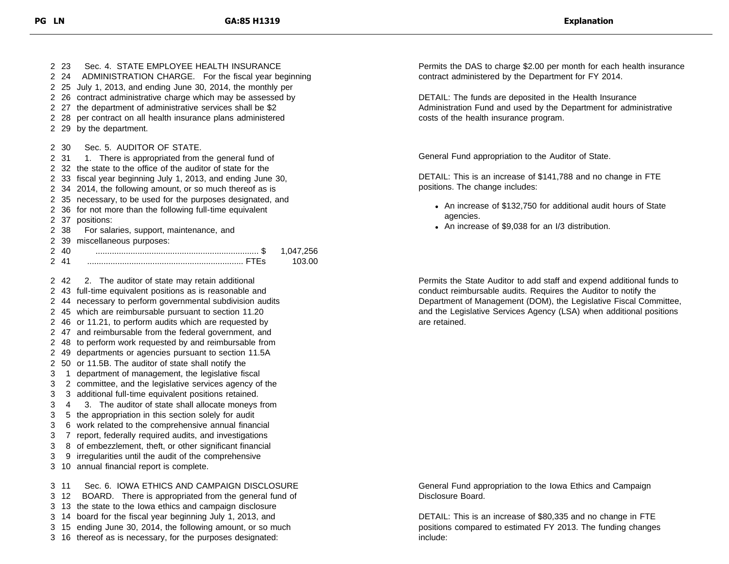| PG LN | GA:85 H1319 | Explanation |
|---|---|---|
| 2 23<br>2 24<br>2 25<br>2 26<br>2 27<br>2 28<br>2 29 | Sec. 4. STATE EMPLOYEE HEALTH INSURANCE ADMINISTRATION CHARGE. For the fiscal year beginning July 1, 2013, and ending June 30, 2014, the monthly per contract administrative charge which may be assessed by the department of administrative services shall be $2 per contract on all health insurance plans administered by the department. | Permits the DAS to charge $2.00 per month for each health insurance contract administered by the Department for FY 2014.<br><br>DETAIL: The funds are deposited in the Health Insurance Administration Fund and used by the Department for administrative costs of the health insurance program. |
| 2 30<br>2 31<br>2 32<br>2 33<br>2 34<br>2 35<br>2 36<br>2 37<br>2 38<br>2 39<br>2 40<br>2 41 | Sec. 5. AUDITOR OF STATE.<br>1. There is appropriated from the general fund of the state to the office of the auditor of state for the fiscal year beginning July 1, 2013, and ending June 30, 2014, the following amount, or so much thereof as is necessary, to be used for the purposes designated, and for not more than the following full-time equivalent positions:<br>For salaries, support, maintenance, and miscellaneous purposes:<br>...... $ 1,047,256<br>...... FTEs 103.00 | General Fund appropriation to the Auditor of State.<br><br>DETAIL: This is an increase of $141,788 and no change in FTE positions. The change includes:<br>• An increase of $132,750 for additional audit hours of State agencies.<br>• An increase of $9,038 for an I/3 distribution. |
| 2 42<br>2 43<br>2 44<br>2 45<br>2 46<br>2 47<br>2 48<br>2 49<br>2 50<br>3 1<br>3 2<br>3 3 | 2. The auditor of state may retain additional full-time equivalent positions as is reasonable and necessary to perform governmental subdivision audits which are reimbursable pursuant to section 11.20 or 11.21, to perform audits which are requested by and reimbursable from the federal government, and to perform work requested by and reimbursable from departments or agencies pursuant to section 11.5A or 11.5B. The auditor of state shall notify the department of management, the legislative fiscal committee, and the legislative services agency of the additional full-time equivalent positions retained. | Permits the State Auditor to add staff and expend additional funds to conduct reimbursable audits. Requires the Auditor to notify the Department of Management (DOM), the Legislative Fiscal Committee, and the Legislative Services Agency (LSA) when additional positions are retained. |
| 3 4<br>3 5<br>3 6<br>3 7<br>3 8<br>3 9<br>3 10 | 3. The auditor of state shall allocate moneys from the appropriation in this section solely for audit work related to the comprehensive annual financial report, federally required audits, and investigations of embezzlement, theft, or other significant financial irregularities until the audit of the comprehensive annual financial report is complete. | |
| 3 11<br>3 12<br>3 13<br>3 14<br>3 15<br>3 16 | Sec. 6. IOWA ETHICS AND CAMPAIGN DISCLOSURE BOARD. There is appropriated from the general fund of the state to the Iowa ethics and campaign disclosure board for the fiscal year beginning July 1, 2013, and ending June 30, 2014, the following amount, or so much thereof as is necessary, for the purposes designated: | General Fund appropriation to the Iowa Ethics and Campaign Disclosure Board.<br><br>DETAIL: This is an increase of $80,335 and no change in FTE positions compared to estimated FY 2013. The funding changes include: |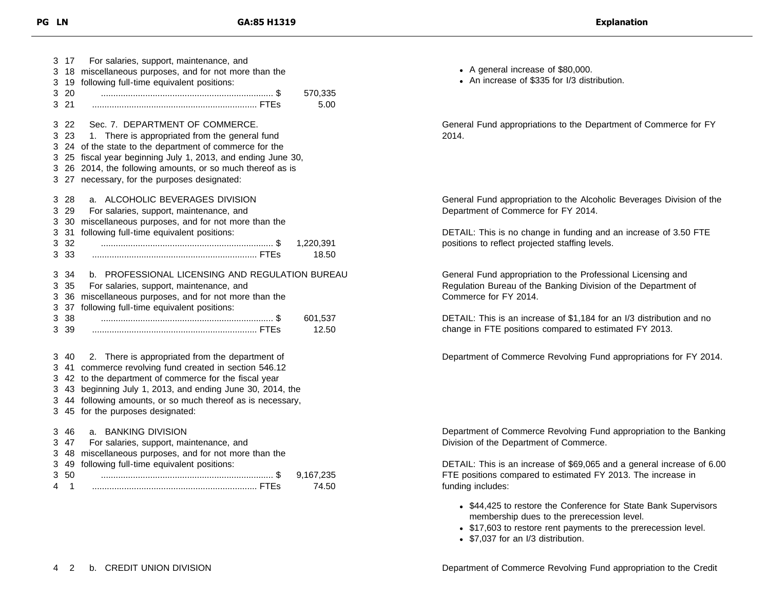| PG LN | GA:85 H1319 | Explanation |
| --- | --- | --- |
| 3 17<br>3 18<br>3 19<br>3 20<br>3 21 | For salaries, support, maintenance, and miscellaneous purposes, and for not more than the following full-time equivalent positions:<br>.................................................................... $ 570,335<br>.................................................................... FTEs 5.00 | • A general increase of $80,000.<br>• An increase of $335 for I/3 distribution. |
| 3 22<br>3 23<br>3 24<br>3 25<br>3 26<br>3 27 | Sec. 7. DEPARTMENT OF COMMERCE.<br>1. There is appropriated from the general fund of the state to the department of commerce for the fiscal year beginning July 1, 2013, and ending June 30, 2014, the following amounts, or so much thereof as is necessary, for the purposes designated: | General Fund appropriations to the Department of Commerce for FY 2014. |
| 3 28<br>3 29<br>3 30<br>3 31<br>3 32<br>3 33 | a. ALCOHOLIC BEVERAGES DIVISION<br>For salaries, support, maintenance, and miscellaneous purposes, and for not more than the following full-time equivalent positions:<br>.................................................................... $ 1,220,391<br>.................................................................... FTEs 18.50 | General Fund appropriation to the Alcoholic Beverages Division of the Department of Commerce for FY 2014.<br><br>DETAIL: This is no change in funding and an increase of 3.50 FTE positions to reflect projected staffing levels. |
| 3 34<br>3 35<br>3 36<br>3 37<br>3 38<br>3 39 | b. PROFESSIONAL LICENSING AND REGULATION BUREAU<br>For salaries, support, maintenance, and miscellaneous purposes, and for not more than the following full-time equivalent positions:<br>.................................................................... $ 601,537<br>.................................................................... FTEs 12.50 | General Fund appropriation to the Professional Licensing and Regulation Bureau of the Banking Division of the Department of Commerce for FY 2014.<br><br>DETAIL: This is an increase of $1,184 for an I/3 distribution and no change in FTE positions compared to estimated FY 2013. |
| 3 40<br>3 41<br>3 42<br>3 43<br>3 44<br>3 45 | 2. There is appropriated from the department of commerce revolving fund created in section 546.12 to the department of commerce for the fiscal year beginning July 1, 2013, and ending June 30, 2014, the following amounts, or so much thereof as is necessary, for the purposes designated: | Department of Commerce Revolving Fund appropriations for FY 2014. |
| 3 46<br>3 47<br>3 48<br>3 49<br>3 50<br>4 1 | a. BANKING DIVISION<br>For salaries, support, maintenance, and miscellaneous purposes, and for not more than the following full-time equivalent positions:<br>.................................................................... $ 9,167,235<br>.................................................................... FTEs 74.50 | Department of Commerce Revolving Fund appropriation to the Banking Division of the Department of Commerce.<br><br>DETAIL: This is an increase of $69,065 and a general increase of 6.00 FTE positions compared to estimated FY 2013. The increase in funding includes:<br>• $44,425 to restore the Conference for State Bank Supervisors membership dues to the prerecession level.<br>• $17,603 to restore rent payments to the prerecession level.<br>• $7,037 for an I/3 distribution. |
| 4 2 | b. CREDIT UNION DIVISION | Department of Commerce Revolving Fund appropriation to the Credit |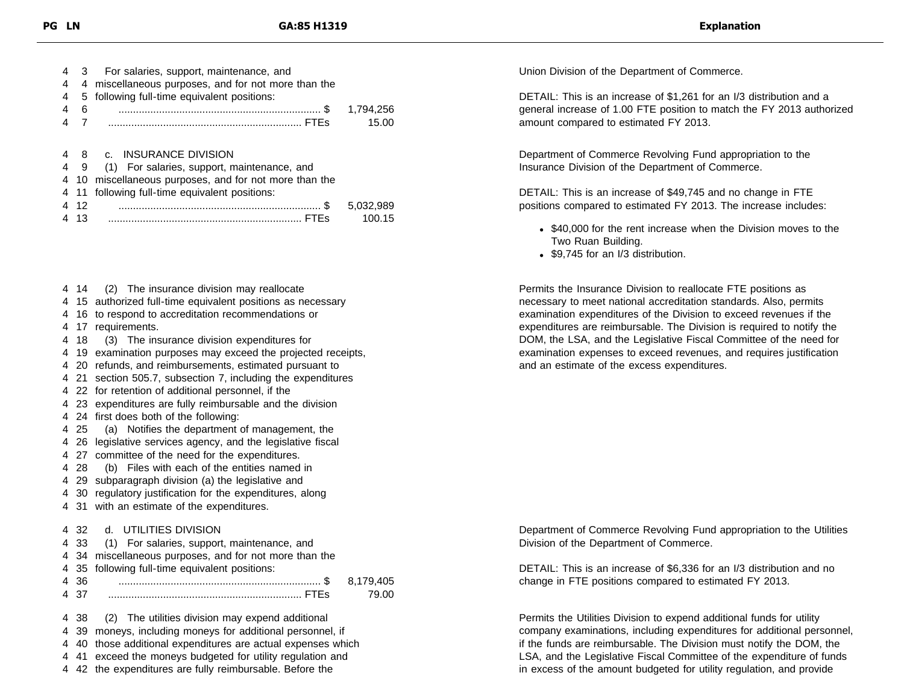| PG LN | GA:85 H1319 | Explanation |
|---|---|---|
| 4 3<br>4 4<br>4 5<br>4 6<br>4 7 | For salaries, support, maintenance, and miscellaneous purposes, and for not more than the following full-time equivalent positions:<br>...................................................................... $ 1,794,256<br>...................................................................... FTEs 15.00 | Union Division of the Department of Commerce.<br><br>DETAIL: This is an increase of $1,261 for an I/3 distribution and a general increase of 1.00 FTE position to match the FY 2013 authorized amount compared to estimated FY 2013. |
| 4 8<br>4 9<br>4 10<br>4 11<br>4 12<br>4 13 | c. INSURANCE DIVISION<br>(1) For salaries, support, maintenance, and miscellaneous purposes, and for not more than the following full-time equivalent positions:<br>...................................................................... $ 5,032,989<br>...................................................................... FTEs 100.15 | Department of Commerce Revolving Fund appropriation to the Insurance Division of the Department of Commerce.<br><br>DETAIL: This is an increase of $49,745 and no change in FTE positions compared to estimated FY 2013. The increase includes:<br>• $40,000 for the rent increase when the Division moves to the Two Ruan Building.<br>• $9,745 for an I/3 distribution. |
| 4 14<br>4 15<br>4 16<br>4 17<br>4 18<br>4 19<br>4 20<br>4 21<br>4 22<br>4 23<br>4 24<br>4 25<br>4 26<br>4 27<br>4 28<br>4 29<br>4 30<br>4 31 | (2) The insurance division may reallocate authorized full-time equivalent positions as necessary to respond to accreditation recommendations or requirements.<br>(3) The insurance division expenditures for examination purposes may exceed the projected receipts, refunds, and reimbursements, estimated pursuant to section 505.7, subsection 7, including the expenditures for retention of additional personnel, if the expenditures are fully reimbursable and the division first does both of the following:<br>(a) Notifies the department of management, the legislative services agency, and the legislative fiscal committee of the need for the expenditures.<br>(b) Files with each of the entities named in subparagraph division (a) the legislative and regulatory justification for the expenditures, along with an estimate of the expenditures. | Permits the Insurance Division to reallocate FTE positions as necessary to meet national accreditation standards. Also, permits examination expenditures of the Division to exceed revenues if the expenditures are reimbursable. The Division is required to notify the DOM, the LSA, and the Legislative Fiscal Committee of the need for examination expenses to exceed revenues, and requires justification and an estimate of the excess expenditures. |
| 4 32<br>4 33<br>4 34<br>4 35<br>4 36<br>4 37 | d. UTILITIES DIVISION<br>(1) For salaries, support, maintenance, and miscellaneous purposes, and for not more than the following full-time equivalent positions:<br>...................................................................... $ 8,179,405<br>...................................................................... FTEs 79.00 | Department of Commerce Revolving Fund appropriation to the Utilities Division of the Department of Commerce.<br><br>DETAIL: This is an increase of $6,336 for an I/3 distribution and no change in FTE positions compared to estimated FY 2013. |
| 4 38<br>4 39<br>4 40<br>4 41<br>4 42 | (2) The utilities division may expend additional moneys, including moneys for additional personnel, if those additional expenditures are actual expenses which exceed the moneys budgeted for utility regulation and the expenditures are fully reimbursable. Before the | Permits the Utilities Division to expend additional funds for utility company examinations, including expenditures for additional personnel, if the funds are reimbursable. The Division must notify the DOM, the LSA, and the Legislative Fiscal Committee of the expenditure of funds in excess of the amount budgeted for utility regulation, and provide |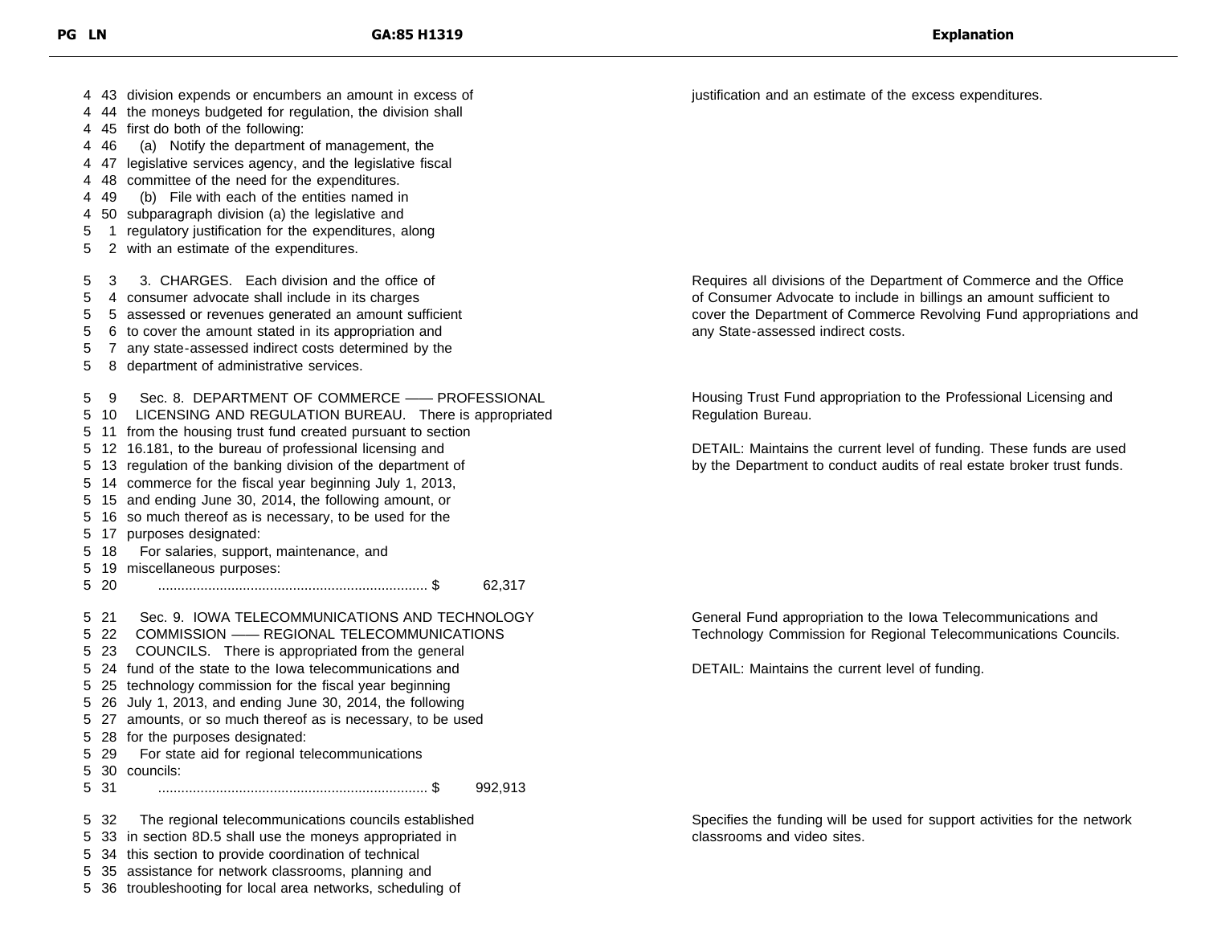| PG LN | GA:85 H1319 | Explanation |
|---|---|---|
| 4 43 | division expends or encumbers an amount in excess of | justification and an estimate of the excess expenditures. |
| 4 44 | the moneys budgeted for regulation, the division shall | |
| 4 45 | first do both of the following: | |
| 4 46 | (a) Notify the department of management, the | |
| 4 47 | legislative services agency, and the legislative fiscal | |
| 4 48 | committee of the need for the expenditures. | |
| 4 49 | (b) File with each of the entities named in | |
| 4 50 | subparagraph division (a) the legislative and | |
| 5 1 | regulatory justification for the expenditures, along | |
| 5 2 | with an estimate of the expenditures. | |
| 5 3 | 3. CHARGES. Each division and the office of | Requires all divisions of the Department of Commerce and the Office of Consumer Advocate to include in billings an amount sufficient to cover the Department of Commerce Revolving Fund appropriations and any State-assessed indirect costs. |
| 5 4 | consumer advocate shall include in its charges | |
| 5 5 | assessed or revenues generated an amount sufficient | |
| 5 6 | to cover the amount stated in its appropriation and | |
| 5 7 | any state-assessed indirect costs determined by the | |
| 5 8 | department of administrative services. | |
| 5 9 | Sec. 8. DEPARTMENT OF COMMERCE —— PROFESSIONAL | Housing Trust Fund appropriation to the Professional Licensing and Regulation Bureau. |
| 5 10 | LICENSING AND REGULATION BUREAU. There is appropriated | |
| 5 11 | from the housing trust fund created pursuant to section | |
| 5 12 | 16.181, to the bureau of professional licensing and | DETAIL: Maintains the current level of funding. These funds are used by the Department to conduct audits of real estate broker trust funds. |
| 5 13 | regulation of the banking division of the department of | |
| 5 14 | commerce for the fiscal year beginning July 1, 2013, | |
| 5 15 | and ending June 30, 2014, the following amount, or | |
| 5 16 | so much thereof as is necessary, to be used for the | |
| 5 17 | purposes designated: | |
| 5 18 | For salaries, support, maintenance, and | |
| 5 19 | miscellaneous purposes: | |
| 5 20 | ...................................................................... $ 62,317 | |
| 5 21 | Sec. 9. IOWA TELECOMMUNICATIONS AND TECHNOLOGY | General Fund appropriation to the Iowa Telecommunications and Technology Commission for Regional Telecommunications Councils. |
| 5 22 | COMMISSION —— REGIONAL TELECOMMUNICATIONS | |
| 5 23 | COUNCILS. There is appropriated from the general | |
| 5 24 | fund of the state to the Iowa telecommunications and | DETAIL: Maintains the current level of funding. |
| 5 25 | technology commission for the fiscal year beginning | |
| 5 26 | July 1, 2013, and ending June 30, 2014, the following | |
| 5 27 | amounts, or so much thereof as is necessary, to be used | |
| 5 28 | for the purposes designated: | |
| 5 29 | For state aid for regional telecommunications | |
| 5 30 | councils: | |
| 5 31 | ...................................................................... $ 992,913 | |
| 5 32 | The regional telecommunications councils established | Specifies the funding will be used for support activities for the network classrooms and video sites. |
| 5 33 | in section 8D.5 shall use the moneys appropriated in | |
| 5 34 | this section to provide coordination of technical | |
| 5 35 | assistance for network classrooms, planning and | |
| 5 36 | troubleshooting for local area networks, scheduling of | |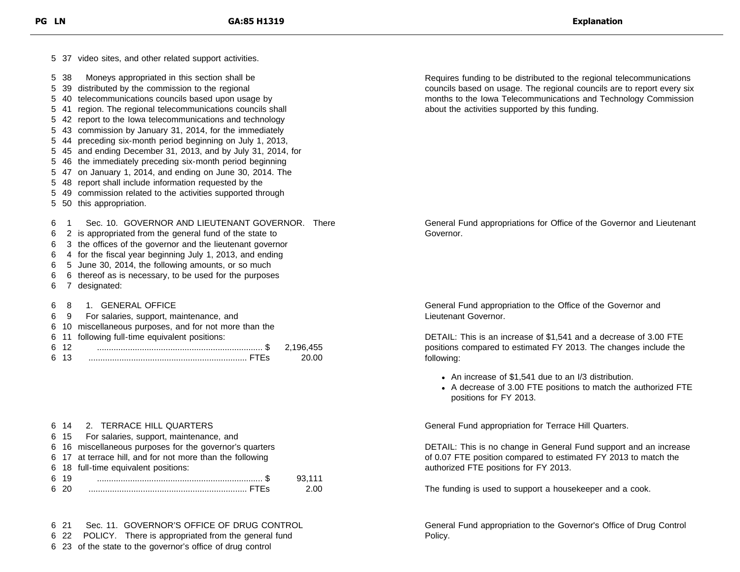| PG LN | GA:85 H1319 | Explanation |
|---|---|---|
| 5 37 | video sites, and other related support activities. | |
| 5 38<br>5 39<br>5 40<br>5 41<br>5 42<br>5 43<br>5 44<br>5 45<br>5 46<br>5 47<br>5 48<br>5 49<br>5 50 | Moneys appropriated in this section shall be distributed by the commission to the regional telecommunications councils based upon usage by region. The regional telecommunications councils shall report to the Iowa telecommunications and technology commission by January 31, 2014, for the immediately preceding six-month period beginning on July 1, 2013, and ending December 31, 2013, and by July 31, 2014, for the immediately preceding six-month period beginning on January 1, 2014, and ending on June 30, 2014. The report shall include information requested by the commission related to the activities supported through this appropriation. | Requires funding to be distributed to the regional telecommunications councils based on usage. The regional councils are to report every six months to the Iowa Telecommunications and Technology Commission about the activities supported by this funding. |
| 6 1<br>6 2<br>6 3<br>6 4<br>6 5<br>6 6<br>6 7 | Sec. 10. GOVERNOR AND LIEUTENANT GOVERNOR. There is appropriated from the general fund of the state to the offices of the governor and the lieutenant governor for the fiscal year beginning July 1, 2013, and ending June 30, 2014, the following amounts, or so much thereof as is necessary, to be used for the purposes designated: | General Fund appropriations for Office of the Governor and Lieutenant Governor. |
| 6 8<br>6 9<br>6 10<br>6 11<br>6 12<br>6 13 | 1. GENERAL OFFICE<br>For salaries, support, maintenance, and miscellaneous purposes, and for not more than the following full-time equivalent positions:<br>...... $ 2,196,455<br>...... FTEs 20.00 | General Fund appropriation to the Office of the Governor and Lieutenant Governor.<br><br>DETAIL: This is an increase of $1,541 and a decrease of 3.00 FTE positions compared to estimated FY 2013. The changes include the following:<br>• An increase of $1,541 due to an I/3 distribution.<br>• A decrease of 3.00 FTE positions to match the authorized FTE positions for FY 2013. |
| 6 14<br>6 15<br>6 16<br>6 17<br>6 18<br>6 19<br>6 20 | 2. TERRACE HILL QUARTERS<br>For salaries, support, maintenance, and miscellaneous purposes for the governor's quarters at terrace hill, and for not more than the following full-time equivalent positions:<br>...... $ 93,111<br>...... FTEs 2.00 | General Fund appropriation for Terrace Hill Quarters.<br><br>DETAIL: This is no change in General Fund support and an increase of 0.07 FTE position compared to estimated FY 2013 to match the authorized FTE positions for FY 2013.<br><br>The funding is used to support a housekeeper and a cook. |
| 6 21<br>6 22<br>6 23 | Sec. 11. GOVERNOR'S OFFICE OF DRUG CONTROL POLICY. There is appropriated from the general fund of the state to the governor's office of drug control | General Fund appropriation to the Governor's Office of Drug Control Policy. |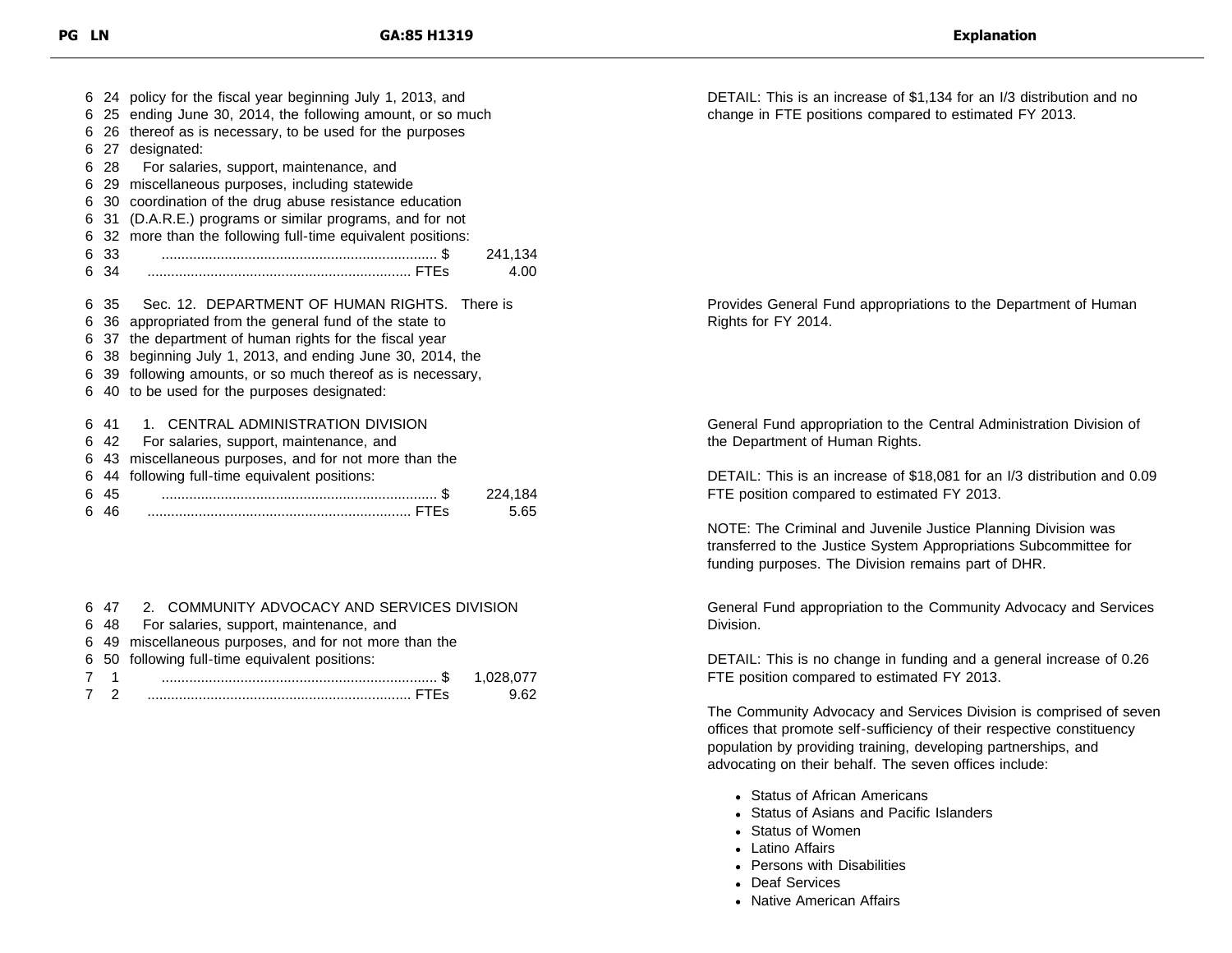| PG | LN | GA:85 H1319 | Explanation |
|---|---|---|---|
| 6 | 24 | policy for the fiscal year beginning July 1, 2013, and | DETAIL: This is an increase of $1,134 for an I/3 distribution and no change in FTE positions compared to estimated FY 2013. |
| 6 | 25 | ending June 30, 2014, the following amount, or so much | |
| 6 | 26 | thereof as is necessary, to be used for the purposes | |
| 6 | 27 | designated: | |
| 6 | 28 | For salaries, support, maintenance, and | |
| 6 | 29 | miscellaneous purposes, including statewide | |
| 6 | 30 | coordination of the drug abuse resistance education | |
| 6 | 31 | (D.A.R.E.) programs or similar programs, and for not | |
| 6 | 32 | more than the following full-time equivalent positions: | |
| 6 | 33 | ...................................................................... $ 241,134 | |
| 6 | 34 | ................................................................... FTEs 4.00 | |
| 6 | 35 | Sec. 12. DEPARTMENT OF HUMAN RIGHTS. There is | Provides General Fund appropriations to the Department of Human Rights for FY 2014. |
| 6 | 36 | appropriated from the general fund of the state to | |
| 6 | 37 | the department of human rights for the fiscal year | |
| 6 | 38 | beginning July 1, 2013, and ending June 30, 2014, the | |
| 6 | 39 | following amounts, or so much thereof as is necessary, | |
| 6 | 40 | to be used for the purposes designated: | |
| 6 | 41 | 1. CENTRAL ADMINISTRATION DIVISION | General Fund appropriation to the Central Administration Division of the Department of Human Rights. |
| 6 | 42 | For salaries, support, maintenance, and | |
| 6 | 43 | miscellaneous purposes, and for not more than the | |
| 6 | 44 | following full-time equivalent positions: | DETAIL: This is an increase of $18,081 for an I/3 distribution and 0.09 FTE position compared to estimated FY 2013. |
| 6 | 45 | ...................................................................... $ 224,184 | |
| 6 | 46 | ................................................................... FTEs 5.65 | NOTE: The Criminal and Juvenile Justice Planning Division was transferred to the Justice System Appropriations Subcommittee for funding purposes. The Division remains part of DHR. |
| 6 | 47 | 2. COMMUNITY ADVOCACY AND SERVICES DIVISION | General Fund appropriation to the Community Advocacy and Services Division. |
| 6 | 48 | For salaries, support, maintenance, and | |
| 6 | 49 | miscellaneous purposes, and for not more than the | |
| 6 | 50 | following full-time equivalent positions: | DETAIL: This is no change in funding and a general increase of 0.26 FTE position compared to estimated FY 2013. |
| 7 | 1 | ...................................................................... $ 1,028,077 | |
| 7 | 2 | ................................................................... FTEs 9.62 | |

The Community Advocacy and Services Division is comprised of seven offices that promote self-sufficiency of their respective constituency population by providing training, developing partnerships, and advocating on their behalf. The seven offices include:

- Status of African Americans
- Status of Asians and Pacific Islanders
- Status of Women
- Latino Affairs
- Persons with Disabilities
- Deaf Services
- Native American Affairs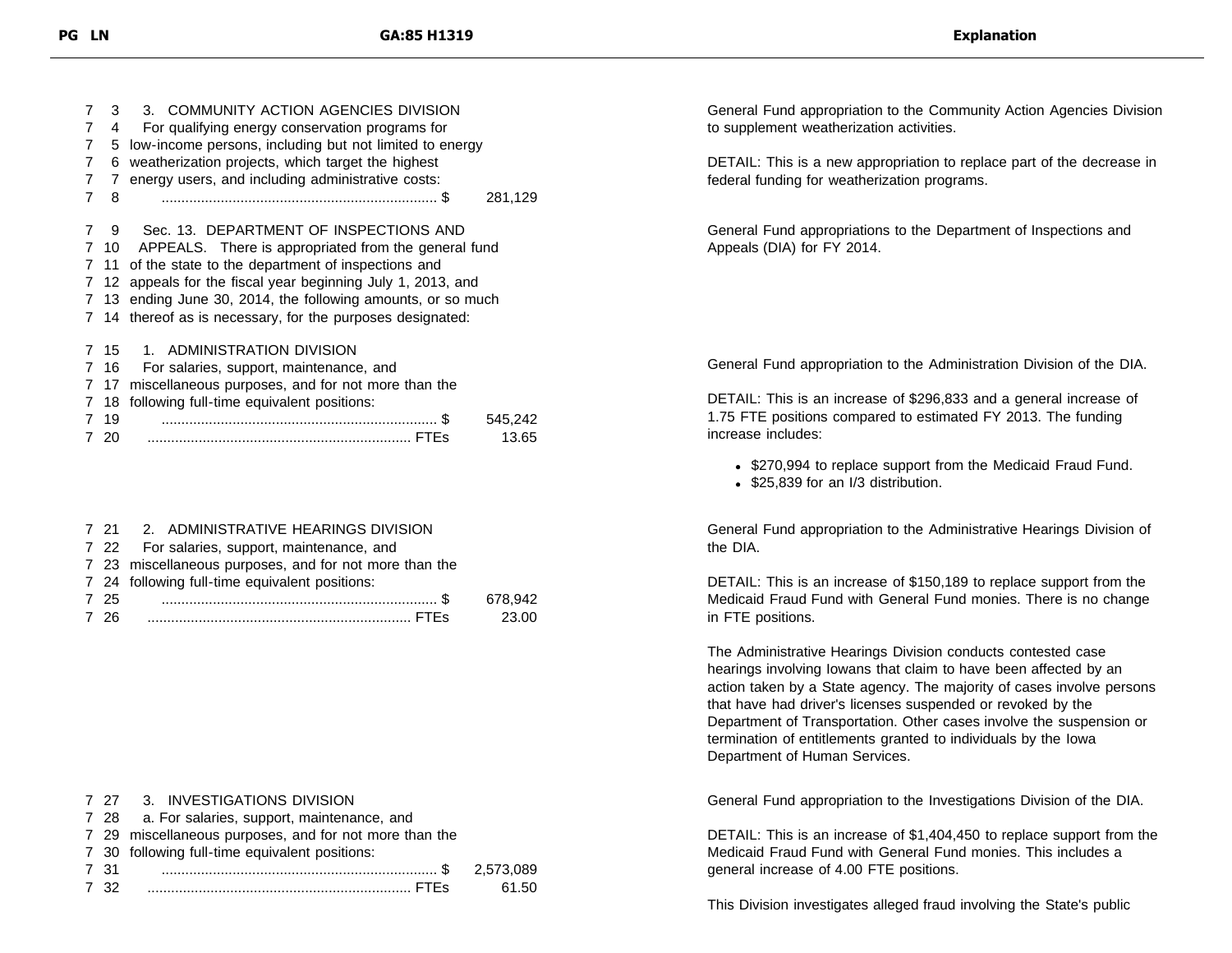| PG | LN | GA:85 H1319 | | Explanation |
|---|---|---|---|---|
| 7 | 3 | 3. COMMUNITY ACTION AGENCIES DIVISION | | General Fund appropriation to the Community Action Agencies Division to supplement weatherization activities. |
| 7 | 4 | For qualifying energy conservation programs for | | |
| 7 | 5 | low-income persons, including but not limited to energy | | DETAIL: This is a new appropriation to replace part of the decrease in federal funding for weatherization programs. |
| 7 | 6 | weatherization projects, which target the highest | | |
| 7 | 7 | energy users, and including administrative costs: | | |
| 7 | 8 | ...................................................................... $ | 281,129 | |
| 7 | 9 | Sec. 13. DEPARTMENT OF INSPECTIONS AND | | General Fund appropriations to the Department of Inspections and Appeals (DIA) for FY 2014. |
| 7 | 10 | APPEALS. There is appropriated from the general fund | | |
| 7 | 11 | of the state to the department of inspections and | | |
| 7 | 12 | appeals for the fiscal year beginning July 1, 2013, and | | |
| 7 | 13 | ending June 30, 2014, the following amounts, or so much | | |
| 7 | 14 | thereof as is necessary, for the purposes designated: | | |
| 7 | 15 | 1. ADMINISTRATION DIVISION | | |
| 7 | 16 | For salaries, support, maintenance, and | | General Fund appropriation to the Administration Division of the DIA. |
| 7 | 17 | miscellaneous purposes, and for not more than the | | |
| 7 | 18 | following full-time equivalent positions: | | DETAIL: This is an increase of $296,833 and a general increase of 1.75 FTE positions compared to estimated FY 2013. The funding increase includes: |
| 7 | 19 | ...................................................................... $ | 545,242 | |
| 7 | 20 | ................................................................... FTEs | 13.65 | • $270,994 to replace support from the Medicaid Fraud Fund. • $25,839 for an I/3 distribution. |
| 7 | 21 | 2. ADMINISTRATIVE HEARINGS DIVISION | | General Fund appropriation to the Administrative Hearings Division of the DIA. |
| 7 | 22 | For salaries, support, maintenance, and | | |
| 7 | 23 | miscellaneous purposes, and for not more than the | | DETAIL: This is an increase of $150,189 to replace support from the Medicaid Fraud Fund with General Fund monies. There is no change in FTE positions. |
| 7 | 24 | following full-time equivalent positions: | | |
| 7 | 25 | ...................................................................... $ | 678,942 | |
| 7 | 26 | ................................................................... FTEs | 23.00 | The Administrative Hearings Division conducts contested case hearings involving Iowans that claim to have been affected by an action taken by a State agency. The majority of cases involve persons that have had driver's licenses suspended or revoked by the Department of Transportation. Other cases involve the suspension or termination of entitlements granted to individuals by the Iowa Department of Human Services. |
| 7 | 27 | 3. INVESTIGATIONS DIVISION | | General Fund appropriation to the Investigations Division of the DIA. |
| 7 | 28 | a. For salaries, support, maintenance, and | | |
| 7 | 29 | miscellaneous purposes, and for not more than the | | DETAIL: This is an increase of $1,404,450 to replace support from the Medicaid Fraud Fund with General Fund monies. This includes a general increase of 4.00 FTE positions. |
| 7 | 30 | following full-time equivalent positions: | | |
| 7 | 31 | ...................................................................... $ | 2,573,089 | |
| 7 | 32 | ................................................................... FTEs | 61.50 | This Division investigates alleged fraud involving the State's public |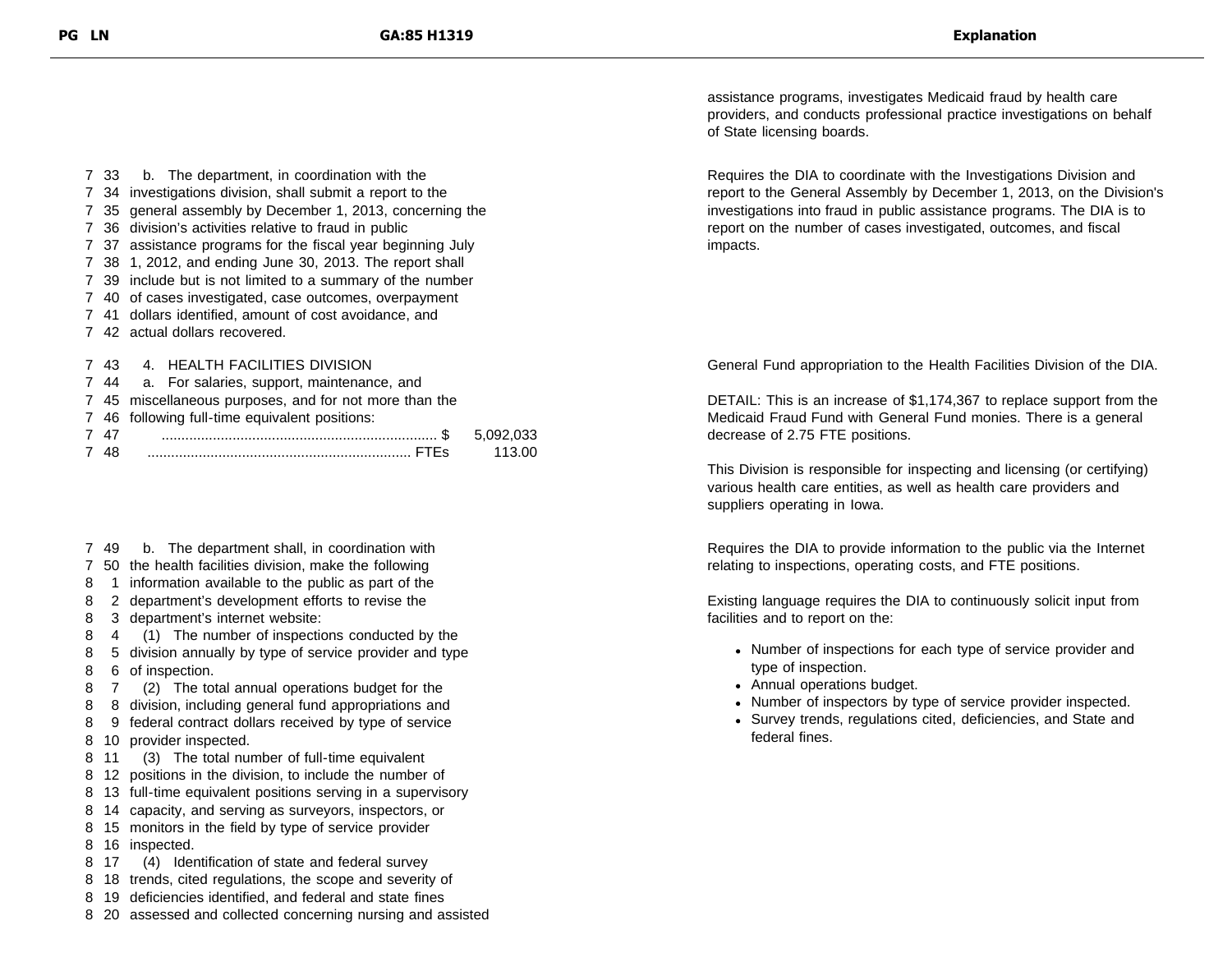| PG LN | GA:85 H1319 | Explanation |
|---|---|---|
| | | assistance programs, investigates Medicaid fraud by health care providers, and conducts professional practice investigations on behalf of State licensing boards. |
| 7 33<br>7 34<br>7 35<br>7 36<br>7 37<br>7 38<br>7 39<br>7 40<br>7 41<br>7 42 | b. The department, in coordination with the investigations division, shall submit a report to the general assembly by December 1, 2013, concerning the division's activities relative to fraud in public assistance programs for the fiscal year beginning July 1, 2012, and ending June 30, 2013. The report shall include but is not limited to a summary of the number of cases investigated, case outcomes, overpayment dollars identified, amount of cost avoidance, and actual dollars recovered. | Requires the DIA to coordinate with the Investigations Division and report to the General Assembly by December 1, 2013, on the Division's investigations into fraud in public assistance programs. The DIA is to report on the number of cases investigated, outcomes, and fiscal impacts. |
| 7 43<br>7 44<br>7 45<br>7 46<br>7 47<br>7 48 | 4. HEALTH FACILITIES DIVISION<br>a. For salaries, support, maintenance, and miscellaneous purposes, and for not more than the following full-time equivalent positions:<br>...................................................................... $ 5,092,033<br>................................................................... FTEs 113.00 | General Fund appropriation to the Health Facilities Division of the DIA.<br><br>DETAIL: This is an increase of $1,174,367 to replace support from the Medicaid Fraud Fund with General Fund monies. There is a general decrease of 2.75 FTE positions.<br><br>This Division is responsible for inspecting and licensing (or certifying) various health care entities, as well as health care providers and suppliers operating in Iowa. |
| 7 49<br>7 50<br>8 1<br>8 2<br>8 3<br>8 4<br>8 5<br>8 6<br>8 7<br>8 8<br>8 9<br>8 10<br>8 11<br>8 12<br>8 13<br>8 14<br>8 15<br>8 16<br>8 17<br>8 18<br>8 19<br>8 20 | b. The department shall, in coordination with the health facilities division, make the following information available to the public as part of the department's development efforts to revise the department's internet website:<br>(1) The number of inspections conducted by the division annually by type of service provider and type of inspection.<br>(2) The total annual operations budget for the division, including general fund appropriations and federal contract dollars received by type of service provider inspected.<br>(3) The total number of full-time equivalent positions in the division, to include the number of full-time equivalent positions serving in a supervisory capacity, and serving as surveyors, inspectors, or monitors in the field by type of service provider inspected.<br>(4) Identification of state and federal survey trends, cited regulations, the scope and severity of deficiencies identified, and federal and state fines assessed and collected concerning nursing and assisted | Requires the DIA to provide information to the public via the Internet relating to inspections, operating costs, and FTE positions.<br><br>Existing language requires the DIA to continuously solicit input from facilities and to report on the:<br><br>• Number of inspections for each type of service provider and type of inspection.<br>• Annual operations budget.<br>• Number of inspectors by type of service provider inspected.<br>• Survey trends, regulations cited, deficiencies, and State and federal fines. |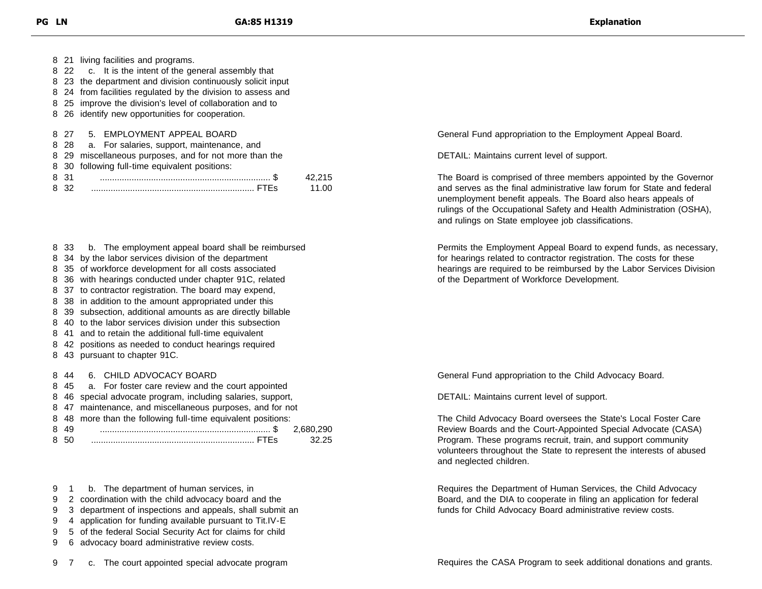| PG LN | GA:85 H1319 | Explanation |
|---|---|---|
| 8 21 | living facilities and programs. | |
| 8 22 | c. It is the intent of the general assembly that | |
| 8 23 | the department and division continuously solicit input | |
| 8 24 | from facilities regulated by the division to assess and | |
| 8 25 | improve the division's level of collaboration and to | |
| 8 26 | identify new opportunities for cooperation. | |
| 8 27 | 5. EMPLOYMENT APPEAL BOARD | General Fund appropriation to the Employment Appeal Board. |
| 8 28 | a. For salaries, support, maintenance, and | |
| 8 29 | miscellaneous purposes, and for not more than the | DETAIL: Maintains current level of support. |
| 8 30 | following full-time equivalent positions: | |
| 8 31 | ...................................................................... $ 42,215 | The Board is comprised of three members appointed by the Governor and serves as the final administrative law forum for State and federal unemployment benefit appeals. The Board also hears appeals of rulings of the Occupational Safety and Health Administration (OSHA), and rulings on State employee job classifications. |
| 8 32 | ................................................................... FTEs 11.00 | |
| 8 33 | b. The employment appeal board shall be reimbursed | Permits the Employment Appeal Board to expend funds, as necessary, for hearings related to contractor registration. The costs for these hearings are required to be reimbursed by the Labor Services Division of the Department of Workforce Development. |
| 8 34 | by the labor services division of the department | |
| 8 35 | of workforce development for all costs associated | |
| 8 36 | with hearings conducted under chapter 91C, related | |
| 8 37 | to contractor registration. The board may expend, | |
| 8 38 | in addition to the amount appropriated under this | |
| 8 39 | subsection, additional amounts as are directly billable | |
| 8 40 | to the labor services division under this subsection | |
| 8 41 | and to retain the additional full-time equivalent | |
| 8 42 | positions as needed to conduct hearings required | |
| 8 43 | pursuant to chapter 91C. | |
| 8 44 | 6. CHILD ADVOCACY BOARD | General Fund appropriation to the Child Advocacy Board. |
| 8 45 | a. For foster care review and the court appointed | |
| 8 46 | special advocate program, including salaries, support, | DETAIL: Maintains current level of support. |
| 8 47 | maintenance, and miscellaneous purposes, and for not | |
| 8 48 | more than the following full-time equivalent positions: | The Child Advocacy Board oversees the State's Local Foster Care Review Boards and the Court-Appointed Special Advocate (CASA) Program. These programs recruit, train, and support community volunteers throughout the State to represent the interests of abused and neglected children. |
| 8 49 | ...................................................................... $ 2,680,290 | |
| 8 50 | ................................................................... FTEs 32.25 | |
| 9 1 | b. The department of human services, in | Requires the Department of Human Services, the Child Advocacy Board, and the DIA to cooperate in filing an application for federal funds for Child Advocacy Board administrative review costs. |
| 9 2 | coordination with the child advocacy board and the | |
| 9 3 | department of inspections and appeals, shall submit an | |
| 9 4 | application for funding available pursuant to Tit.IV-E | |
| 9 5 | of the federal Social Security Act for claims for child | |
| 9 6 | advocacy board administrative review costs. | |
| 9 7 | c. The court appointed special advocate program | Requires the CASA Program to seek additional donations and grants. |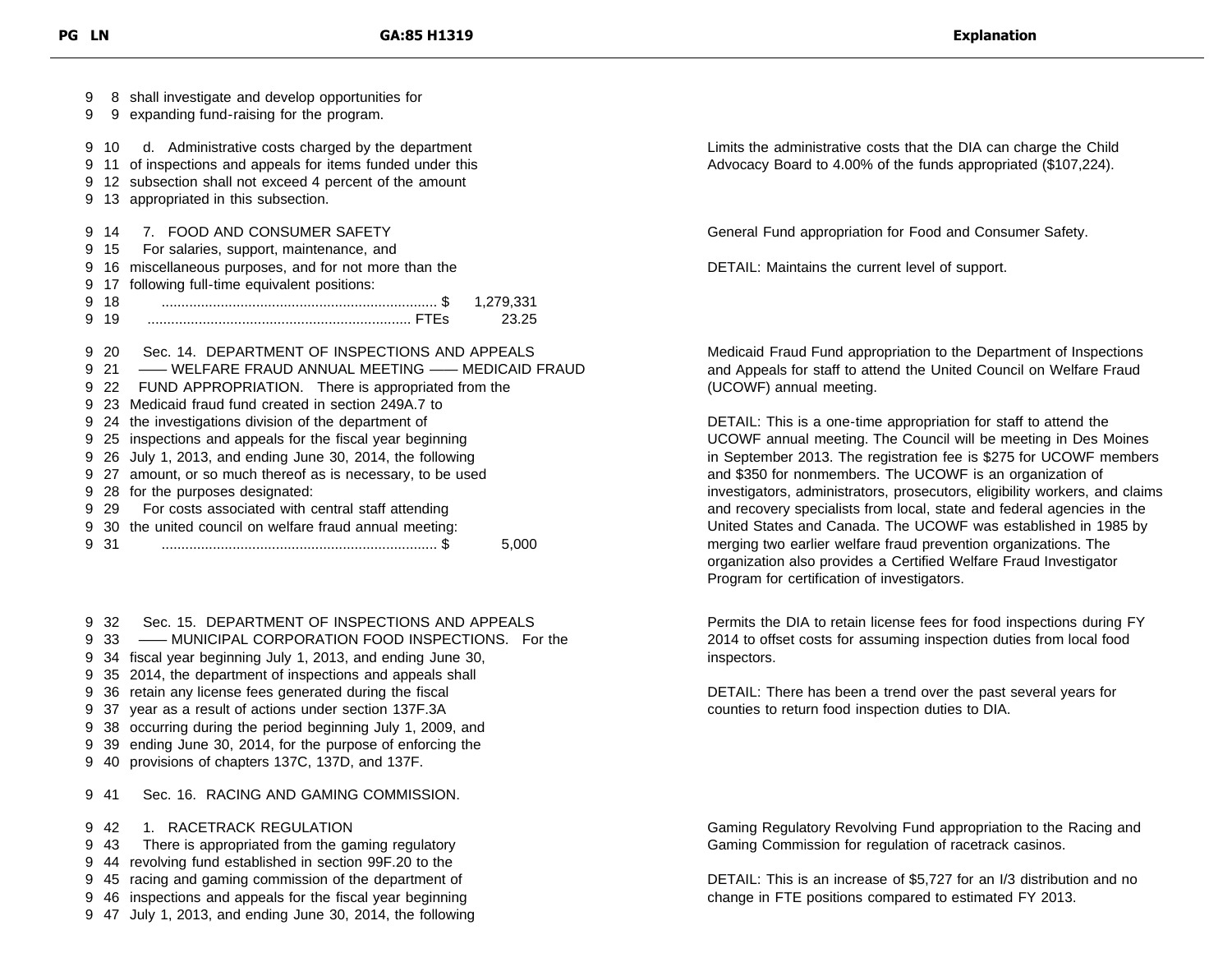| PG | LN | GA:85 H1319 | Explanation |
|---|---|---|---|
| 9 | 8 | shall investigate and develop opportunities for | |
| 9 | 9 | expanding fund-raising for the program. | |
| 9 | 10 | d. Administrative costs charged by the department | Limits the administrative costs that the DIA can charge the Child Advocacy Board to 4.00% of the funds appropriated ($107,224). |
| 9 | 11 | of inspections and appeals for items funded under this | |
| 9 | 12 | subsection shall not exceed 4 percent of the amount | |
| 9 | 13 | appropriated in this subsection. | |
| 9 | 14 | 7. FOOD AND CONSUMER SAFETY | General Fund appropriation for Food and Consumer Safety. |
| 9 | 15 | For salaries, support, maintenance, and | |
| 9 | 16 | miscellaneous purposes, and for not more than the | DETAIL: Maintains the current level of support. |
| 9 | 17 | following full-time equivalent positions: | |
| 9 | 18 | ...................................................................... $ 1,279,331 | |
| 9 | 19 | ...................................................................... FTEs 23.25 | |
| 9 | 20 | Sec. 14. DEPARTMENT OF INSPECTIONS AND APPEALS | Medicaid Fraud Fund appropriation to the Department of Inspections and Appeals for staff to attend the United Council on Welfare Fraud (UCOWF) annual meeting. |
| 9 | 21 | —— WELFARE FRAUD ANNUAL MEETING —— MEDICAID FRAUD | |
| 9 | 22 | FUND APPROPRIATION. There is appropriated from the | |
| 9 | 23 | Medicaid fraud fund created in section 249A.7 to | |
| 9 | 24 | the investigations division of the department of | DETAIL: This is a one-time appropriation for staff to attend the UCOWF annual meeting. The Council will be meeting in Des Moines in September 2013. The registration fee is $275 for UCOWF members and $350 for nonmembers. The UCOWF is an organization of investigators, administrators, prosecutors, eligibility workers, and claims and recovery specialists from local, state and federal agencies in the United States and Canada. The UCOWF was established in 1985 by merging two earlier welfare fraud prevention organizations. The organization also provides a Certified Welfare Fraud Investigator Program for certification of investigators. |
| 9 | 25 | inspections and appeals for the fiscal year beginning | |
| 9 | 26 | July 1, 2013, and ending June 30, 2014, the following | |
| 9 | 27 | amount, or so much thereof as is necessary, to be used | |
| 9 | 28 | for the purposes designated: | |
| 9 | 29 | For costs associated with central staff attending | |
| 9 | 30 | the united council on welfare fraud annual meeting: | |
| 9 | 31 | ...................................................................... $ 5,000 | |
| 9 | 32 | Sec. 15. DEPARTMENT OF INSPECTIONS AND APPEALS | Permits the DIA to retain license fees for food inspections during FY 2014 to offset costs for assuming inspection duties from local food inspectors. |
| 9 | 33 | —— MUNICIPAL CORPORATION FOOD INSPECTIONS. For the | |
| 9 | 34 | fiscal year beginning July 1, 2013, and ending June 30, | |
| 9 | 35 | 2014, the department of inspections and appeals shall | |
| 9 | 36 | retain any license fees generated during the fiscal | DETAIL: There has been a trend over the past several years for counties to return food inspection duties to DIA. |
| 9 | 37 | year as a result of actions under section 137F.3A | |
| 9 | 38 | occurring during the period beginning July 1, 2009, and | |
| 9 | 39 | ending June 30, 2014, for the purpose of enforcing the | |
| 9 | 40 | provisions of chapters 137C, 137D, and 137F. | |
| 9 | 41 | Sec. 16. RACING AND GAMING COMMISSION. | |
| 9 | 42 | 1. RACETRACK REGULATION | Gaming Regulatory Revolving Fund appropriation to the Racing and Gaming Commission for regulation of racetrack casinos. |
| 9 | 43 | There is appropriated from the gaming regulatory | |
| 9 | 44 | revolving fund established in section 99F.20 to the | |
| 9 | 45 | racing and gaming commission of the department of | DETAIL: This is an increase of $5,727 for an I/3 distribution and no change in FTE positions compared to estimated FY 2013. |
| 9 | 46 | inspections and appeals for the fiscal year beginning | |
| 9 | 47 | July 1, 2013, and ending June 30, 2014, the following | |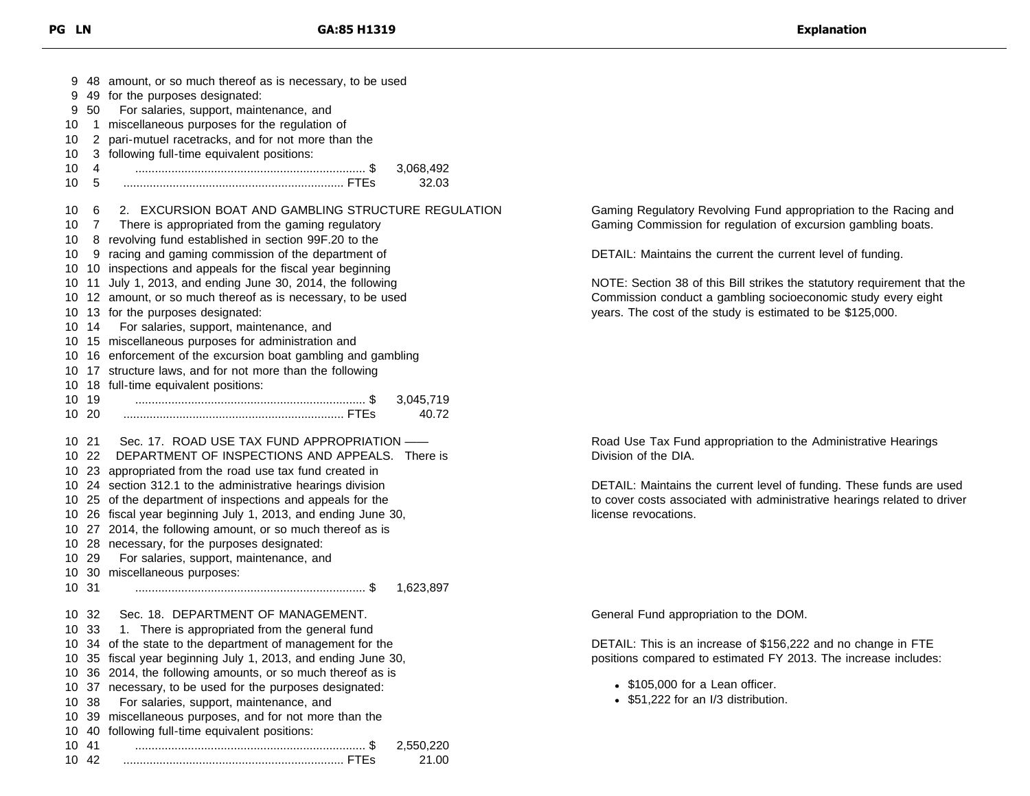| PG LN | GA:85 H1319 | Explanation |
|---|---|---|
| 9 48 | amount, or so much thereof as is necessary, to be used | |
| 9 49 | for the purposes designated: | |
| 9 50 | For salaries, support, maintenance, and | |
| 10 1 | miscellaneous purposes for the regulation of | |
| 10 2 | pari-mutuel racetracks, and for not more than the | |
| 10 3 | following full-time equivalent positions: | |
| 10 4 | ...................................................................... $ 3,068,492 | |
| 10 5 | ...................................................................... FTEs 32.03 | |
| 10 6 | 2. EXCURSION BOAT AND GAMBLING STRUCTURE REGULATION | Gaming Regulatory Revolving Fund appropriation to the Racing and Gaming Commission for regulation of excursion gambling boats. |
| 10 7 | There is appropriated from the gaming regulatory | |
| 10 8 | revolving fund established in section 99F.20 to the | DETAIL: Maintains the current the current level of funding. |
| 10 9 | racing and gaming commission of the department of | |
| 10 10 | inspections and appeals for the fiscal year beginning | NOTE: Section 38 of this Bill strikes the statutory requirement that the Commission conduct a gambling socioeconomic study every eight years. The cost of the study is estimated to be $125,000. |
| 10 11 | July 1, 2013, and ending June 30, 2014, the following | |
| 10 12 | amount, or so much thereof as is necessary, to be used | |
| 10 13 | for the purposes designated: | |
| 10 14 | For salaries, support, maintenance, and | |
| 10 15 | miscellaneous purposes for administration and | |
| 10 16 | enforcement of the excursion boat gambling and gambling | |
| 10 17 | structure laws, and for not more than the following | |
| 10 18 | full-time equivalent positions: | |
| 10 19 | ...................................................................... $ 3,045,719 | |
| 10 20 | ...................................................................... FTEs 40.72 | |
| 10 21 | Sec. 17. ROAD USE TAX FUND APPROPRIATION —— | Road Use Tax Fund appropriation to the Administrative Hearings Division of the DIA. |
| 10 22 | DEPARTMENT OF INSPECTIONS AND APPEALS. There is | |
| 10 23 | appropriated from the road use tax fund created in | DETAIL: Maintains the current level of funding. These funds are used to cover costs associated with administrative hearings related to driver license revocations. |
| 10 24 | section 312.1 to the administrative hearings division | |
| 10 25 | of the department of inspections and appeals for the | |
| 10 26 | fiscal year beginning July 1, 2013, and ending June 30, | |
| 10 27 | 2014, the following amount, or so much thereof as is | |
| 10 28 | necessary, for the purposes designated: | |
| 10 29 | For salaries, support, maintenance, and | |
| 10 30 | miscellaneous purposes: | |
| 10 31 | ...................................................................... $ 1,623,897 | |
| 10 32 | Sec. 18. DEPARTMENT OF MANAGEMENT. | General Fund appropriation to the DOM. |
| 10 33 | 1. There is appropriated from the general fund | |
| 10 34 | of the state to the department of management for the | DETAIL: This is an increase of $156,222 and no change in FTE positions compared to estimated FY 2013. The increase includes: |
| 10 35 | fiscal year beginning July 1, 2013, and ending June 30, | |
| 10 36 | 2014, the following amounts, or so much thereof as is | • $105,000 for a Lean officer. |
| 10 37 | necessary, to be used for the purposes designated: | • $51,222 for an I/3 distribution. |
| 10 38 | For salaries, support, maintenance, and | |
| 10 39 | miscellaneous purposes, and for not more than the | |
| 10 40 | following full-time equivalent positions: | |
| 10 41 | ...................................................................... $ 2,550,220 | |
| 10 42 | ...................................................................... FTEs 21.00 | |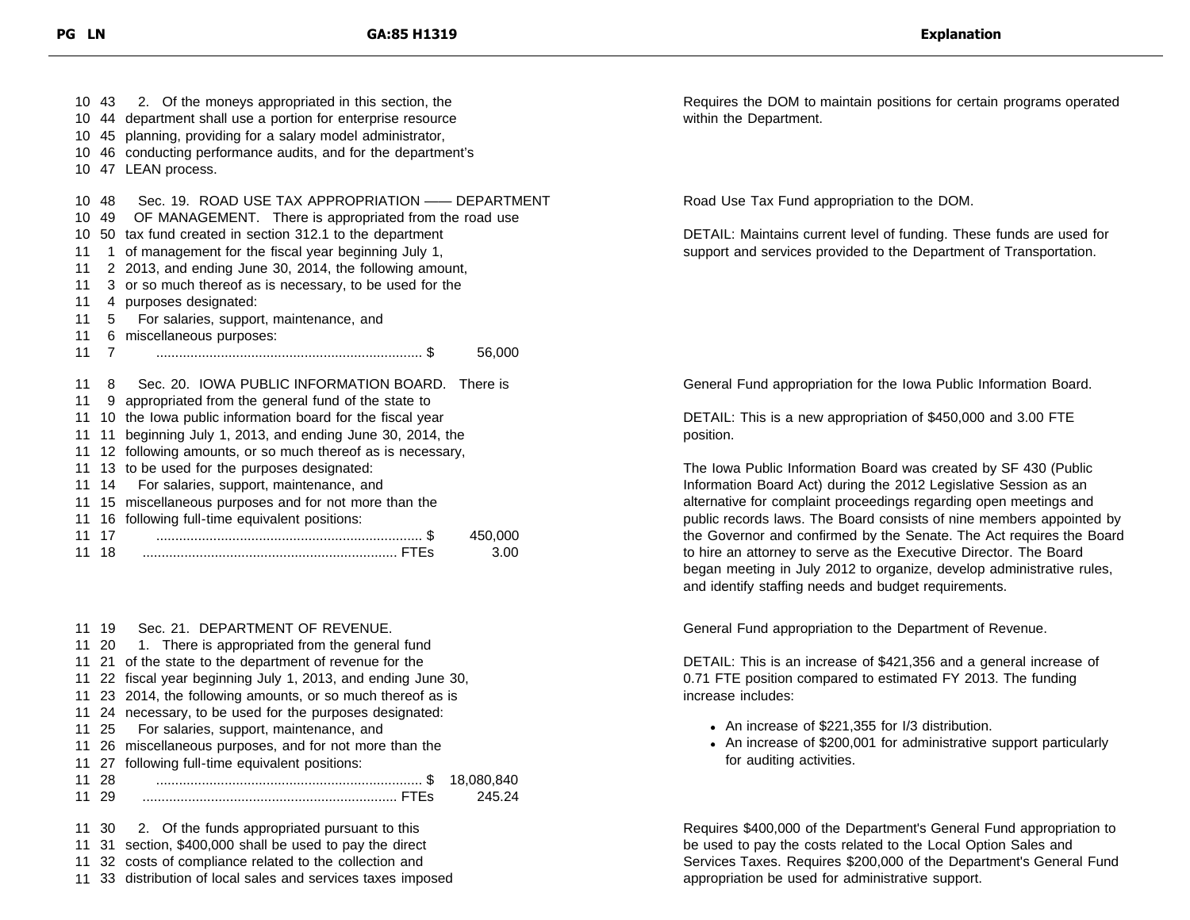| PG LN | GA:85 H1319 | Explanation |
|---|---|---|
| 10 43<br>10 44<br>10 45<br>10 46<br>10 47 | 2. Of the moneys appropriated in this section, the department shall use a portion for enterprise resource planning, providing for a salary model administrator, conducting performance audits, and for the department's LEAN process. | Requires the DOM to maintain positions for certain programs operated within the Department. |
| 10 48<br>10 49<br>10 50<br>11 1<br>11 2<br>11 3<br>11 4<br>11 5<br>11 6<br>11 7 | Sec. 19. ROAD USE TAX APPROPRIATION —— DEPARTMENT OF MANAGEMENT. There is appropriated from the road use tax fund created in section 312.1 to the department of management for the fiscal year beginning July 1, 2013, and ending June 30, 2014, the following amount, or so much thereof as is necessary, to be used for the purposes designated:<br>For salaries, support, maintenance, and miscellaneous purposes:<br>...................................................................... $ 56,000 | Road Use Tax Fund appropriation to the DOM.<br><br>DETAIL: Maintains current level of funding. These funds are used for support and services provided to the Department of Transportation. |
| 11 8<br>11 9<br>11 10<br>11 11<br>11 12<br>11 13<br>11 14<br>11 15<br>11 16<br>11 17<br>11 18 | Sec. 20. IOWA PUBLIC INFORMATION BOARD. There is appropriated from the general fund of the state to the Iowa public information board for the fiscal year beginning July 1, 2013, and ending June 30, 2014, the following amounts, or so much thereof as is necessary, to be used for the purposes designated:<br>For salaries, support, maintenance, and miscellaneous purposes and for not more than the following full-time equivalent positions:<br>...................................................................... $ 450,000<br>................................................................... FTEs 3.00 | General Fund appropriation for the Iowa Public Information Board.<br><br>DETAIL: This is a new appropriation of $450,000 and 3.00 FTE position.<br><br>The Iowa Public Information Board was created by SF 430 (Public Information Board Act) during the 2012 Legislative Session as an alternative for complaint proceedings regarding open meetings and public records laws. The Board consists of nine members appointed by the Governor and confirmed by the Senate. The Act requires the Board to hire an attorney to serve as the Executive Director. The Board began meeting in July 2012 to organize, develop administrative rules, and identify staffing needs and budget requirements. |
| 11 19<br>11 20<br>11 21<br>11 22<br>11 23<br>11 24<br>11 25<br>11 26<br>11 27<br>11 28<br>11 29 | Sec. 21. DEPARTMENT OF REVENUE.<br>1. There is appropriated from the general fund of the state to the department of revenue for the fiscal year beginning July 1, 2013, and ending June 30, 2014, the following amounts, or so much thereof as is necessary, to be used for the purposes designated:<br>For salaries, support, maintenance, and miscellaneous purposes, and for not more than the following full-time equivalent positions:<br>...................................................................... $ 18,080,840<br>................................................................... FTEs 245.24 | General Fund appropriation to the Department of Revenue.<br><br>DETAIL: This is an increase of $421,356 and a general increase of 0.71 FTE position compared to estimated FY 2013. The funding increase includes:<br>• An increase of $221,355 for I/3 distribution.<br>• An increase of $200,001 for administrative support particularly for auditing activities. |
| 11 30<br>11 31<br>11 32<br>11 33 | 2. Of the funds appropriated pursuant to this section, $400,000 shall be used to pay the direct costs of compliance related to the collection and distribution of local sales and services taxes imposed | Requires $400,000 of the Department's General Fund appropriation to be used to pay the costs related to the Local Option Sales and Services Taxes. Requires $200,000 of the Department's General Fund appropriation be used for administrative support. |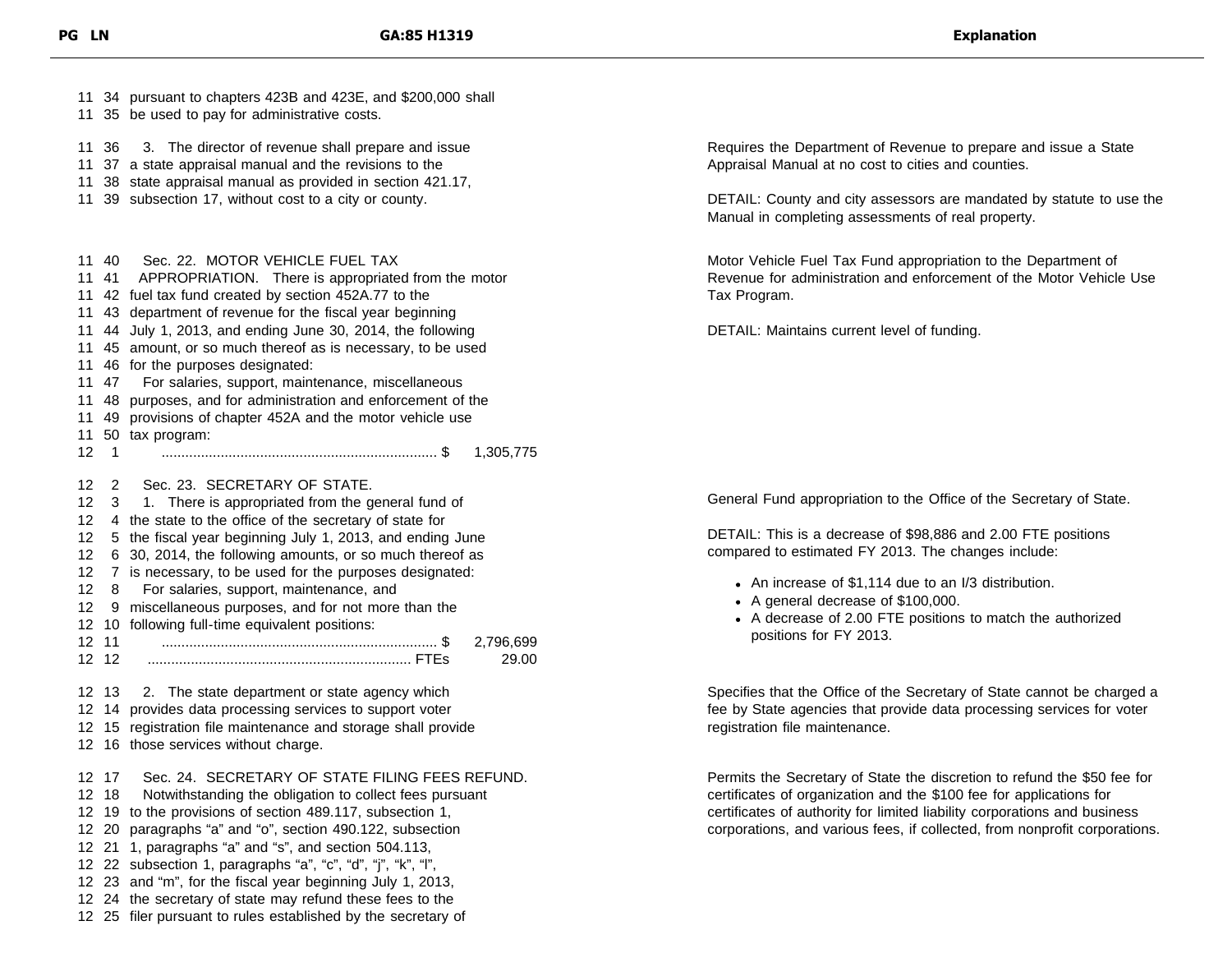| PG | LN | GA:85 H1319 | Explanation |
|---|---|---|---|
| 11 | 34 | pursuant to chapters 423B and 423E, and $200,000 shall | |
| 11 | 35 | be used to pay for administrative costs. | |
| 11 | 36 | 3. The director of revenue shall prepare and issue | Requires the Department of Revenue to prepare and issue a State Appraisal Manual at no cost to cities and counties. |
| 11 | 37 | a state appraisal manual and the revisions to the | |
| 11 | 38 | state appraisal manual as provided in section 421.17, | |
| 11 | 39 | subsection 17, without cost to a city or county. | DETAIL: County and city assessors are mandated by statute to use the Manual in completing assessments of real property. |
| 11 | 40 | Sec. 22. MOTOR VEHICLE FUEL TAX | Motor Vehicle Fuel Tax Fund appropriation to the Department of Revenue for administration and enforcement of the Motor Vehicle Use Tax Program. |
| 11 | 41 | APPROPRIATION. There is appropriated from the motor | |
| 11 | 42 | fuel tax fund created by section 452A.77 to the | |
| 11 | 43 | department of revenue for the fiscal year beginning | |
| 11 | 44 | July 1, 2013, and ending June 30, 2014, the following | DETAIL: Maintains current level of funding. |
| 11 | 45 | amount, or so much thereof as is necessary, to be used | |
| 11 | 46 | for the purposes designated: | |
| 11 | 47 | For salaries, support, maintenance, miscellaneous | |
| 11 | 48 | purposes, and for administration and enforcement of the | |
| 11 | 49 | provisions of chapter 452A and the motor vehicle use | |
| 11 | 50 | tax program: | |
| 12 | 1 | ...................................................................... $ 1,305,775 | |
| 12 | 2 | Sec. 23. SECRETARY OF STATE. | |
| 12 | 3 | 1. There is appropriated from the general fund of | General Fund appropriation to the Office of the Secretary of State. |
| 12 | 4 | the state to the office of the secretary of state for | |
| 12 | 5 | the fiscal year beginning July 1, 2013, and ending June | DETAIL: This is a decrease of $98,886 and 2.00 FTE positions compared to estimated FY 2013. The changes include: |
| 12 | 6 | 30, 2014, the following amounts, or so much thereof as | |
| 12 | 7 | is necessary, to be used for the purposes designated: | • An increase of $1,114 due to an I/3 distribution. |
| 12 | 8 | For salaries, support, maintenance, and | • A general decrease of $100,000. |
| 12 | 9 | miscellaneous purposes, and for not more than the | • A decrease of 2.00 FTE positions to match the authorized positions for FY 2013. |
| 12 | 10 | following full-time equivalent positions: | |
| 12 | 11 | ...................................................................... $ 2,796,699 | |
| 12 | 12 | ...................................................................... FTEs 29.00 | |
| 12 | 13 | 2. The state department or state agency which | Specifies that the Office of the Secretary of State cannot be charged a fee by State agencies that provide data processing services for voter registration file maintenance. |
| 12 | 14 | provides data processing services to support voter | |
| 12 | 15 | registration file maintenance and storage shall provide | |
| 12 | 16 | those services without charge. | |
| 12 | 17 | Sec. 24. SECRETARY OF STATE FILING FEES REFUND. | Permits the Secretary of State the discretion to refund the $50 fee for certificates of organization and the $100 fee for applications for certificates of authority for limited liability corporations and business corporations, and various fees, if collected, from nonprofit corporations. |
| 12 | 18 | Notwithstanding the obligation to collect fees pursuant | |
| 12 | 19 | to the provisions of section 489.117, subsection 1, | |
| 12 | 20 | paragraphs "a" and "o", section 490.122, subsection | |
| 12 | 21 | 1, paragraphs "a" and "s", and section 504.113, | |
| 12 | 22 | subsection 1, paragraphs "a", "c", "d", "j", "k", "l", | |
| 12 | 23 | and "m", for the fiscal year beginning July 1, 2013, | |
| 12 | 24 | the secretary of state may refund these fees to the | |
| 12 | 25 | filer pursuant to rules established by the secretary of | |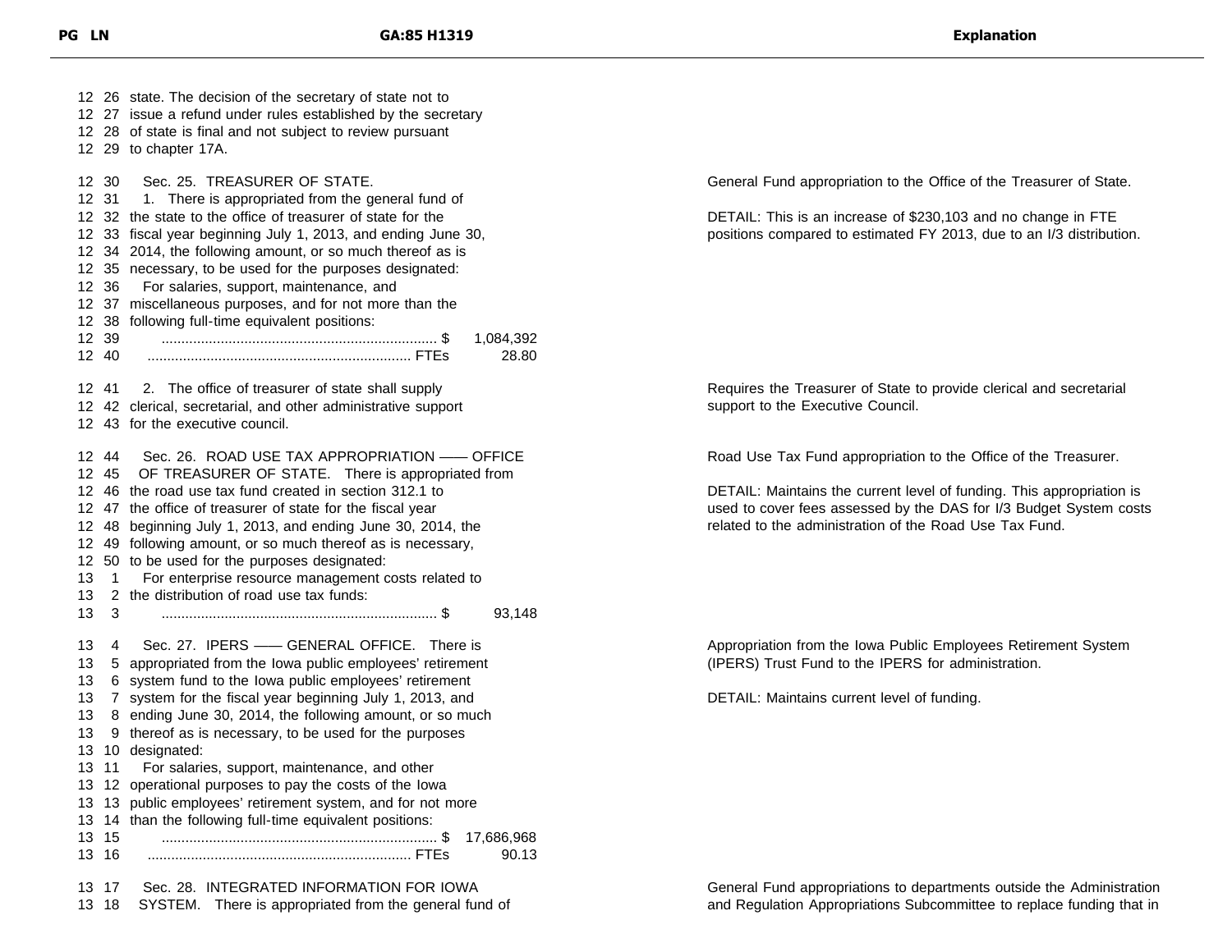| PG LN | GA:85 H1319 | Explanation |
|---|---|---|
| 12 26 | state. The decision of the secretary of state not to | |
| 12 27 | issue a refund under rules established by the secretary | |
| 12 28 | of state is final and not subject to review pursuant | |
| 12 29 | to chapter 17A. | |
| 12 30 | Sec. 25. TREASURER OF STATE. | General Fund appropriation to the Office of the Treasurer of State. |
| 12 31 | 1. There is appropriated from the general fund of | |
| 12 32 | the state to the office of treasurer of state for the | DETAIL: This is an increase of $230,103 and no change in FTE |
| 12 33 | fiscal year beginning July 1, 2013, and ending June 30, | positions compared to estimated FY 2013, due to an I/3 distribution. |
| 12 34 | 2014, the following amount, or so much thereof as is | |
| 12 35 | necessary, to be used for the purposes designated: | |
| 12 36 | For salaries, support, maintenance, and | |
| 12 37 | miscellaneous purposes, and for not more than the | |
| 12 38 | following full-time equivalent positions: | |
| 12 39 | ...................................................................... $ 1,084,392 | |
| 12 40 | ................................................................... FTEs 28.80 | |
| 12 41 | 2. The office of treasurer of state shall supply | Requires the Treasurer of State to provide clerical and secretarial |
| 12 42 | clerical, secretarial, and other administrative support | support to the Executive Council. |
| 12 43 | for the executive council. | |
| 12 44 | Sec. 26. ROAD USE TAX APPROPRIATION —— OFFICE | Road Use Tax Fund appropriation to the Office of the Treasurer. |
| 12 45 | OF TREASURER OF STATE. There is appropriated from | |
| 12 46 | the road use tax fund created in section 312.1 to | DETAIL: Maintains the current level of funding. This appropriation is |
| 12 47 | the office of treasurer of state for the fiscal year | used to cover fees assessed by the DAS for I/3 Budget System costs |
| 12 48 | beginning July 1, 2013, and ending June 30, 2014, the | related to the administration of the Road Use Tax Fund. |
| 12 49 | following amount, or so much thereof as is necessary, | |
| 12 50 | to be used for the purposes designated: | |
| 13 1 | For enterprise resource management costs related to | |
| 13 2 | the distribution of road use tax funds: | |
| 13 3 | ...................................................................... $ 93,148 | |
| 13 4 | Sec. 27. IPERS —— GENERAL OFFICE. There is | Appropriation from the Iowa Public Employees Retirement System |
| 13 5 | appropriated from the Iowa public employees' retirement | (IPERS) Trust Fund to the IPERS for administration. |
| 13 6 | system fund to the Iowa public employees' retirement | |
| 13 7 | system for the fiscal year beginning July 1, 2013, and | DETAIL: Maintains current level of funding. |
| 13 8 | ending June 30, 2014, the following amount, or so much | |
| 13 9 | thereof as is necessary, to be used for the purposes | |
| 13 10 | designated: | |
| 13 11 | For salaries, support, maintenance, and other | |
| 13 12 | operational purposes to pay the costs of the Iowa | |
| 13 13 | public employees' retirement system, and for not more | |
| 13 14 | than the following full-time equivalent positions: | |
| 13 15 | ...................................................................... $ 17,686,968 | |
| 13 16 | ................................................................... FTEs 90.13 | |
| 13 17 | Sec. 28. INTEGRATED INFORMATION FOR IOWA | General Fund appropriations to departments outside the Administration |
| 13 18 | SYSTEM. There is appropriated from the general fund of | and Regulation Appropriations Subcommittee to replace funding that in |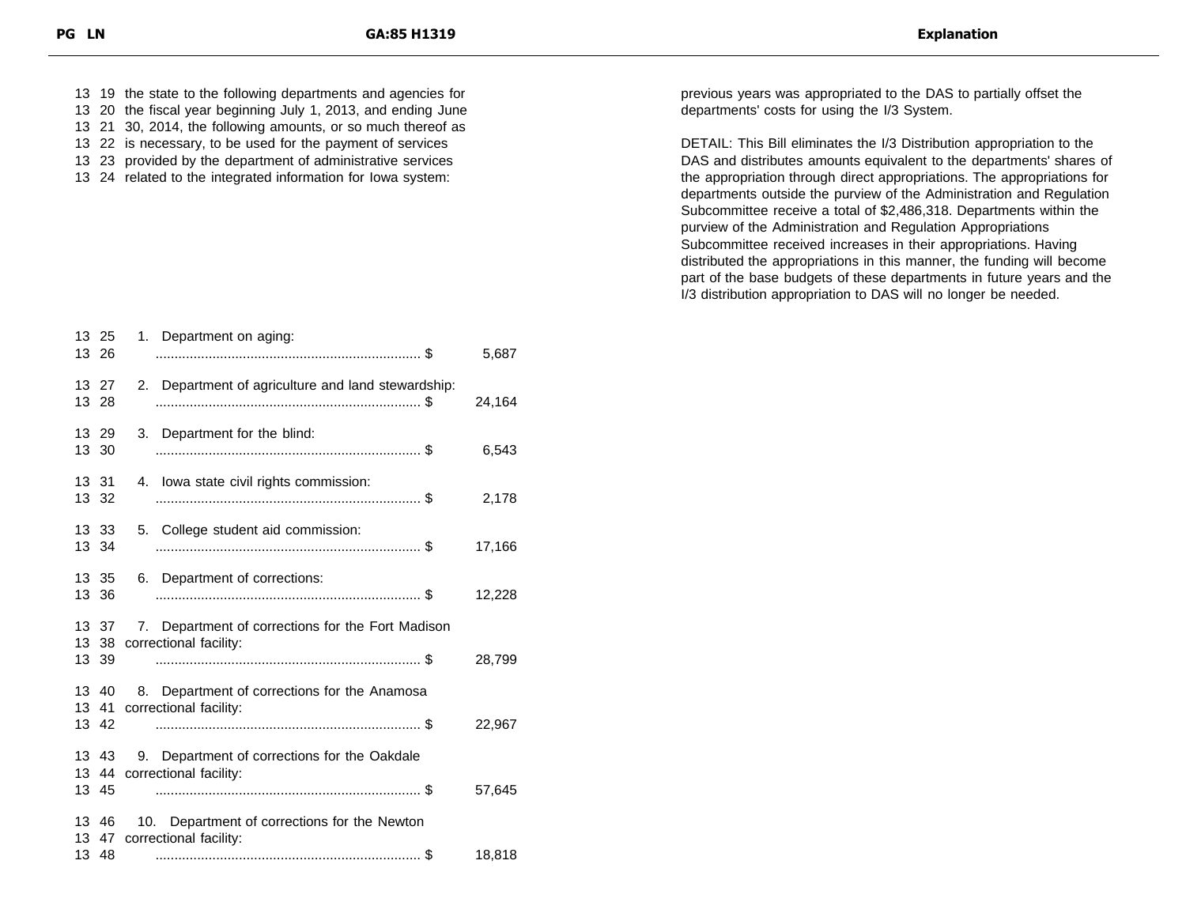13 19 the state to the following departments and agencies for
13 20 the fiscal year beginning July 1, 2013, and ending June
13 21 30, 2014, the following amounts, or so much thereof as
13 22 is necessary, to be used for the payment of services
13 23 provided by the department of administrative services
13 24 related to the integrated information for Iowa system:

previous years was appropriated to the DAS to partially offset the departments' costs for using the I/3 System.

DETAIL: This Bill eliminates the I/3 Distribution appropriation to the DAS and distributes amounts equivalent to the departments' shares of the appropriation through direct appropriations. The appropriations for departments outside the purview of the Administration and Regulation Subcommittee receive a total of $2,486,318. Departments within the purview of the Administration and Regulation Appropriations Subcommittee received increases in their appropriations. Having distributed the appropriations in this manner, the funding will become part of the base budgets of these departments in future years and the I/3 distribution appropriation to DAS will no longer be needed.

13 25 1. Department on aging:
13 26 ...................................................................... $ 5,687

13 27 2. Department of agriculture and land stewardship:
13 28 ...................................................................... $ 24,164

13 29 3. Department for the blind:
13 30 ...................................................................... $ 6,543

13 31 4. Iowa state civil rights commission:
13 32 ...................................................................... $ 2,178

13 33 5. College student aid commission:
13 34 ...................................................................... $ 17,166

13 35 6. Department of corrections:
13 36 ...................................................................... $ 12,228

13 37 7. Department of corrections for the Fort Madison
13 38 correctional facility:
13 39 ...................................................................... $ 28,799

13 40 8. Department of corrections for the Anamosa
13 41 correctional facility:
13 42 ...................................................................... $ 22,967

13 43 9. Department of corrections for the Oakdale
13 44 correctional facility:
13 45 ...................................................................... $ 57,645

13 46 10. Department of corrections for the Newton
13 47 correctional facility:
13 48 ...................................................................... $ 18,818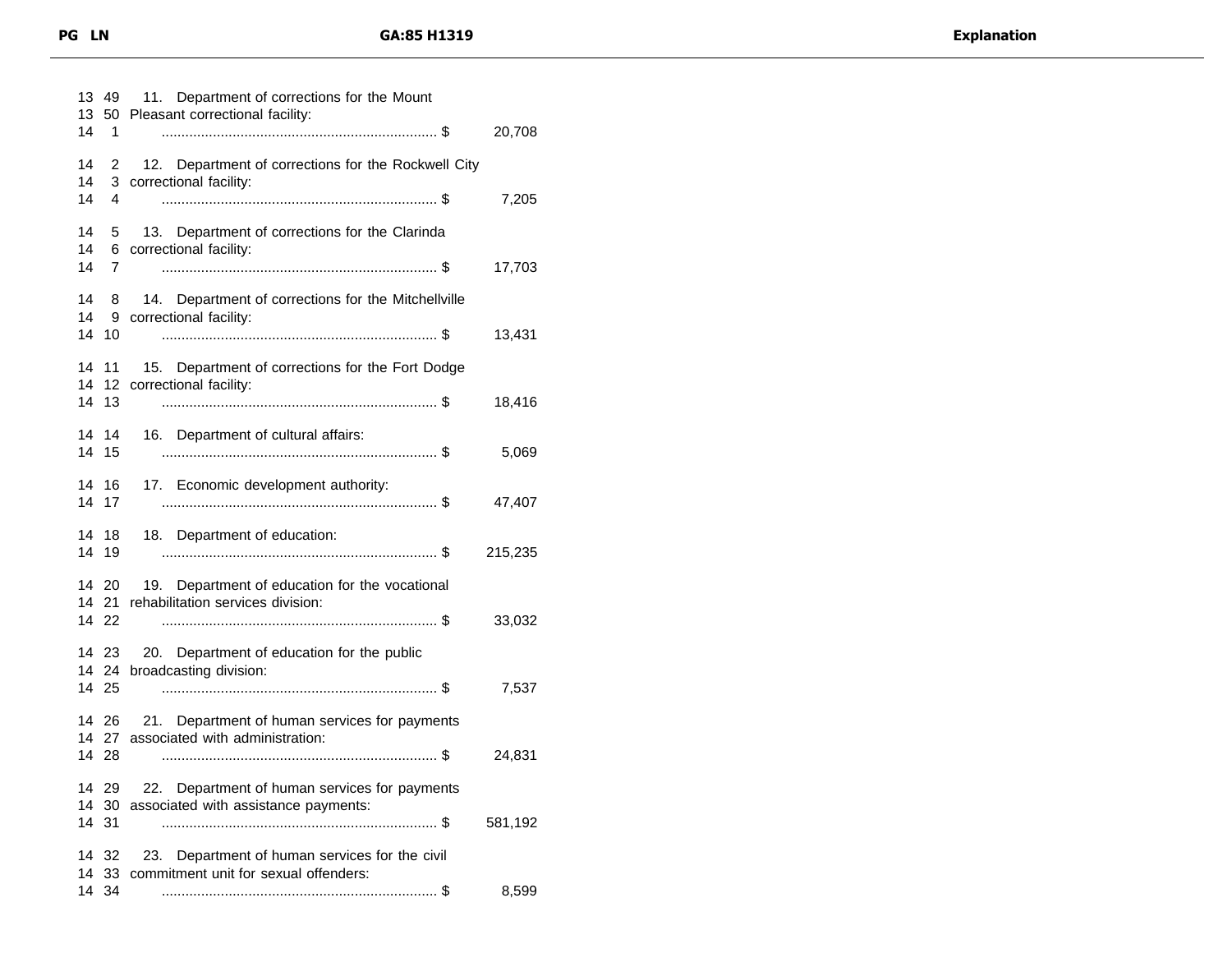| PG | LN | GA:85 H1319 | | Explanation |
|---|---|---|---|---|
| 13 | 49 | 11. Department of corrections for the Mount | | |
| 13 | 50 | Pleasant correctional facility: | | |
| 14 | 1 | ...................................................................... $ | 20,708 | |
| 14 | 2 | 12. Department of corrections for the Rockwell City | | |
| 14 | 3 | correctional facility: | | |
| 14 | 4 | ...................................................................... $ | 7,205 | |
| 14 | 5 | 13. Department of corrections for the Clarinda | | |
| 14 | 6 | correctional facility: | | |
| 14 | 7 | ...................................................................... $ | 17,703 | |
| 14 | 8 | 14. Department of corrections for the Mitchellville | | |
| 14 | 9 | correctional facility: | | |
| 14 | 10 | ...................................................................... $ | 13,431 | |
| 14 | 11 | 15. Department of corrections for the Fort Dodge | | |
| 14 | 12 | correctional facility: | | |
| 14 | 13 | ...................................................................... $ | 18,416 | |
| 14 | 14 | 16. Department of cultural affairs: | | |
| 14 | 15 | ...................................................................... $ | 5,069 | |
| 14 | 16 | 17. Economic development authority: | | |
| 14 | 17 | ...................................................................... $ | 47,407 | |
| 14 | 18 | 18. Department of education: | | |
| 14 | 19 | ...................................................................... $ | 215,235 | |
| 14 | 20 | 19. Department of education for the vocational | | |
| 14 | 21 | rehabilitation services division: | | |
| 14 | 22 | ...................................................................... $ | 33,032 | |
| 14 | 23 | 20. Department of education for the public | | |
| 14 | 24 | broadcasting division: | | |
| 14 | 25 | ...................................................................... $ | 7,537 | |
| 14 | 26 | 21. Department of human services for payments | | |
| 14 | 27 | associated with administration: | | |
| 14 | 28 | ...................................................................... $ | 24,831 | |
| 14 | 29 | 22. Department of human services for payments | | |
| 14 | 30 | associated with assistance payments: | | |
| 14 | 31 | ...................................................................... $ | 581,192 | |
| 14 | 32 | 23. Department of human services for the civil | | |
| 14 | 33 | commitment unit for sexual offenders: | | |
| 14 | 34 | ...................................................................... $ | 8,599 | |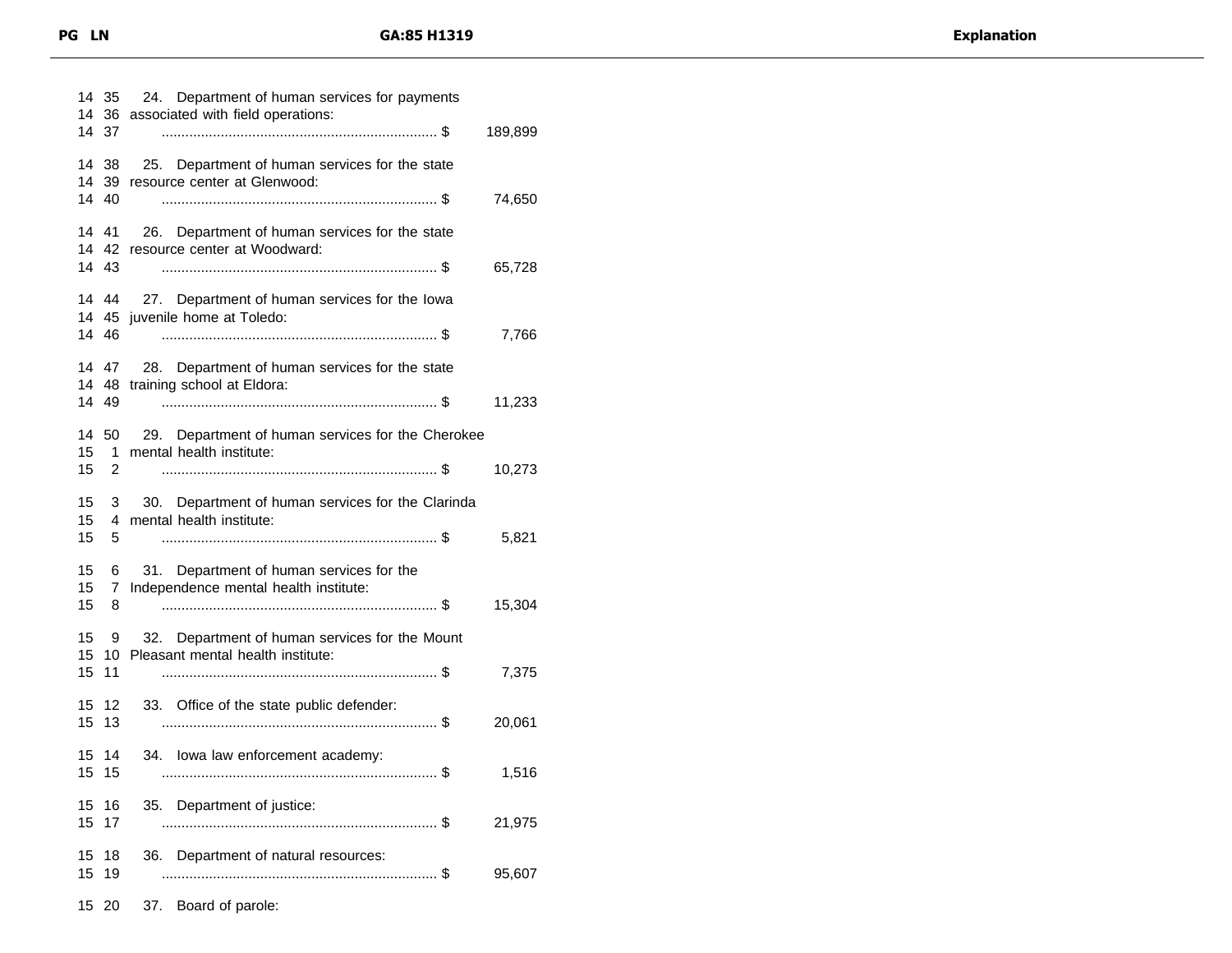14 35 24. Department of human services for payments
14 36 associated with field operations:
14 37 ...................................................................... $ 189,899

14 38 25. Department of human services for the state
14 39 resource center at Glenwood:
14 40 ...................................................................... $ 74,650

14 41 26. Department of human services for the state
14 42 resource center at Woodward:
14 43 ...................................................................... $ 65,728

14 44 27. Department of human services for the Iowa
14 45 juvenile home at Toledo:
14 46 ...................................................................... $ 7,766

14 47 28. Department of human services for the state
14 48 training school at Eldora:
14 49 ...................................................................... $ 11,233

14 50 29. Department of human services for the Cherokee
15 1 mental health institute:
15 2 ...................................................................... $ 10,273

15 3 30. Department of human services for the Clarinda
15 4 mental health institute:
15 5 ...................................................................... $ 5,821

15 6 31. Department of human services for the
15 7 Independence mental health institute:
15 8 ...................................................................... $ 15,304

15 9 32. Department of human services for the Mount
15 10 Pleasant mental health institute:
15 11 ...................................................................... $ 7,375

15 12 33. Office of the state public defender:
15 13 ...................................................................... $ 20,061

15 14 34. Iowa law enforcement academy:
15 15 ...................................................................... $ 1,516

15 16 35. Department of justice:
15 17 ...................................................................... $ 21,975

15 18 36. Department of natural resources:
15 19 ...................................................................... $ 95,607

15 20 37. Board of parole: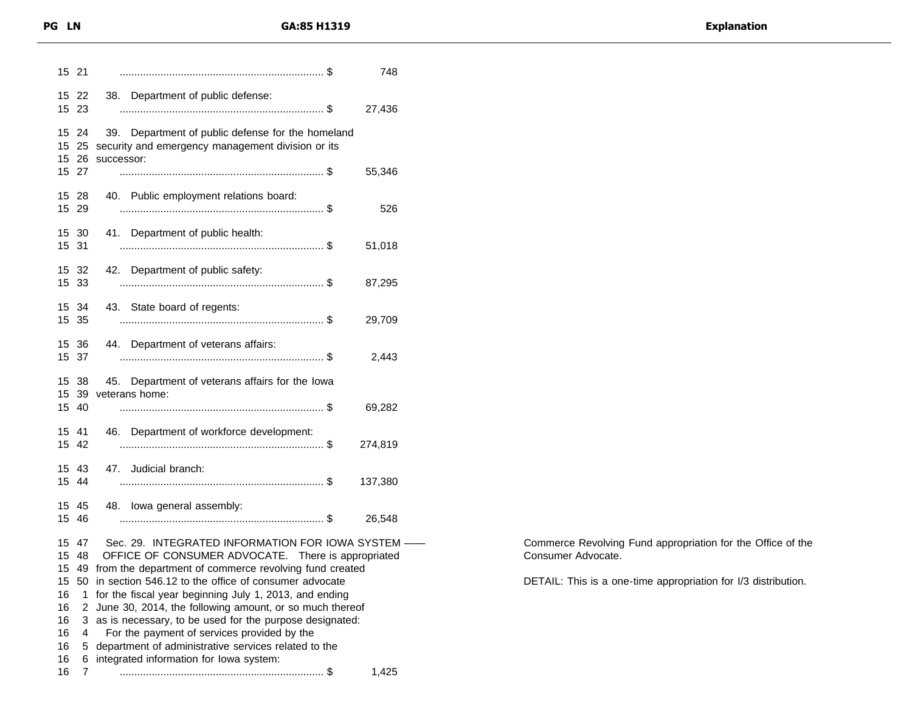| PG | LN | GA:85 H1319 | | Explanation |
|---|---|---|---|---|
| 15 | 21 | ...................................................................... $ | 748 | |
| 15 | 22 | 38. Department of public defense: | | |
| 15 | 23 | ...................................................................... $ | 27,436 | |
| 15 | 24 | 39. Department of public defense for the homeland | | |
| 15 | 25 | security and emergency management division or its | | |
| 15 | 26 | successor: | | |
| 15 | 27 | ...................................................................... $ | 55,346 | |
| 15 | 28 | 40. Public employment relations board: | | |
| 15 | 29 | ...................................................................... $ | 526 | |
| 15 | 30 | 41. Department of public health: | | |
| 15 | 31 | ...................................................................... $ | 51,018 | |
| 15 | 32 | 42. Department of public safety: | | |
| 15 | 33 | ...................................................................... $ | 87,295 | |
| 15 | 34 | 43. State board of regents: | | |
| 15 | 35 | ...................................................................... $ | 29,709 | |
| 15 | 36 | 44. Department of veterans affairs: | | |
| 15 | 37 | ...................................................................... $ | 2,443 | |
| 15 | 38 | 45. Department of veterans affairs for the Iowa | | |
| 15 | 39 | veterans home: | | |
| 15 | 40 | ...................................................................... $ | 69,282 | |
| 15 | 41 | 46. Department of workforce development: | | |
| 15 | 42 | ...................................................................... $ | 274,819 | |
| 15 | 43 | 47. Judicial branch: | | |
| 15 | 44 | ...................................................................... $ | 137,380 | |
| 15 | 45 | 48. Iowa general assembly: | | |
| 15 | 46 | ...................................................................... $ | 26,548 | |
| 15 | 47 | Sec. 29. INTEGRATED INFORMATION FOR IOWA SYSTEM —— | | Commerce Revolving Fund appropriation for the Office of the Consumer Advocate. |
| 15 | 48 | OFFICE OF CONSUMER ADVOCATE. There is appropriated | | |
| 15 | 49 | from the department of commerce revolving fund created | | DETAIL: This is a one-time appropriation for I/3 distribution. |
| 15 | 50 | in section 546.12 to the office of consumer advocate | | |
| 16 | 1 | for the fiscal year beginning July 1, 2013, and ending | | |
| 16 | 2 | June 30, 2014, the following amount, or so much thereof | | |
| 16 | 3 | as is necessary, to be used for the purpose designated: | | |
| 16 | 4 | For the payment of services provided by the | | |
| 16 | 5 | department of administrative services related to the | | |
| 16 | 6 | integrated information for Iowa system: | | |
| 16 | 7 | ...................................................................... $ | 1,425 | |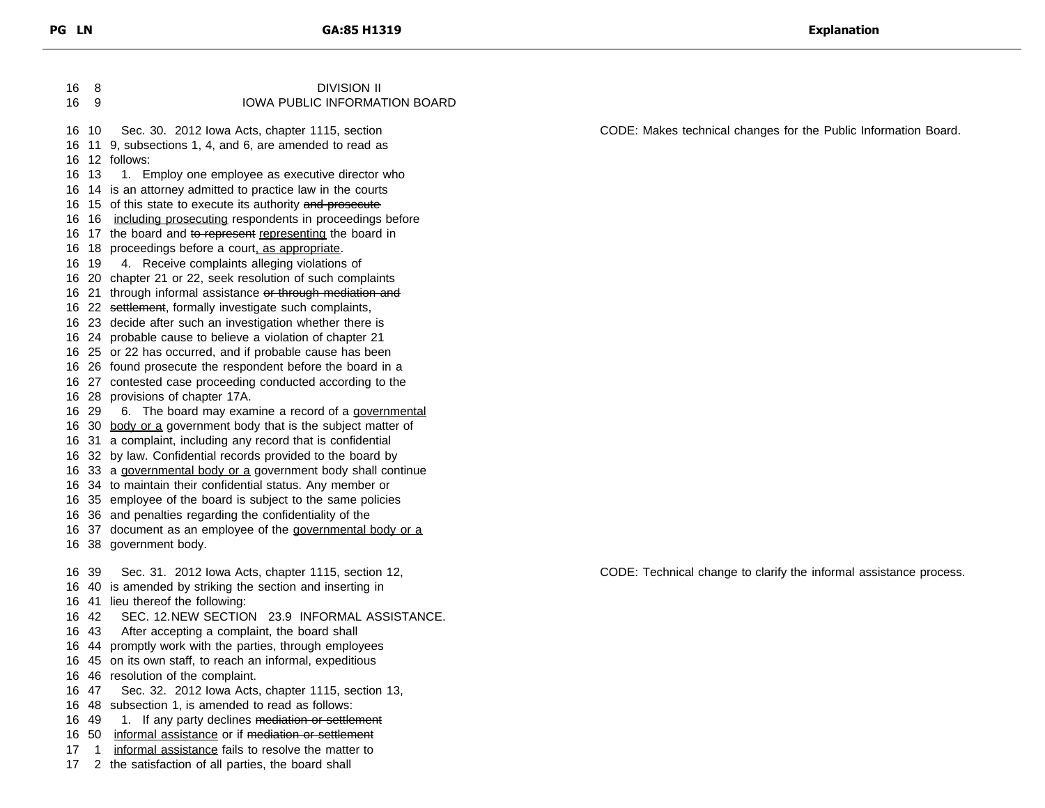DIVISION II
IOWA PUBLIC INFORMATION BOARD

Sec. 30. 2012 Iowa Acts, chapter 1115, section 9, subsections 1, 4, and 6, are amended to read as follows:

1. Employ one employee as executive director who is an attorney admitted to practice law in the courts of this state to execute its authority ~~and prosecute~~ including prosecuting respondents in proceedings before the board and ~~to represent~~ representing the board in proceedings before a court, as appropriate.

4. Receive complaints alleging violations of chapter 21 or 22, seek resolution of such complaints through informal assistance ~~or through mediation and settlement~~, formally investigate such complaints, decide after such an investigation whether there is probable cause to believe a violation of chapter 21 or 22 has occurred, and if probable cause has been found prosecute the respondent before the board in a contested case proceeding conducted according to the provisions of chapter 17A.

6. The board may examine a record of a governmental body or a government body that is the subject matter of a complaint, including any record that is confidential by law. Confidential records provided to the board by a governmental body or a government body shall continue to maintain their confidential status. Any member or employee of the board is subject to the same policies and penalties regarding the confidentiality of the document as an employee of the governmental body or a government body.

*Explanation:* CODE: Makes technical changes for the Public Information Board.

Sec. 31. 2012 Iowa Acts, chapter 1115, section 12, is amended by striking the section and inserting in lieu thereof the following:

SEC. 12. NEW SECTION 23.9 INFORMAL ASSISTANCE.

After accepting a complaint, the board shall promptly work with the parties, through employees on its own staff, to reach an informal, expeditious resolution of the complaint.

*Explanation:* CODE: Technical change to clarify the informal assistance process.

Sec. 32. 2012 Iowa Acts, chapter 1115, section 13, subsection 1, is amended to read as follows:

1. If any party declines ~~mediation or settlement~~ informal assistance or if ~~mediation or settlement~~ informal assistance fails to resolve the matter to the satisfaction of all parties, the board shall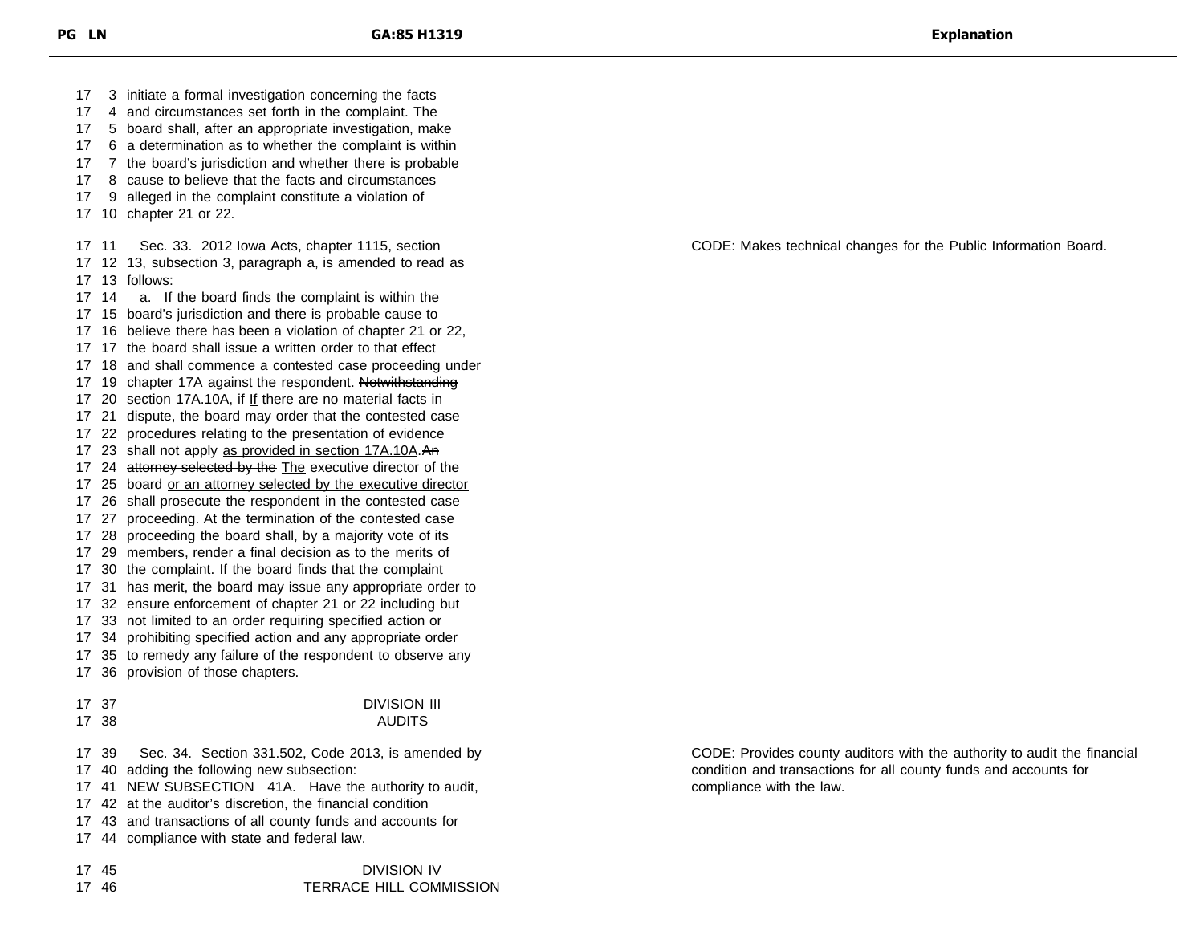| PG | LN | GA:85 H1319 | Explanation |
|---|---|---|---|
| 17 | 3 | initiate a formal investigation concerning the facts | |
| 17 | 4 | and circumstances set forth in the complaint. The | |
| 17 | 5 | board shall, after an appropriate investigation, make | |
| 17 | 6 | a determination as to whether the complaint is within | |
| 17 | 7 | the board's jurisdiction and whether there is probable | |
| 17 | 8 | cause to believe that the facts and circumstances | |
| 17 | 9 | alleged in the complaint constitute a violation of | |
| 17 | 10 | chapter 21 or 22. | |
| 17 | 11 | Sec. 33. 2012 Iowa Acts, chapter 1115, section | CODE: Makes technical changes for the Public Information Board. |
| 17 | 12 | 13, subsection 3, paragraph a, is amended to read as | |
| 17 | 13 | follows: | |
| 17 | 14 | a. If the board finds the complaint is within the | |
| 17 | 15 | board's jurisdiction and there is probable cause to | |
| 17 | 16 | believe there has been a violation of chapter 21 or 22, | |
| 17 | 17 | the board shall issue a written order to that effect | |
| 17 | 18 | and shall commence a contested case proceeding under | |
| 17 | 19 | chapter 17A against the respondent. ~~Notwithstanding~~ | |
| 17 | 20 | ~~section 17A.10A, if~~ <u>If</u> there are no material facts in | |
| 17 | 21 | dispute, the board may order that the contested case | |
| 17 | 22 | procedures relating to the presentation of evidence | |
| 17 | 23 | shall not apply <u>as provided in section 17A.10A</u>. ~~An~~ | |
| 17 | 24 | ~~attorney selected by the~~ <u>The</u> executive director of the | |
| 17 | 25 | board <u>or an attorney selected by the executive director</u> | |
| 17 | 26 | shall prosecute the respondent in the contested case | |
| 17 | 27 | proceeding. At the termination of the contested case | |
| 17 | 28 | proceeding the board shall, by a majority vote of its | |
| 17 | 29 | members, render a final decision as to the merits of | |
| 17 | 30 | the complaint. If the board finds that the complaint | |
| 17 | 31 | has merit, the board may issue any appropriate order to | |
| 17 | 32 | ensure enforcement of chapter 21 or 22 including but | |
| 17 | 33 | not limited to an order requiring specified action or | |
| 17 | 34 | prohibiting specified action and any appropriate order | |
| 17 | 35 | to remedy any failure of the respondent to observe any | |
| 17 | 36 | provision of those chapters. | |
| 17 | 37 | DIVISION III | |
| 17 | 38 | AUDITS | |
| 17 | 39 | Sec. 34. Section 331.502, Code 2013, is amended by | CODE: Provides county auditors with the authority to audit the financial condition and transactions for all county funds and accounts for compliance with the law. |
| 17 | 40 | adding the following new subsection: | |
| 17 | 41 | NEW SUBSECTION 41A. Have the authority to audit, | |
| 17 | 42 | at the auditor's discretion, the financial condition | |
| 17 | 43 | and transactions of all county funds and accounts for | |
| 17 | 44 | compliance with state and federal law. | |
| 17 | 45 | DIVISION IV | |
| 17 | 46 | TERRACE HILL COMMISSION | |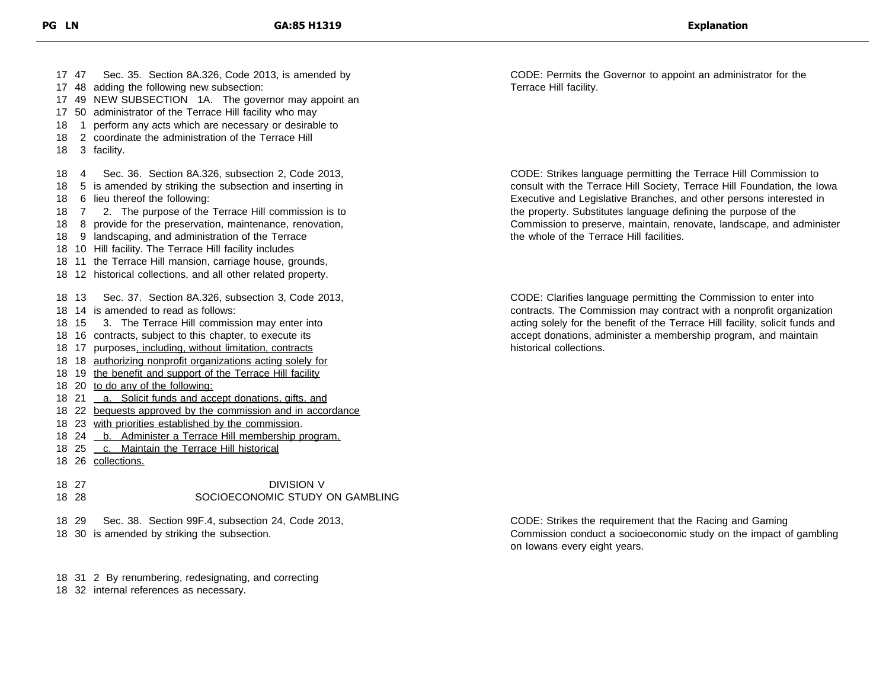| PG LN | GA:85 H1319 | Explanation |
|---|---|---|
| 17 47<br>17 48<br>17 49<br>17 50<br>18 1<br>18 2<br>18 3 | Sec. 35. Section 8A.326, Code 2013, is amended by adding the following new subsection:<br>NEW SUBSECTION 1A. The governor may appoint an administrator of the Terrace Hill facility who may perform any acts which are necessary or desirable to coordinate the administration of the Terrace Hill facility. | CODE: Permits the Governor to appoint an administrator for the Terrace Hill facility. |
| 18 4<br>18 5<br>18 6<br>18 7<br>18 8<br>18 9<br>18 10<br>18 11<br>18 12 | Sec. 36. Section 8A.326, subsection 2, Code 2013, is amended by striking the subsection and inserting in lieu thereof the following:<br>2. The purpose of the Terrace Hill commission is to provide for the preservation, maintenance, renovation, landscaping, and administration of the Terrace Hill facility. The Terrace Hill facility includes the Terrace Hill mansion, carriage house, grounds, historical collections, and all other related property. | CODE: Strikes language permitting the Terrace Hill Commission to consult with the Terrace Hill Society, Terrace Hill Foundation, the Iowa Executive and Legislative Branches, and other persons interested in the property. Substitutes language defining the purpose of the Commission to preserve, maintain, renovate, landscape, and administer the whole of the Terrace Hill facilities. |
| 18 13<br>18 14<br>18 15<br>18 16<br>18 17<br>18 18<br>18 19<br>18 20<br>18 21<br>18 22<br>18 23<br>18 24<br>18 25<br>18 26 | Sec. 37. Section 8A.326, subsection 3, Code 2013, is amended to read as follows:<br>3. The Terrace Hill commission may enter into contracts, subject to this chapter, to execute its purposes<u>, including, without limitation, contracts authorizing nonprofit organizations acting solely for the benefit and support of the Terrace Hill facility to do any of the following:</u><br><u>a. Solicit funds and accept donations, gifts, and bequests approved by the commission and in accordance with priorities established by the commission</u>.<br><u>b. Administer a Terrace Hill membership program.</u><br><u>c. Maintain the Terrace Hill historical collections.</u> | CODE: Clarifies language permitting the Commission to enter into contracts. The Commission may contract with a nonprofit organization acting solely for the benefit of the Terrace Hill facility, solicit funds and accept donations, administer a membership program, and maintain historical collections. |
| 18 27<br>18 28 | DIVISION V<br>SOCIOECONOMIC STUDY ON GAMBLING | |
| 18 29<br>18 30 | Sec. 38. Section 99F.4, subsection 24, Code 2013, is amended by striking the subsection. | CODE: Strikes the requirement that the Racing and Gaming Commission conduct a socioeconomic study on the impact of gambling on Iowans every eight years. |
| 18 31<br>18 32 | 2 By renumbering, redesignating, and correcting internal references as necessary. | |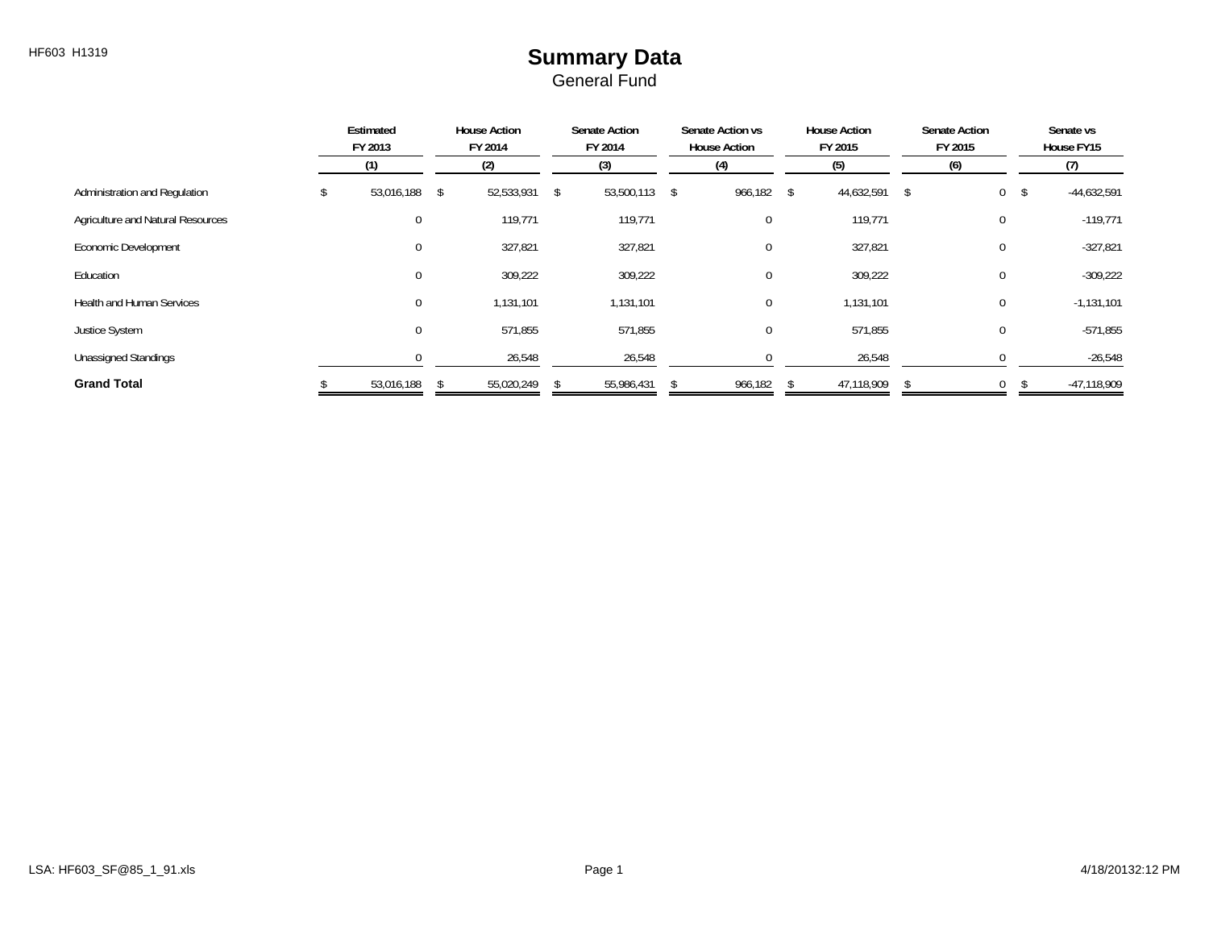HF603 H1319

# Summary Data

General Fund

| | Estimated FY 2013 | House Action FY 2014 | Senate Action FY 2014 | Senate Action vs House Action | House Action FY 2015 | Senate Action FY 2015 | Senate vs House FY15 |
|---|---|---|---|---|---|---|---|
| | (1) | (2) | (3) | (4) | (5) | (6) | (7) |
| Administration and Regulation | $ 53,016,188 | $ 52,533,931 | $ 53,500,113 | $ 966,182 | $ 44,632,591 | $ 0 | $ -44,632,591 |
| Agriculture and Natural Resources | 0 | 119,771 | 119,771 | 0 | 119,771 | 0 | -119,771 |
| Economic Development | 0 | 327,821 | 327,821 | 0 | 327,821 | 0 | -327,821 |
| Education | 0 | 309,222 | 309,222 | 0 | 309,222 | 0 | -309,222 |
| Health and Human Services | 0 | 1,131,101 | 1,131,101 | 0 | 1,131,101 | 0 | -1,131,101 |
| Justice System | 0 | 571,855 | 571,855 | 0 | 571,855 | 0 | -571,855 |
| Unassigned Standings | 0 | 26,548 | 26,548 | 0 | 26,548 | 0 | -26,548 |
| **Grand Total** | $ 53,016,188 | $ 55,020,249 | $ 55,986,431 | $ 966,182 | $ 47,118,909 | $ 0 | $ -47,118,909 |

LSA: HF603_SF@85_1_91.xls 4/18/20132:12 PM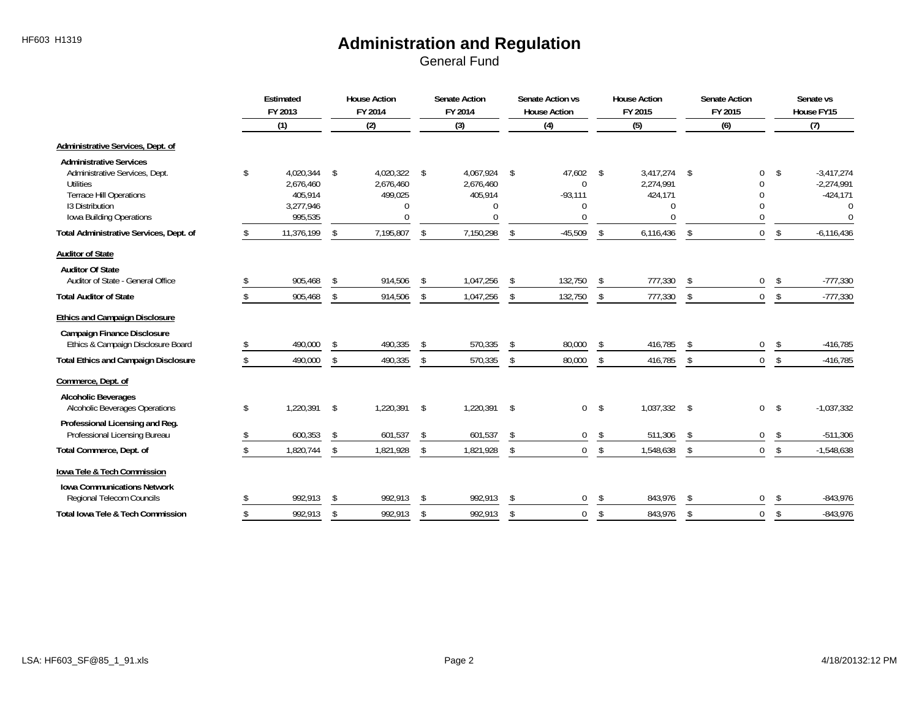# Administration and Regulation

General Fund

| | Estimated FY 2013 | House Action FY 2014 | Senate Action FY 2014 | Senate Action vs House Action | House Action FY 2015 | Senate Action FY 2015 | Senate vs House FY15 |
|---|---|---|---|---|---|---|---|
| | (1) | (2) | (3) | (4) | (5) | (6) | (7) |
| **Administrative Services, Dept. of** | | | | | | | |
| **Administrative Services** | | | | | | | |
| Administrative Services, Dept. | $ 4,020,344 | $ 4,020,322 | $ 4,067,924 | $ 47,602 | $ 3,417,274 | $ 0 | $ -3,417,274 |
| Utilities | 2,676,460 | 2,676,460 | 2,676,460 | 0 | 2,274,991 | 0 | -2,274,991 |
| Terrace Hill Operations | 405,914 | 499,025 | 405,914 | -93,111 | 424,171 | 0 | -424,171 |
| I3 Distribution | 3,277,946 | 0 | 0 | 0 | 0 | 0 | 0 |
| Iowa Building Operations | 995,535 | 0 | 0 | 0 | 0 | 0 | 0 |
| **Total Administrative Services, Dept. of** | $ 11,376,199 | $ 7,195,807 | $ 7,150,298 | $ -45,509 | $ 6,116,436 | $ 0 | $ -6,116,436 |
| **Auditor of State** | | | | | | | |
| **Auditor Of State** | | | | | | | |
| Auditor of State - General Office | $ 905,468 | $ 914,506 | $ 1,047,256 | $ 132,750 | $ 777,330 | $ 0 | $ -777,330 |
| **Total Auditor of State** | $ 905,468 | $ 914,506 | $ 1,047,256 | $ 132,750 | $ 777,330 | $ 0 | $ -777,330 |
| **Ethics and Campaign Disclosure** | | | | | | | |
| **Campaign Finance Disclosure** | | | | | | | |
| Ethics & Campaign Disclosure Board | $ 490,000 | $ 490,335 | $ 570,335 | $ 80,000 | $ 416,785 | $ 0 | $ -416,785 |
| **Total Ethics and Campaign Disclosure** | $ 490,000 | $ 490,335 | $ 570,335 | $ 80,000 | $ 416,785 | $ 0 | $ -416,785 |
| **Commerce, Dept. of** | | | | | | | |
| **Alcoholic Beverages** | | | | | | | |
| Alcoholic Beverages Operations | $ 1,220,391 | $ 1,220,391 | $ 1,220,391 | $ 0 | $ 1,037,332 | $ 0 | $ -1,037,332 |
| **Professional Licensing and Reg.** | | | | | | | |
| Professional Licensing Bureau | $ 600,353 | $ 601,537 | $ 601,537 | $ 0 | $ 511,306 | $ 0 | $ -511,306 |
| **Total Commerce, Dept. of** | $ 1,820,744 | $ 1,821,928 | $ 1,821,928 | $ 0 | $ 1,548,638 | $ 0 | $ -1,548,638 |
| **Iowa Tele & Tech Commission** | | | | | | | |
| **Iowa Communications Network** | | | | | | | |
| Regional Telecom Councils | $ 992,913 | $ 992,913 | $ 992,913 | $ 0 | $ 843,976 | $ 0 | $ -843,976 |
| **Total Iowa Tele & Tech Commission** | $ 992,913 | $ 992,913 | $ 992,913 | $ 0 | $ 843,976 | $ 0 | $ -843,976 |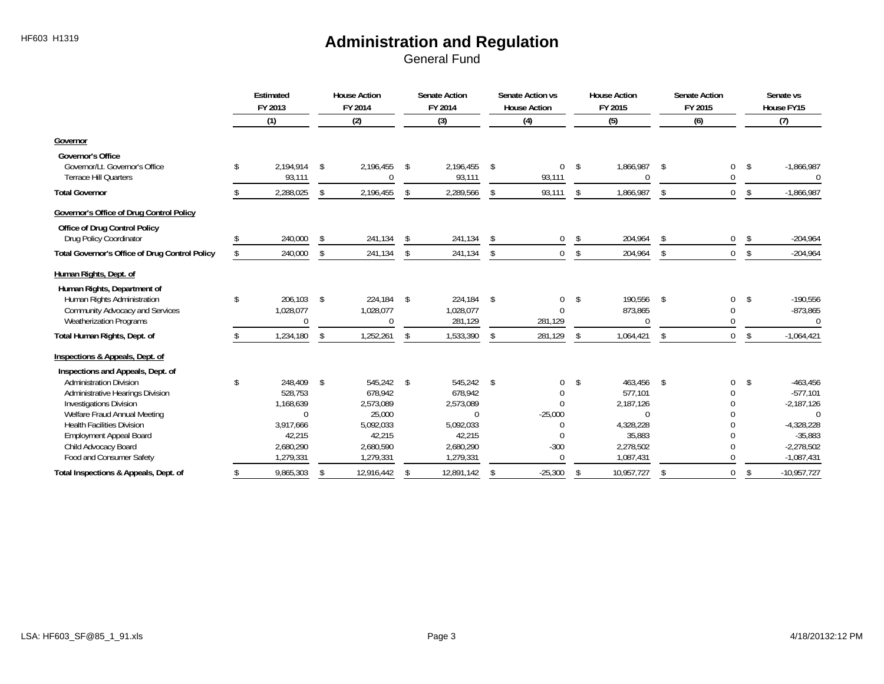# Administration and Regulation

General Fund

| | Estimated FY 2013 (1) | House Action FY 2014 (2) | Senate Action FY 2014 (3) | Senate Action vs House Action (4) | House Action FY 2015 (5) | Senate Action FY 2015 (6) | Senate vs House FY15 (7) |
|---|---|---|---|---|---|---|---|
| **Governor** | | | | | | | |
| **Governor's Office** | | | | | | | |
| Governor/Lt. Governor's Office | $ 2,194,914 | $ 2,196,455 | $ 2,196,455 | $ 0 | $ 1,866,987 | $ 0 | $ -1,866,987 |
| Terrace Hill Quarters | 93,111 | 0 | 93,111 | 93,111 | 0 | 0 | 0 |
| **Total Governor** | $ 2,288,025 | $ 2,196,455 | $ 2,289,566 | $ 93,111 | $ 1,866,987 | $ 0 | $ -1,866,987 |
| **Governor's Office of Drug Control Policy** | | | | | | | |
| **Office of Drug Control Policy** | | | | | | | |
| Drug Policy Coordinator | $ 240,000 | $ 241,134 | $ 241,134 | $ 0 | $ 204,964 | $ 0 | $ -204,964 |
| **Total Governor's Office of Drug Control Policy** | $ 240,000 | $ 241,134 | $ 241,134 | $ 0 | $ 204,964 | $ 0 | $ -204,964 |
| **Human Rights, Dept. of** | | | | | | | |
| **Human Rights, Department of** | | | | | | | |
| Human Rights Administration | $ 206,103 | $ 224,184 | $ 224,184 | $ 0 | $ 190,556 | $ 0 | $ -190,556 |
| Community Advocacy and Services | 1,028,077 | 1,028,077 | 1,028,077 | 0 | 873,865 | 0 | -873,865 |
| Weatherization Programs | 0 | 0 | 281,129 | 281,129 | 0 | 0 | 0 |
| **Total Human Rights, Dept. of** | $ 1,234,180 | $ 1,252,261 | $ 1,533,390 | $ 281,129 | $ 1,064,421 | $ 0 | $ -1,064,421 |
| **Inspections & Appeals, Dept. of** | | | | | | | |
| **Inspections and Appeals, Dept. of** | | | | | | | |
| Administration Division | $ 248,409 | $ 545,242 | $ 545,242 | $ 0 | $ 463,456 | $ 0 | $ -463,456 |
| Administrative Hearings Division | 528,753 | 678,942 | 678,942 | 0 | 577,101 | 0 | -577,101 |
| Investigations Division | 1,168,639 | 2,573,089 | 2,573,089 | 0 | 2,187,126 | 0 | -2,187,126 |
| Welfare Fraud Annual Meeting | 0 | 25,000 | 0 | -25,000 | 0 | 0 | 0 |
| Health Facilities Division | 3,917,666 | 5,092,033 | 5,092,033 | 0 | 4,328,228 | 0 | -4,328,228 |
| Employment Appeal Board | 42,215 | 42,215 | 42,215 | 0 | 35,883 | 0 | -35,883 |
| Child Advocacy Board | 2,680,290 | 2,680,590 | 2,680,290 | -300 | 2,278,502 | 0 | -2,278,502 |
| Food and Consumer Safety | 1,279,331 | 1,279,331 | 1,279,331 | 0 | 1,087,431 | 0 | -1,087,431 |
| **Total Inspections & Appeals, Dept. of** | $ 9,865,303 | $ 12,916,442 | $ 12,891,142 | $ -25,300 | $ 10,957,727 | $ 0 | $ -10,957,727 |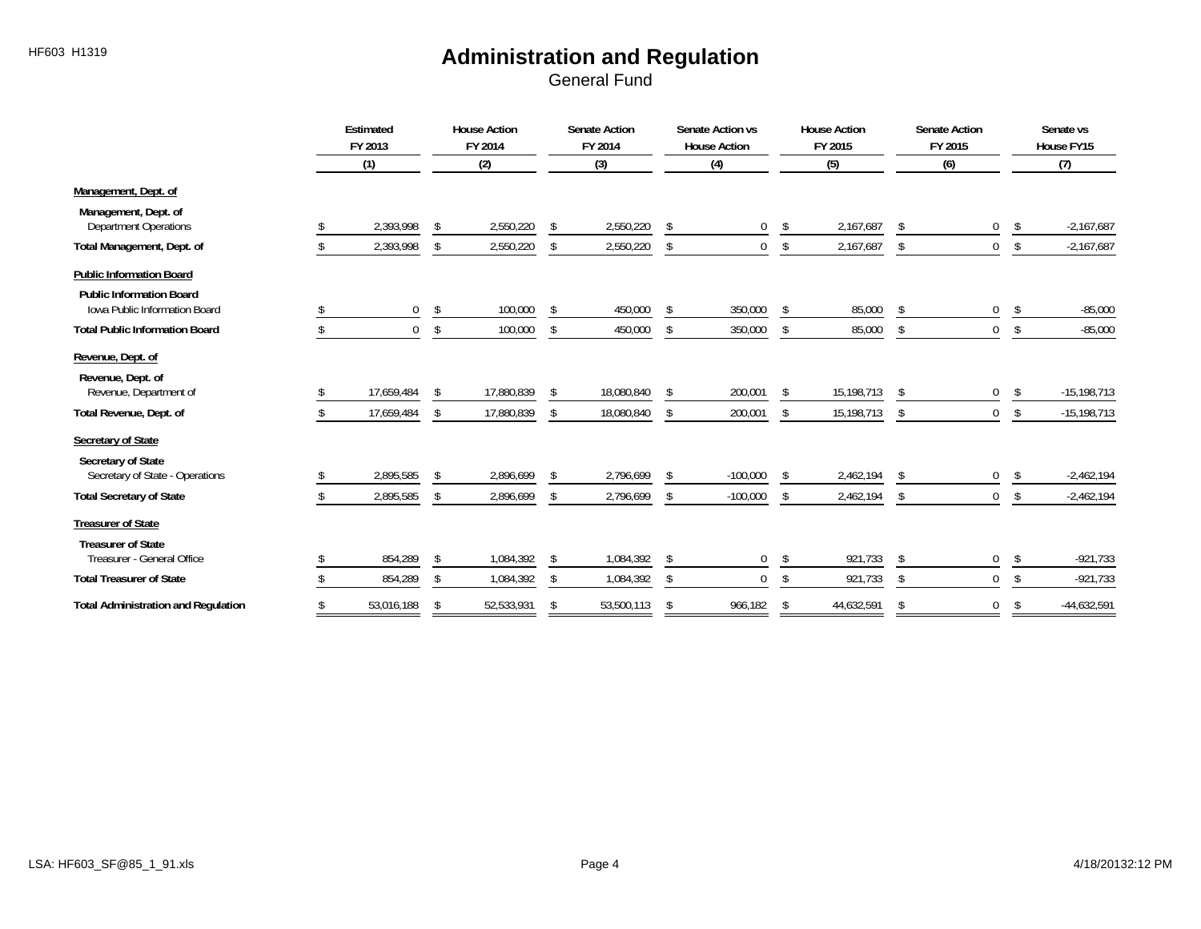# Administration and Regulation

General Fund

| | Estimated FY 2013 (1) | House Action FY 2014 (2) | Senate Action FY 2014 (3) | Senate Action vs House Action (4) | House Action FY 2015 (5) | Senate Action FY 2015 (6) | Senate vs House FY15 (7) |
|---|---|---|---|---|---|---|---|
| **Management, Dept. of** | | | | | | | |
| **Management, Dept. of** | | | | | | | |
| Department Operations | $ 2,393,998 | $ 2,550,220 | $ 2,550,220 | $ 0 | $ 2,167,687 | $ 0 | $ -2,167,687 |
| **Total Management, Dept. of** | $ 2,393,998 | $ 2,550,220 | $ 2,550,220 | $ 0 | $ 2,167,687 | $ 0 | $ -2,167,687 |
| **Public Information Board** | | | | | | | |
| **Public Information Board** | | | | | | | |
| Iowa Public Information Board | $ 0 | $ 100,000 | $ 450,000 | $ 350,000 | $ 85,000 | $ 0 | $ -85,000 |
| **Total Public Information Board** | $ 0 | $ 100,000 | $ 450,000 | $ 350,000 | $ 85,000 | $ 0 | $ -85,000 |
| **Revenue, Dept. of** | | | | | | | |
| **Revenue, Dept. of** | | | | | | | |
| Revenue, Department of | $ 17,659,484 | $ 17,880,839 | $ 18,080,840 | $ 200,001 | $ 15,198,713 | $ 0 | $ -15,198,713 |
| **Total Revenue, Dept. of** | $ 17,659,484 | $ 17,880,839 | $ 18,080,840 | $ 200,001 | $ 15,198,713 | $ 0 | $ -15,198,713 |
| **Secretary of State** | | | | | | | |
| **Secretary of State** | | | | | | | |
| Secretary of State - Operations | $ 2,895,585 | $ 2,896,699 | $ 2,796,699 | $ -100,000 | $ 2,462,194 | $ 0 | $ -2,462,194 |
| **Total Secretary of State** | $ 2,895,585 | $ 2,896,699 | $ 2,796,699 | $ -100,000 | $ 2,462,194 | $ 0 | $ -2,462,194 |
| **Treasurer of State** | | | | | | | |
| **Treasurer of State** | | | | | | | |
| Treasurer - General Office | $ 854,289 | $ 1,084,392 | $ 1,084,392 | $ 0 | $ 921,733 | $ 0 | $ -921,733 |
| **Total Treasurer of State** | $ 854,289 | $ 1,084,392 | $ 1,084,392 | $ 0 | $ 921,733 | $ 0 | $ -921,733 |
| **Total Administration and Regulation** | $ 53,016,188 | $ 52,533,931 | $ 53,500,113 | $ 966,182 | $ 44,632,591 | $ 0 | $ -44,632,591 |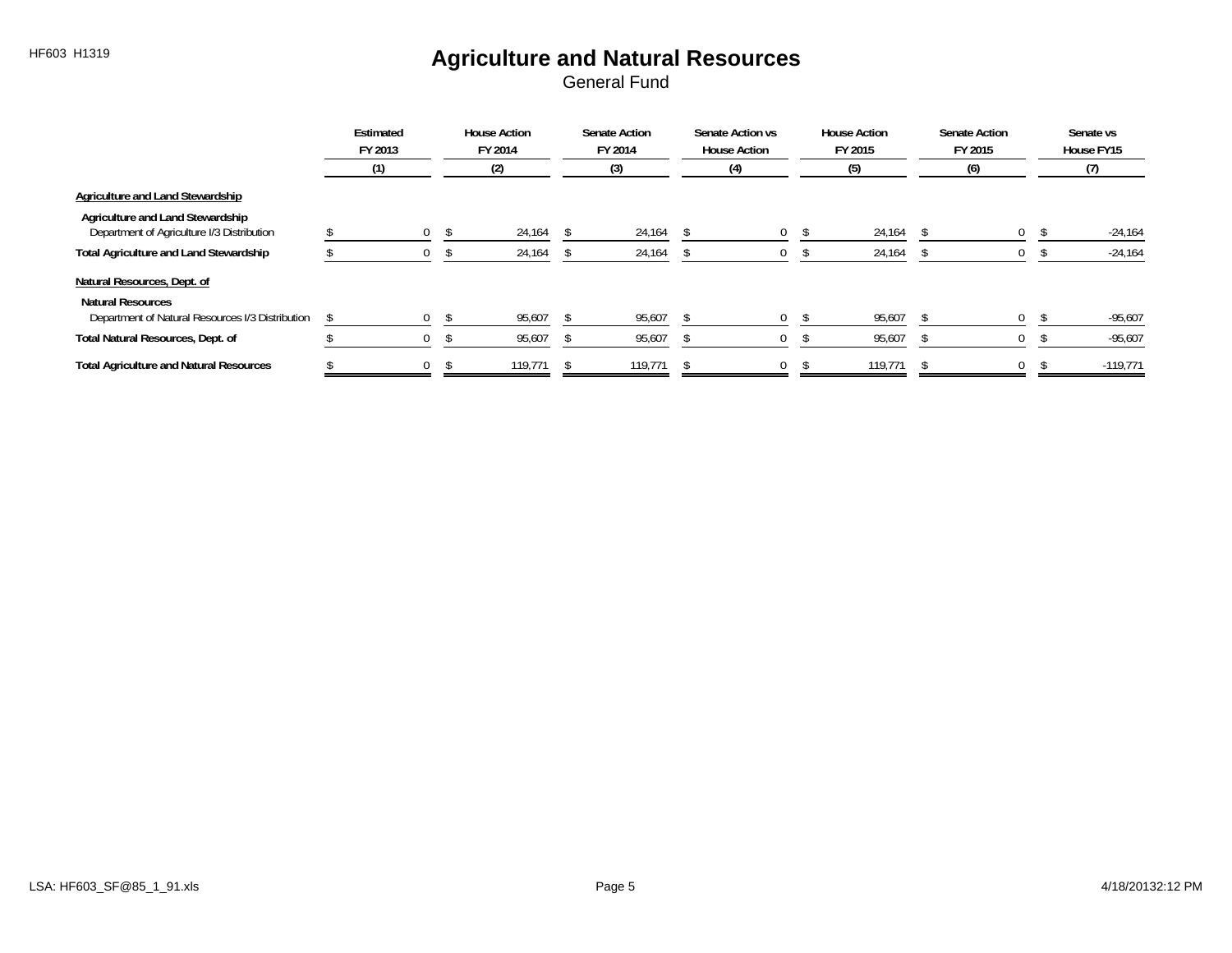# Agriculture and Natural Resources

General Fund

| | Estimated FY 2013 (1) | House Action FY 2014 (2) | Senate Action FY 2014 (3) | Senate Action vs House Action (4) | House Action FY 2015 (5) | Senate Action FY 2015 (6) | Senate vs House FY15 (7) |
|---|---|---|---|---|---|---|---|
| **Agriculture and Land Stewardship** | | | | | | | |
| **Agriculture and Land Stewardship** | | | | | | | |
| Department of Agriculture I/3 Distribution | $ 0 | $ 24,164 | $ 24,164 | $ 0 | $ 24,164 | $ 0 | $ -24,164 |
| **Total Agriculture and Land Stewardship** | $ 0 | $ 24,164 | $ 24,164 | $ 0 | $ 24,164 | $ 0 | $ -24,164 |
| **Natural Resources, Dept. of** | | | | | | | |
| **Natural Resources** | | | | | | | |
| Department of Natural Resources I/3 Distribution | $ 0 | $ 95,607 | $ 95,607 | $ 0 | $ 95,607 | $ 0 | $ -95,607 |
| **Total Natural Resources, Dept. of** | $ 0 | $ 95,607 | $ 95,607 | $ 0 | $ 95,607 | $ 0 | $ -95,607 |
| **Total Agriculture and Natural Resources** | $ 0 | $ 119,771 | $ 119,771 | $ 0 | $ 119,771 | $ 0 | $ -119,771 |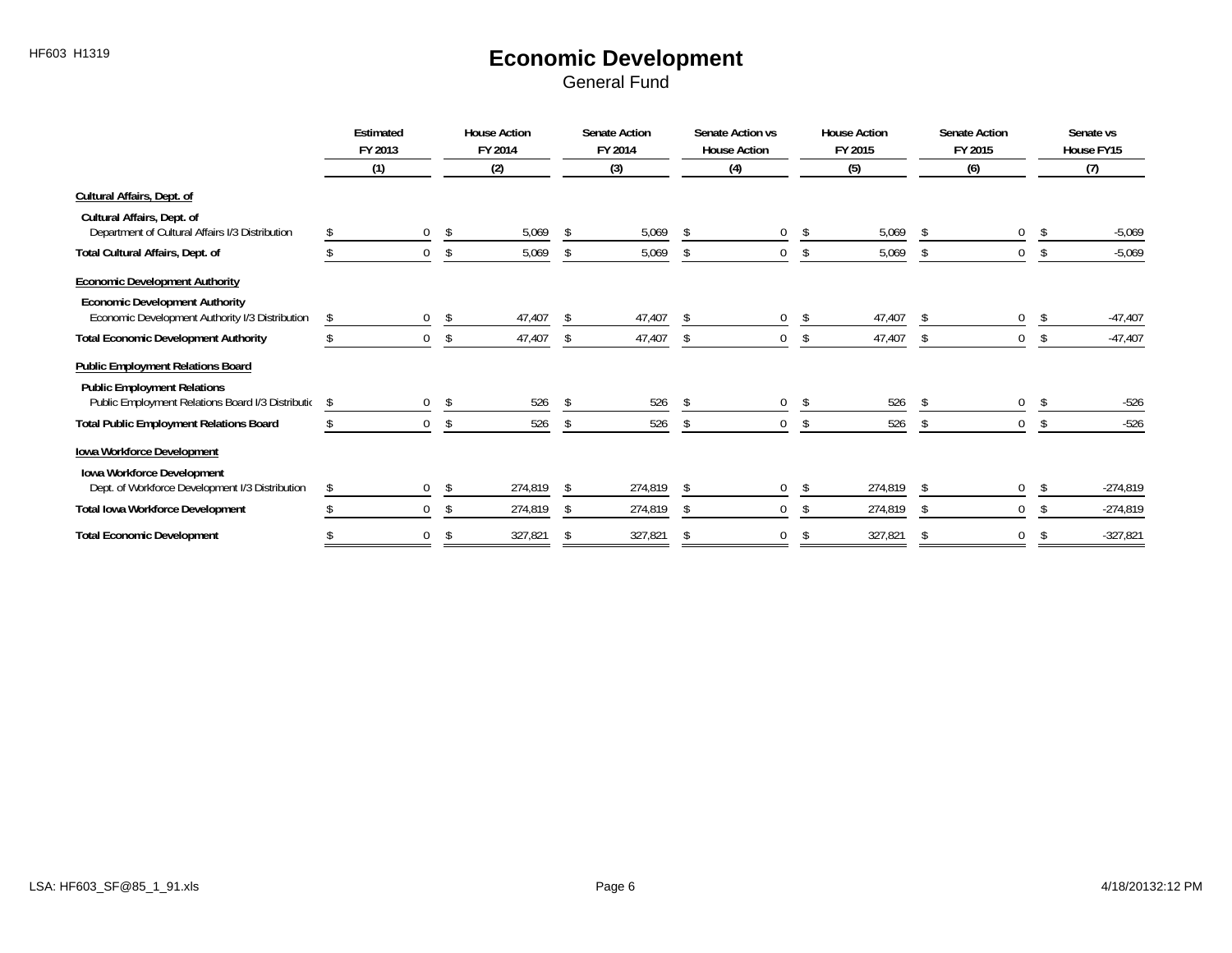HF603 H1319

# Economic Development

## General Fund

| | Estimated FY 2013 (1) | House Action FY 2014 (2) | Senate Action FY 2014 (3) | Senate Action vs House Action (4) | House Action FY 2015 (5) | Senate Action FY 2015 (6) | Senate vs House FY15 (7) |
|---|---|---|---|---|---|---|---|
| **Cultural Affairs, Dept. of** | | | | | | | |
| **Cultural Affairs, Dept. of** | | | | | | | |
| Department of Cultural Affairs I/3 Distribution | $ 0 | $ 5,069 | $ 5,069 | $ 0 | $ 5,069 | $ 0 | $ -5,069 |
| **Total Cultural Affairs, Dept. of** | $ 0 | $ 5,069 | $ 5,069 | $ 0 | $ 5,069 | $ 0 | $ -5,069 |
| **Economic Development Authority** | | | | | | | |
| **Economic Development Authority** | | | | | | | |
| Economic Development Authority I/3 Distribution | $ 0 | $ 47,407 | $ 47,407 | $ 0 | $ 47,407 | $ 0 | $ -47,407 |
| **Total Economic Development Authority** | $ 0 | $ 47,407 | $ 47,407 | $ 0 | $ 47,407 | $ 0 | $ -47,407 |
| **Public Employment Relations Board** | | | | | | | |
| **Public Employment Relations** | | | | | | | |
| Public Employment Relations Board I/3 Distributio | $ 0 | $ 526 | $ 526 | $ 0 | $ 526 | $ 0 | $ -526 |
| **Total Public Employment Relations Board** | $ 0 | $ 526 | $ 526 | $ 0 | $ 526 | $ 0 | $ -526 |
| **Iowa Workforce Development** | | | | | | | |
| **Iowa Workforce Development** | | | | | | | |
| Dept. of Workforce Development I/3 Distribution | $ 0 | $ 274,819 | $ 274,819 | $ 0 | $ 274,819 | $ 0 | $ -274,819 |
| **Total Iowa Workforce Development** | $ 0 | $ 274,819 | $ 274,819 | $ 0 | $ 274,819 | $ 0 | $ -274,819 |
| **Total Economic Development** | $ 0 | $ 327,821 | $ 327,821 | $ 0 | $ 327,821 | $ 0 | $ -327,821 |

LSA: HF603_SF@85_1_91.xls    4/18/2013 2:12 PM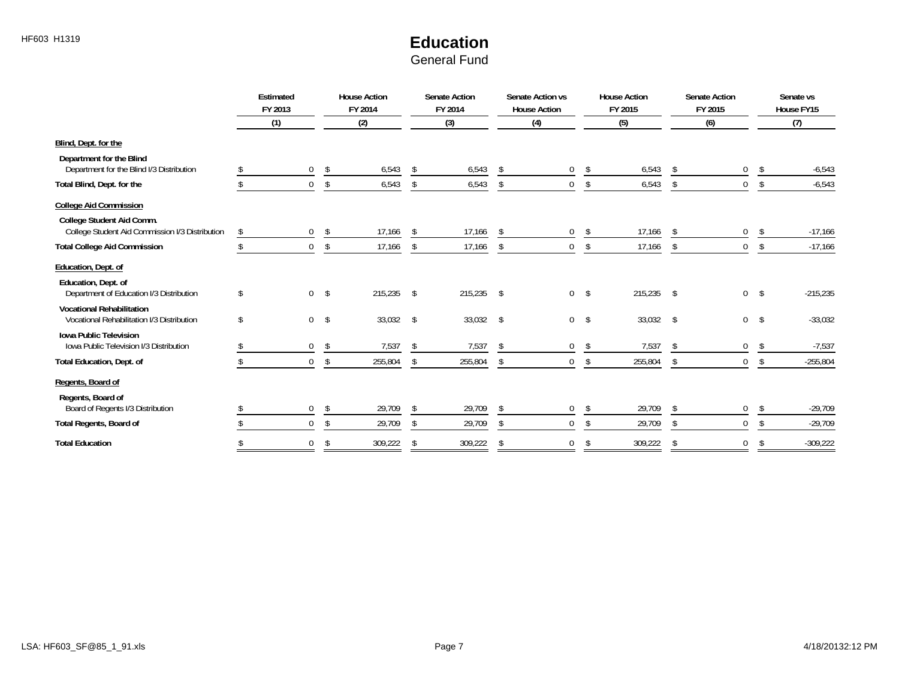# Education

General Fund

| | Estimated FY 2013 (1) | House Action FY 2014 (2) | Senate Action FY 2014 (3) | Senate Action vs House Action (4) | House Action FY 2015 (5) | Senate Action FY 2015 (6) | Senate vs House FY15 (7) |
|---|---|---|---|---|---|---|---|
| **Blind, Dept. for the** | | | | | | | |
| **Department for the Blind** | | | | | | | |
| Department for the Blind I/3 Distribution | $ 0 | $ 6,543 | $ 6,543 | $ 0 | $ 6,543 | $ 0 | $ -6,543 |
| **Total Blind, Dept. for the** | $ 0 | $ 6,543 | $ 6,543 | $ 0 | $ 6,543 | $ 0 | $ -6,543 |
| **College Aid Commission** | | | | | | | |
| **College Student Aid Comm.** | | | | | | | |
| College Student Aid Commission I/3 Distribution | $ 0 | $ 17,166 | $ 17,166 | $ 0 | $ 17,166 | $ 0 | $ -17,166 |
| **Total College Aid Commission** | $ 0 | $ 17,166 | $ 17,166 | $ 0 | $ 17,166 | $ 0 | $ -17,166 |
| **Education, Dept. of** | | | | | | | |
| **Education, Dept. of** | | | | | | | |
| Department of Education I/3 Distribution | $ 0 | $ 215,235 | $ 215,235 | $ 0 | $ 215,235 | $ 0 | $ -215,235 |
| **Vocational Rehabilitation** | | | | | | | |
| Vocational Rehabilitation I/3 Distribution | $ 0 | $ 33,032 | $ 33,032 | $ 0 | $ 33,032 | $ 0 | $ -33,032 |
| **Iowa Public Television** | | | | | | | |
| Iowa Public Television I/3 Distribution | $ 0 | $ 7,537 | $ 7,537 | $ 0 | $ 7,537 | $ 0 | $ -7,537 |
| **Total Education, Dept. of** | $ 0 | $ 255,804 | $ 255,804 | $ 0 | $ 255,804 | $ 0 | $ -255,804 |
| **Regents, Board of** | | | | | | | |
| **Regents, Board of** | | | | | | | |
| Board of Regents I/3 Distribution | $ 0 | $ 29,709 | $ 29,709 | $ 0 | $ 29,709 | $ 0 | $ -29,709 |
| **Total Regents, Board of** | $ 0 | $ 29,709 | $ 29,709 | $ 0 | $ 29,709 | $ 0 | $ -29,709 |
| **Total Education** | $ 0 | $ 309,222 | $ 309,222 | $ 0 | $ 309,222 | $ 0 | $ -309,222 |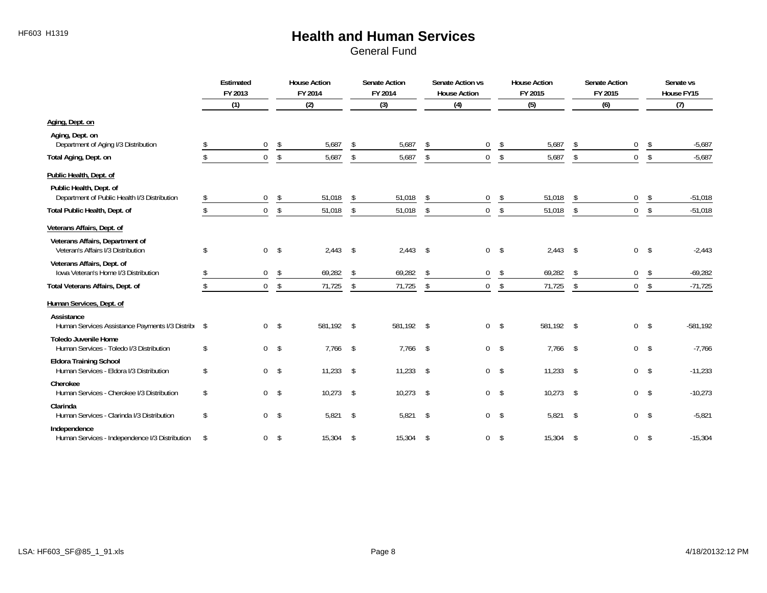# Health and Human Services

General Fund

| | Estimated FY 2013 (1) | House Action FY 2014 (2) | Senate Action FY 2014 (3) | Senate Action vs House Action (4) | House Action FY 2015 (5) | Senate Action FY 2015 (6) | Senate vs House FY15 (7) |
|---|---|---|---|---|---|---|---|
| **Aging, Dept. on** | | | | | | | |
| **Aging, Dept. on** | | | | | | | |
| Department of Aging I/3 Distribution | $ 0 | $ 5,687 | $ 5,687 | $ 0 | $ 5,687 | $ 0 | $ -5,687 |
| **Total Aging, Dept. on** | $ 0 | $ 5,687 | $ 5,687 | $ 0 | $ 5,687 | $ 0 | $ -5,687 |
| **Public Health, Dept. of** | | | | | | | |
| **Public Health, Dept. of** | | | | | | | |
| Department of Public Health I/3 Distribution | $ 0 | $ 51,018 | $ 51,018 | $ 0 | $ 51,018 | $ 0 | $ -51,018 |
| **Total Public Health, Dept. of** | $ 0 | $ 51,018 | $ 51,018 | $ 0 | $ 51,018 | $ 0 | $ -51,018 |
| **Veterans Affairs, Dept. of** | | | | | | | |
| **Veterans Affairs, Department of** | | | | | | | |
| Veteran's Affairs I/3 Distribution | $ 0 | $ 2,443 | $ 2,443 | $ 0 | $ 2,443 | $ 0 | $ -2,443 |
| **Veterans Affairs, Dept. of** | | | | | | | |
| Iowa Veteran's Home I/3 Distribution | $ 0 | $ 69,282 | $ 69,282 | $ 0 | $ 69,282 | $ 0 | $ -69,282 |
| **Total Veterans Affairs, Dept. of** | $ 0 | $ 71,725 | $ 71,725 | $ 0 | $ 71,725 | $ 0 | $ -71,725 |
| **Human Services, Dept. of** | | | | | | | |
| **Assistance** | | | | | | | |
| Human Services Assistance Payments I/3 Distribu | $ 0 | $ 581,192 | $ 581,192 | $ 0 | $ 581,192 | $ 0 | $ -581,192 |
| **Toledo Juvenile Home** | | | | | | | |
| Human Services - Toledo I/3 Distribution | $ 0 | $ 7,766 | $ 7,766 | $ 0 | $ 7,766 | $ 0 | $ -7,766 |
| **Eldora Training School** | | | | | | | |
| Human Services - Eldora I/3 Distribution | $ 0 | $ 11,233 | $ 11,233 | $ 0 | $ 11,233 | $ 0 | $ -11,233 |
| **Cherokee** | | | | | | | |
| Human Services - Cherokee I/3 Distribution | $ 0 | $ 10,273 | $ 10,273 | $ 0 | $ 10,273 | $ 0 | $ -10,273 |
| **Clarinda** | | | | | | | |
| Human Services - Clarinda I/3 Distribution | $ 0 | $ 5,821 | $ 5,821 | $ 0 | $ 5,821 | $ 0 | $ -5,821 |
| **Independence** | | | | | | | |
| Human Services - Independence I/3 Distribution | $ 0 | $ 15,304 | $ 15,304 | $ 0 | $ 15,304 | $ 0 | $ -15,304 |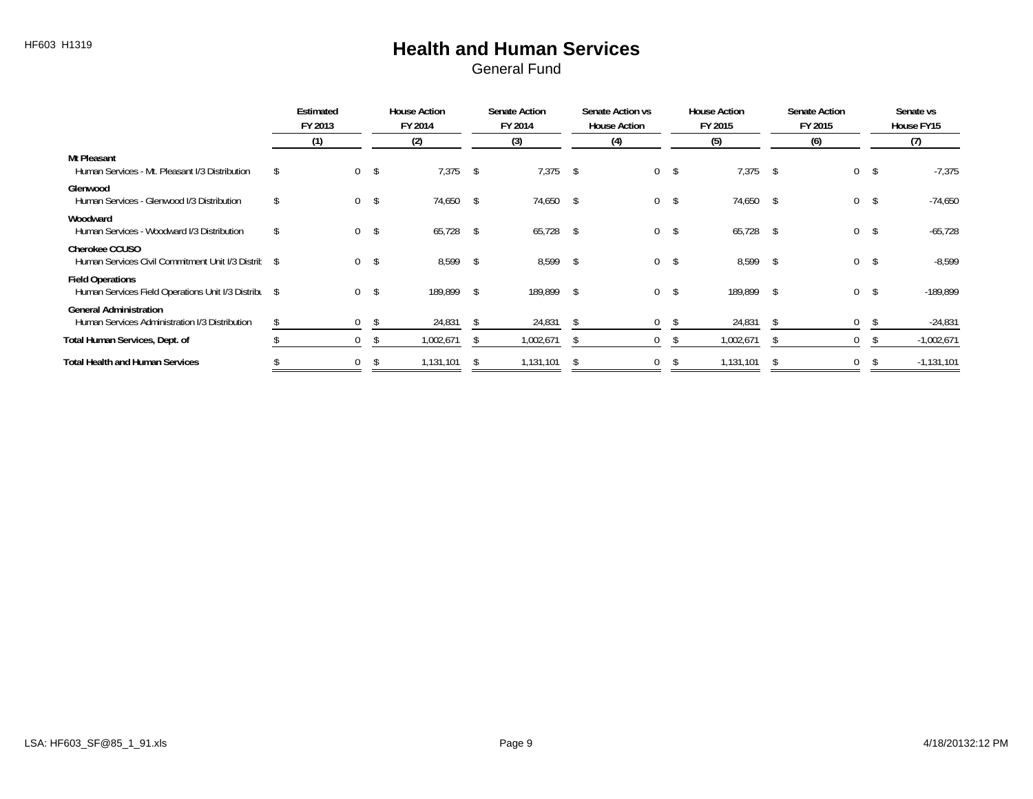HF603 H1319

# Health and Human Services

## General Fund

| | Estimated FY 2013 (1) | House Action FY 2014 (2) | Senate Action FY 2014 (3) | Senate Action vs House Action (4) | House Action FY 2015 (5) | Senate Action FY 2015 (6) | Senate vs House FY15 (7) |
|---|---|---|---|---|---|---|---|
| **Mt Pleasant** | | | | | | | |
| Human Services - Mt. Pleasant I/3 Distribution | $ 0 | $ 7,375 | $ 7,375 | $ 0 | $ 7,375 | $ 0 | $ -7,375 |
| **Glenwood** | | | | | | | |
| Human Services - Glenwood I/3 Distribution | $ 0 | $ 74,650 | $ 74,650 | $ 0 | $ 74,650 | $ 0 | $ -74,650 |
| **Woodward** | | | | | | | |
| Human Services - Woodward I/3 Distribution | $ 0 | $ 65,728 | $ 65,728 | $ 0 | $ 65,728 | $ 0 | $ -65,728 |
| **Cherokee CCUSO** | | | | | | | |
| Human Services Civil Commitment Unit I/3 Distrib | $ 0 | $ 8,599 | $ 8,599 | $ 0 | $ 8,599 | $ 0 | $ -8,599 |
| **Field Operations** | | | | | | | |
| Human Services Field Operations Unit I/3 Distribu | $ 0 | $ 189,899 | $ 189,899 | $ 0 | $ 189,899 | $ 0 | $ -189,899 |
| **General Administration** | | | | | | | |
| Human Services Administration I/3 Distribution | $ 0 | $ 24,831 | $ 24,831 | $ 0 | $ 24,831 | $ 0 | $ -24,831 |
| **Total Human Services, Dept. of** | $ 0 | $ 1,002,671 | $ 1,002,671 | $ 0 | $ 1,002,671 | $ 0 | $ -1,002,671 |
| **Total Health and Human Services** | $ 0 | $ 1,131,101 | $ 1,131,101 | $ 0 | $ 1,131,101 | $ 0 | $ -1,131,101 |

LSA: HF603_SF@85_1_91.xls 4/18/20132:12 PM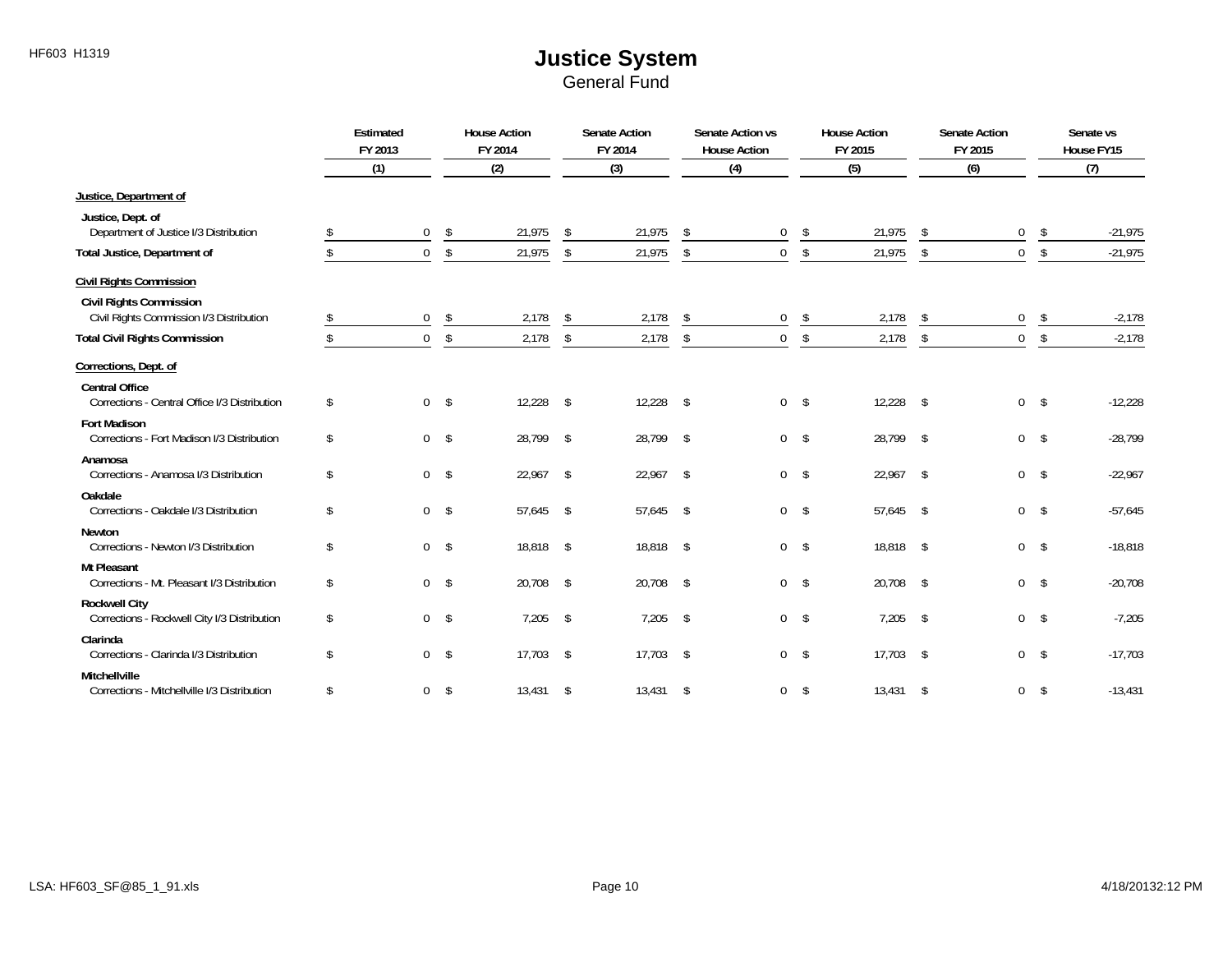# Justice System

General Fund

| | Estimated FY 2013 (1) | House Action FY 2014 (2) | Senate Action FY 2014 (3) | Senate Action vs House Action (4) | House Action FY 2015 (5) | Senate Action FY 2015 (6) | Senate vs House FY15 (7) |
|---|---|---|---|---|---|---|---|
| **Justice, Department of** | | | | | | | |
| **Justice, Dept. of** | | | | | | | |
| Department of Justice I/3 Distribution | $ 0 | $ 21,975 | $ 21,975 | $ 0 | $ 21,975 | $ 0 | $ -21,975 |
| **Total Justice, Department of** | $ 0 | $ 21,975 | $ 21,975 | $ 0 | $ 21,975 | $ 0 | $ -21,975 |
| **Civil Rights Commission** | | | | | | | |
| **Civil Rights Commission** | | | | | | | |
| Civil Rights Commission I/3 Distribution | $ 0 | $ 2,178 | $ 2,178 | $ 0 | $ 2,178 | $ 0 | $ -2,178 |
| **Total Civil Rights Commission** | $ 0 | $ 2,178 | $ 2,178 | $ 0 | $ 2,178 | $ 0 | $ -2,178 |
| **Corrections, Dept. of** | | | | | | | |
| **Central Office** | | | | | | | |
| Corrections - Central Office I/3 Distribution | $ 0 | $ 12,228 | $ 12,228 | $ 0 | $ 12,228 | $ 0 | $ -12,228 |
| **Fort Madison** | | | | | | | |
| Corrections - Fort Madison I/3 Distribution | $ 0 | $ 28,799 | $ 28,799 | $ 0 | $ 28,799 | $ 0 | $ -28,799 |
| **Anamosa** | | | | | | | |
| Corrections - Anamosa I/3 Distribution | $ 0 | $ 22,967 | $ 22,967 | $ 0 | $ 22,967 | $ 0 | $ -22,967 |
| **Oakdale** | | | | | | | |
| Corrections - Oakdale I/3 Distribution | $ 0 | $ 57,645 | $ 57,645 | $ 0 | $ 57,645 | $ 0 | $ -57,645 |
| **Newton** | | | | | | | |
| Corrections - Newton I/3 Distribution | $ 0 | $ 18,818 | $ 18,818 | $ 0 | $ 18,818 | $ 0 | $ -18,818 |
| **Mt Pleasant** | | | | | | | |
| Corrections - Mt. Pleasant I/3 Distribution | $ 0 | $ 20,708 | $ 20,708 | $ 0 | $ 20,708 | $ 0 | $ -20,708 |
| **Rockwell City** | | | | | | | |
| Corrections - Rockwell City I/3 Distribution | $ 0 | $ 7,205 | $ 7,205 | $ 0 | $ 7,205 | $ 0 | $ -7,205 |
| **Clarinda** | | | | | | | |
| Corrections - Clarinda I/3 Distribution | $ 0 | $ 17,703 | $ 17,703 | $ 0 | $ 17,703 | $ 0 | $ -17,703 |
| **Mitchellville** | | | | | | | |
| Corrections - Mitchellville I/3 Distribution | $ 0 | $ 13,431 | $ 13,431 | $ 0 | $ 13,431 | $ 0 | $ -13,431 |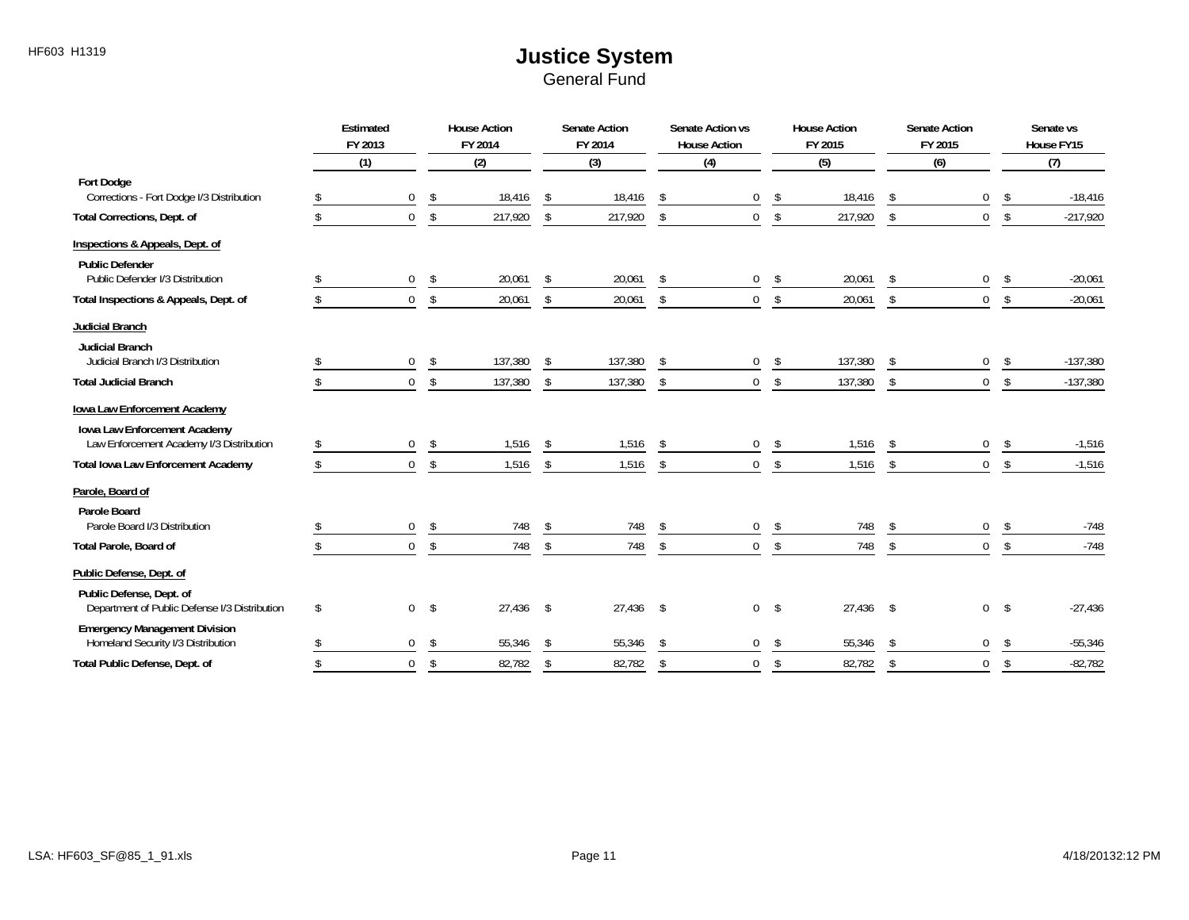# Justice System

General Fund

| | Estimated FY 2013 (1) | House Action FY 2014 (2) | Senate Action FY 2014 (3) | Senate Action vs House Action (4) | House Action FY 2015 (5) | Senate Action FY 2015 (6) | Senate vs House FY15 (7) |
|---|---|---|---|---|---|---|---|
| **Fort Dodge** | | | | | | | |
| Corrections - Fort Dodge I/3 Distribution | $ 0 | $ 18,416 | $ 18,416 | $ 0 | $ 18,416 | $ 0 | $ -18,416 |
| **Total Corrections, Dept. of** | $ 0 | $ 217,920 | $ 217,920 | $ 0 | $ 217,920 | $ 0 | $ -217,920 |
| **Inspections & Appeals, Dept. of** | | | | | | | |
| **Public Defender** | | | | | | | |
| Public Defender I/3 Distribution | $ 0 | $ 20,061 | $ 20,061 | $ 0 | $ 20,061 | $ 0 | $ -20,061 |
| **Total Inspections & Appeals, Dept. of** | $ 0 | $ 20,061 | $ 20,061 | $ 0 | $ 20,061 | $ 0 | $ -20,061 |
| **Judicial Branch** | | | | | | | |
| **Judicial Branch** | | | | | | | |
| Judicial Branch I/3 Distribution | $ 0 | $ 137,380 | $ 137,380 | $ 0 | $ 137,380 | $ 0 | $ -137,380 |
| **Total Judicial Branch** | $ 0 | $ 137,380 | $ 137,380 | $ 0 | $ 137,380 | $ 0 | $ -137,380 |
| **Iowa Law Enforcement Academy** | | | | | | | |
| **Iowa Law Enforcement Academy** | | | | | | | |
| Law Enforcement Academy I/3 Distribution | $ 0 | $ 1,516 | $ 1,516 | $ 0 | $ 1,516 | $ 0 | $ -1,516 |
| **Total Iowa Law Enforcement Academy** | $ 0 | $ 1,516 | $ 1,516 | $ 0 | $ 1,516 | $ 0 | $ -1,516 |
| **Parole, Board of** | | | | | | | |
| **Parole Board** | | | | | | | |
| Parole Board I/3 Distribution | $ 0 | $ 748 | $ 748 | $ 0 | $ 748 | $ 0 | $ -748 |
| **Total Parole, Board of** | $ 0 | $ 748 | $ 748 | $ 0 | $ 748 | $ 0 | $ -748 |
| **Public Defense, Dept. of** | | | | | | | |
| **Public Defense, Dept. of** | | | | | | | |
| Department of Public Defense I/3 Distribution | $ 0 | $ 27,436 | $ 27,436 | $ 0 | $ 27,436 | $ 0 | $ -27,436 |
| **Emergency Management Division** | | | | | | | |
| Homeland Security I/3 Distribution | $ 0 | $ 55,346 | $ 55,346 | $ 0 | $ 55,346 | $ 0 | $ -55,346 |
| **Total Public Defense, Dept. of** | $ 0 | $ 82,782 | $ 82,782 | $ 0 | $ 82,782 | $ 0 | $ -82,782 |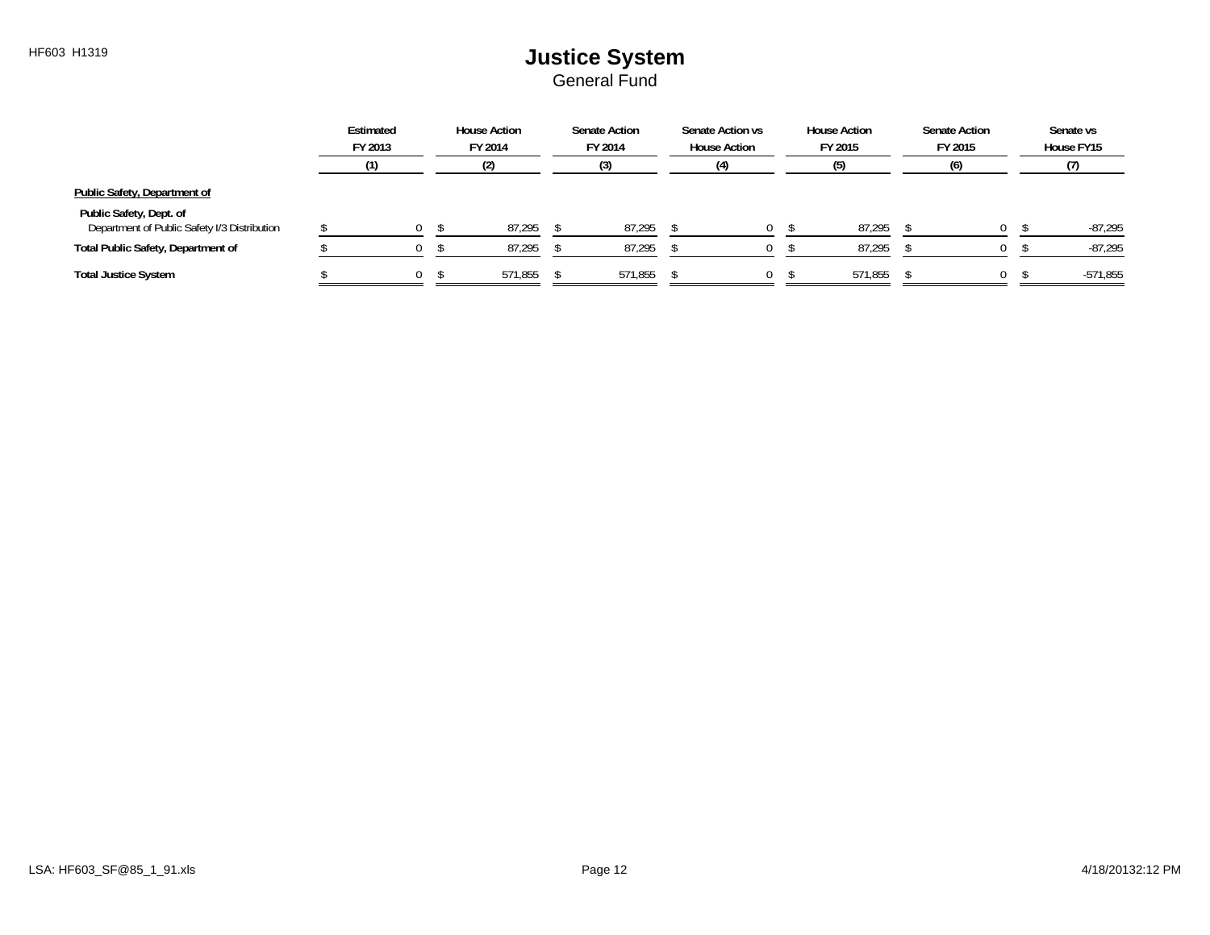# Justice System

General Fund

| | Estimated FY 2013 (1) | House Action FY 2014 (2) | Senate Action FY 2014 (3) | Senate Action vs House Action (4) | House Action FY 2015 (5) | Senate Action FY 2015 (6) | Senate vs House FY15 (7) |
|---|---|---|---|---|---|---|---|
| **Public Safety, Department of** | | | | | | | |
| **Public Safety, Dept. of** | | | | | | | |
| Department of Public Safety I/3 Distribution | $ 0 | $ 87,295 | $ 87,295 | $ 0 | $ 87,295 | $ 0 | $ -87,295 |
| **Total Public Safety, Department of** | $ 0 | $ 87,295 | $ 87,295 | $ 0 | $ 87,295 | $ 0 | $ -87,295 |
| **Total Justice System** | $ 0 | $ 571,855 | $ 571,855 | $ 0 | $ 571,855 | $ 0 | $ -571,855 |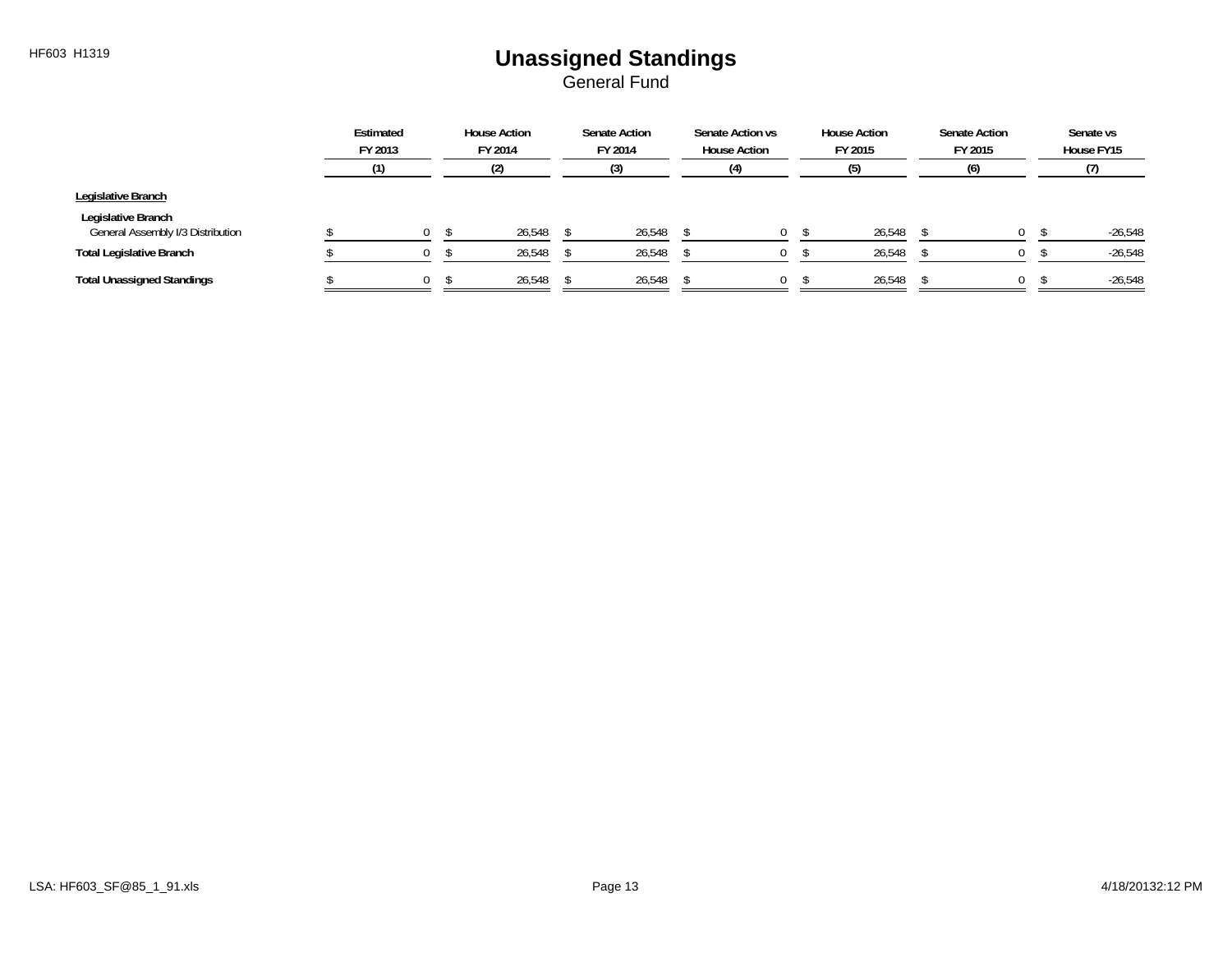# Unassigned Standings

General Fund

| | Estimated FY 2013 (1) | House Action FY 2014 (2) | Senate Action FY 2014 (3) | Senate Action vs House Action (4) | House Action FY 2015 (5) | Senate Action FY 2015 (6) | Senate vs House FY15 (7) |
|---|---|---|---|---|---|---|---|
| **Legislative Branch** | | | | | | | |
| **Legislative Branch** | | | | | | | |
| General Assembly I/3 Distribution | $ 0 | $ 26,548 | $ 26,548 | $ 0 | $ 26,548 | $ 0 | $ -26,548 |
| **Total Legislative Branch** | $ 0 | $ 26,548 | $ 26,548 | $ 0 | $ 26,548 | $ 0 | $ -26,548 |
| **Total Unassigned Standings** | $ 0 | $ 26,548 | $ 26,548 | $ 0 | $ 26,548 | $ 0 | $ -26,548 |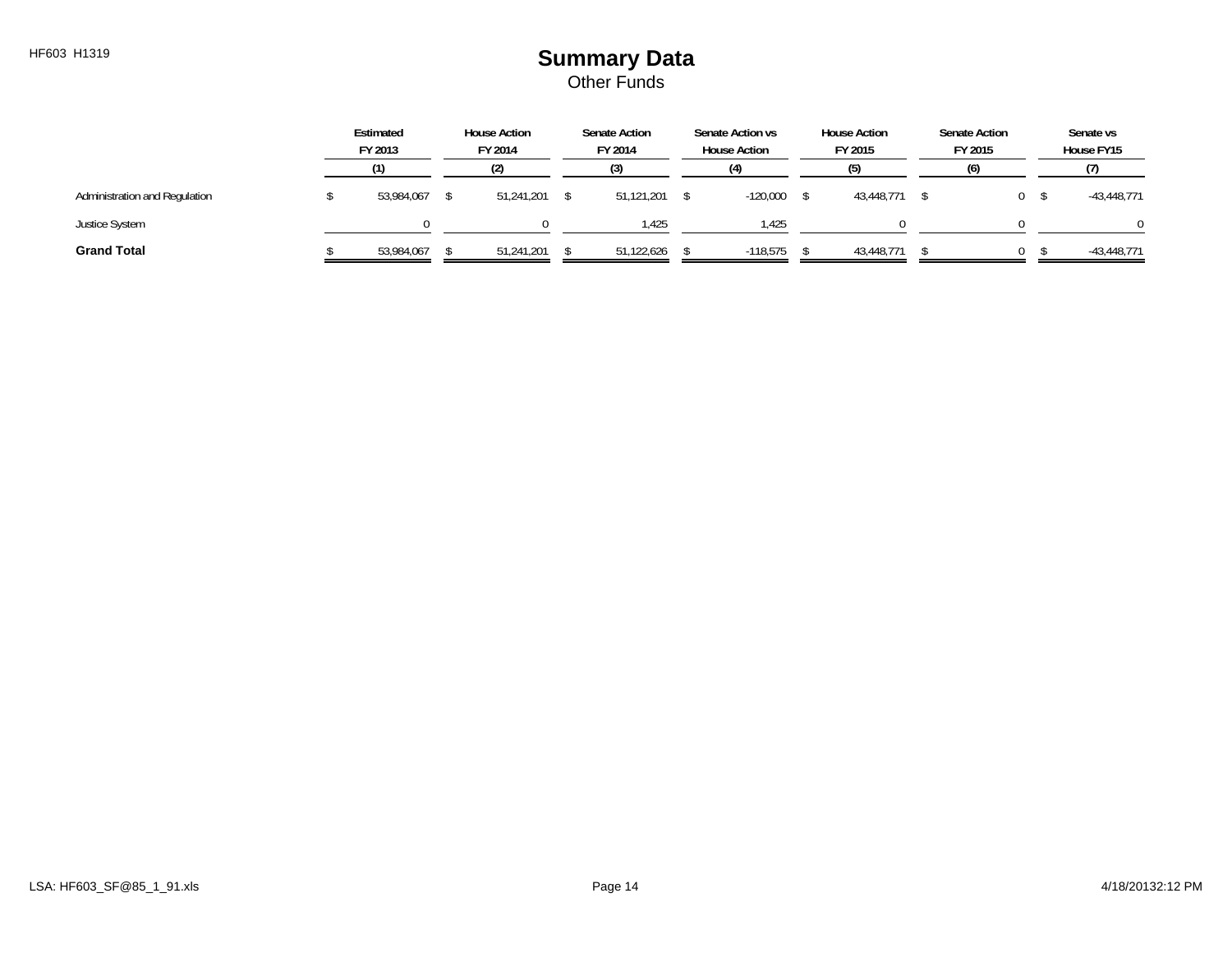# Summary Data

Other Funds

| | Estimated FY 2013 | House Action FY 2014 | Senate Action FY 2014 | Senate Action vs House Action | House Action FY 2015 | Senate Action FY 2015 | Senate vs House FY15 |
|---|---|---|---|---|---|---|---|
| | (1) | (2) | (3) | (4) | (5) | (6) | (7) |
| Administration and Regulation | $ 53,984,067 | $ 51,241,201 | $ 51,121,201 | $ -120,000 | $ 43,448,771 | $ 0 | $ -43,448,771 |
| Justice System | 0 | 0 | 1,425 | 1,425 | 0 | 0 | 0 |
| **Grand Total** | $ 53,984,067 | $ 51,241,201 | $ 51,122,626 | $ -118,575 | $ 43,448,771 | $ 0 | $ -43,448,771 |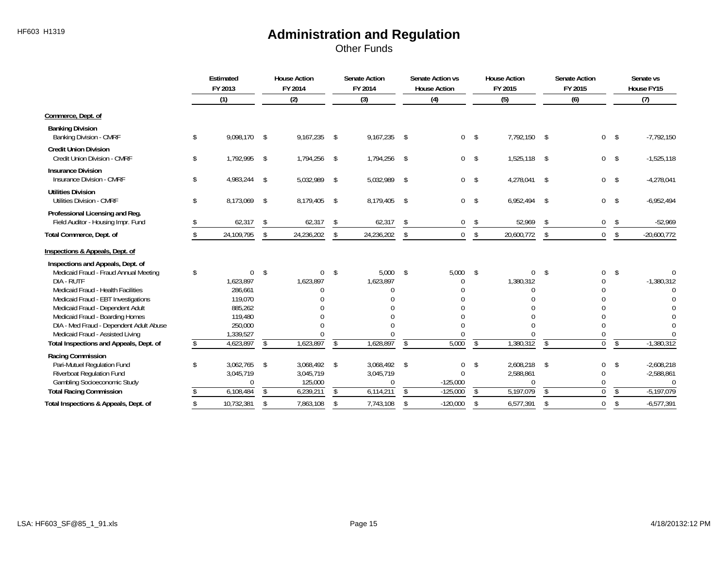# Administration and Regulation

Other Funds

| | Estimated FY 2013 (1) | House Action FY 2014 (2) | Senate Action FY 2014 (3) | Senate Action vs House Action (4) | House Action FY 2015 (5) | Senate Action FY 2015 (6) | Senate vs House FY15 (7) |
|---|---|---|---|---|---|---|---|
| **Commerce, Dept. of** | | | | | | | |
| **Banking Division** | | | | | | | |
| Banking Division - CMRF | $ 9,098,170 | $ 9,167,235 | $ 9,167,235 | $ 0 | $ 7,792,150 | $ 0 | $ -7,792,150 |
| **Credit Union Division** | | | | | | | |
| Credit Union Division - CMRF | $ 1,792,995 | $ 1,794,256 | $ 1,794,256 | $ 0 | $ 1,525,118 | $ 0 | $ -1,525,118 |
| **Insurance Division** | | | | | | | |
| Insurance Division - CMRF | $ 4,983,244 | $ 5,032,989 | $ 5,032,989 | $ 0 | $ 4,278,041 | $ 0 | $ -4,278,041 |
| **Utilities Division** | | | | | | | |
| Utilities Division - CMRF | $ 8,173,069 | $ 8,179,405 | $ 8,179,405 | $ 0 | $ 6,952,494 | $ 0 | $ -6,952,494 |
| **Professional Licensing and Reg.** | | | | | | | |
| Field Auditor - Housing Impr. Fund | $ 62,317 | $ 62,317 | $ 62,317 | $ 0 | $ 52,969 | $ 0 | $ -52,969 |
| **Total Commerce, Dept. of** | $ 24,109,795 | $ 24,236,202 | $ 24,236,202 | $ 0 | $ 20,600,772 | $ 0 | $ -20,600,772 |
| **Inspections & Appeals, Dept. of** | | | | | | | |
| **Inspections and Appeals, Dept. of** | | | | | | | |
| Medicaid Fraud - Fraud Annual Meeting | $ 0 | $ 0 | $ 5,000 | $ 5,000 | $ 0 | $ 0 | $ 0 |
| DIA - RUTF | 1,623,897 | 1,623,897 | 1,623,897 | 0 | 1,380,312 | 0 | -1,380,312 |
| Medicaid Fraud - Health Facilities | 286,661 | 0 | 0 | 0 | 0 | 0 | 0 |
| Medicaid Fraud - EBT Investigations | 119,070 | 0 | 0 | 0 | 0 | 0 | 0 |
| Medicaid Fraud - Dependent Adult | 885,262 | 0 | 0 | 0 | 0 | 0 | 0 |
| Medicaid Fraud - Boarding Homes | 119,480 | 0 | 0 | 0 | 0 | 0 | 0 |
| DIA - Med Fraud - Dependent Adult Abuse | 250,000 | 0 | 0 | 0 | 0 | 0 | 0 |
| Medicaid Fraud - Assisted Living | 1,339,527 | 0 | 0 | 0 | 0 | 0 | 0 |
| **Total Inspections and Appeals, Dept. of** | $ 4,623,897 | $ 1,623,897 | $ 1,628,897 | $ 5,000 | $ 1,380,312 | $ 0 | $ -1,380,312 |
| **Racing Commission** | | | | | | | |
| Pari-Mutuel Regulation Fund | $ 3,062,765 | $ 3,068,492 | $ 3,068,492 | $ 0 | $ 2,608,218 | $ 0 | $ -2,608,218 |
| Riverboat Regulation Fund | 3,045,719 | 3,045,719 | 3,045,719 | 0 | 2,588,861 | 0 | -2,588,861 |
| Gambling Socioeconomic Study | 0 | 125,000 | 0 | -125,000 | 0 | 0 | 0 |
| **Total Racing Commission** | $ 6,108,484 | $ 6,239,211 | $ 6,114,211 | $ -125,000 | $ 5,197,079 | $ 0 | $ -5,197,079 |
| **Total Inspections & Appeals, Dept. of** | $ 10,732,381 | $ 7,863,108 | $ 7,743,108 | $ -120,000 | $ 6,577,391 | $ 0 | $ -6,577,391 |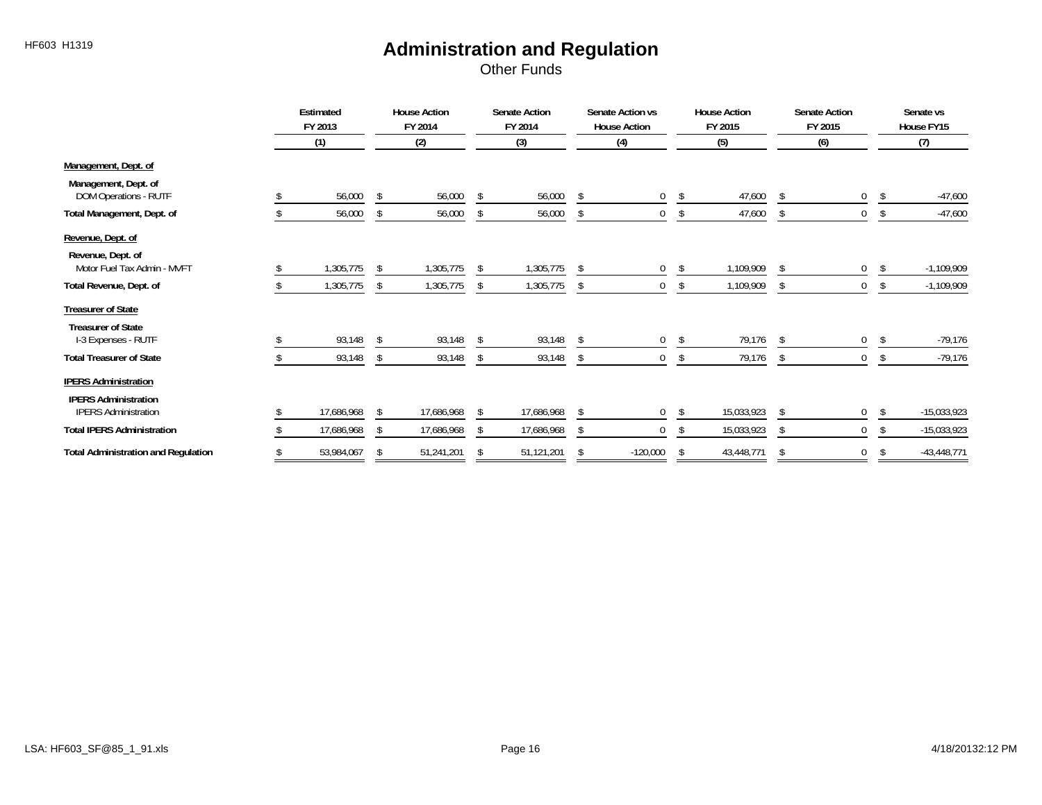# Administration and Regulation

Other Funds

| | Estimated FY 2013 | House Action FY 2014 | Senate Action FY 2014 | Senate Action vs House Action | House Action FY 2015 | Senate Action FY 2015 | Senate vs House FY15 |
|---|---|---|---|---|---|---|---|
| | (1) | (2) | (3) | (4) | (5) | (6) | (7) |
| **Management, Dept. of** | | | | | | | |
| **Management, Dept. of** | | | | | | | |
| DOM Operations - RUTF | $ 56,000 | $ 56,000 | $ 56,000 | $ 0 | $ 47,600 | $ 0 | $ -47,600 |
| **Total Management, Dept. of** | $ 56,000 | $ 56,000 | $ 56,000 | $ 0 | $ 47,600 | $ 0 | $ -47,600 |
| **Revenue, Dept. of** | | | | | | | |
| **Revenue, Dept. of** | | | | | | | |
| Motor Fuel Tax Admin - MVFT | $ 1,305,775 | $ 1,305,775 | $ 1,305,775 | $ 0 | $ 1,109,909 | $ 0 | $ -1,109,909 |
| **Total Revenue, Dept. of** | $ 1,305,775 | $ 1,305,775 | $ 1,305,775 | $ 0 | $ 1,109,909 | $ 0 | $ -1,109,909 |
| **Treasurer of State** | | | | | | | |
| **Treasurer of State** | | | | | | | |
| I-3 Expenses - RUTF | $ 93,148 | $ 93,148 | $ 93,148 | $ 0 | $ 79,176 | $ 0 | $ -79,176 |
| **Total Treasurer of State** | $ 93,148 | $ 93,148 | $ 93,148 | $ 0 | $ 79,176 | $ 0 | $ -79,176 |
| **IPERS Administration** | | | | | | | |
| **IPERS Administration** | | | | | | | |
| IPERS Administration | $ 17,686,968 | $ 17,686,968 | $ 17,686,968 | $ 0 | $ 15,033,923 | $ 0 | $ -15,033,923 |
| **Total IPERS Administration** | $ 17,686,968 | $ 17,686,968 | $ 17,686,968 | $ 0 | $ 15,033,923 | $ 0 | $ -15,033,923 |
| **Total Administration and Regulation** | $ 53,984,067 | $ 51,241,201 | $ 51,121,201 | $ -120,000 | $ 43,448,771 | $ 0 | $ -43,448,771 |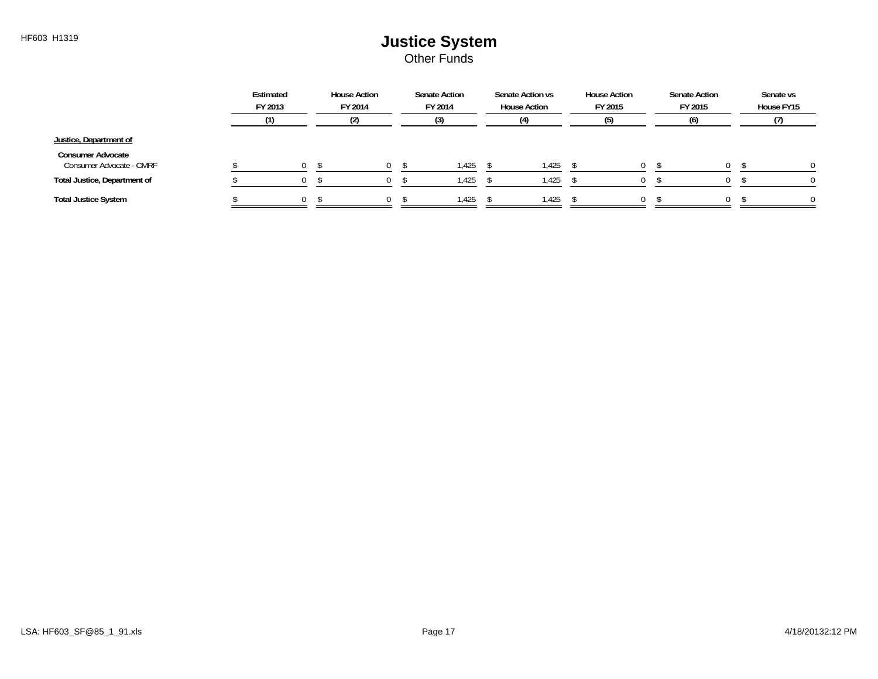# Justice System

Other Funds

| | Estimated FY 2013 (1) | House Action FY 2014 (2) | Senate Action FY 2014 (3) | Senate Action vs House Action (4) | House Action FY 2015 (5) | Senate Action FY 2015 (6) | Senate vs House FY15 (7) |
|---|---|---|---|---|---|---|---|
| **Justice, Department of** | | | | | | | |
| **Consumer Advocate** | | | | | | | |
| Consumer Advocate - CMRF | $ 0 | $ 0 | $ 1,425 | $ 1,425 | $ 0 | $ 0 | $ 0 |
| **Total Justice, Department of** | $ 0 | $ 0 | $ 1,425 | $ 1,425 | $ 0 | $ 0 | $ 0 |
| **Total Justice System** | $ 0 | $ 0 | $ 1,425 | $ 1,425 | $ 0 | $ 0 | $ 0 |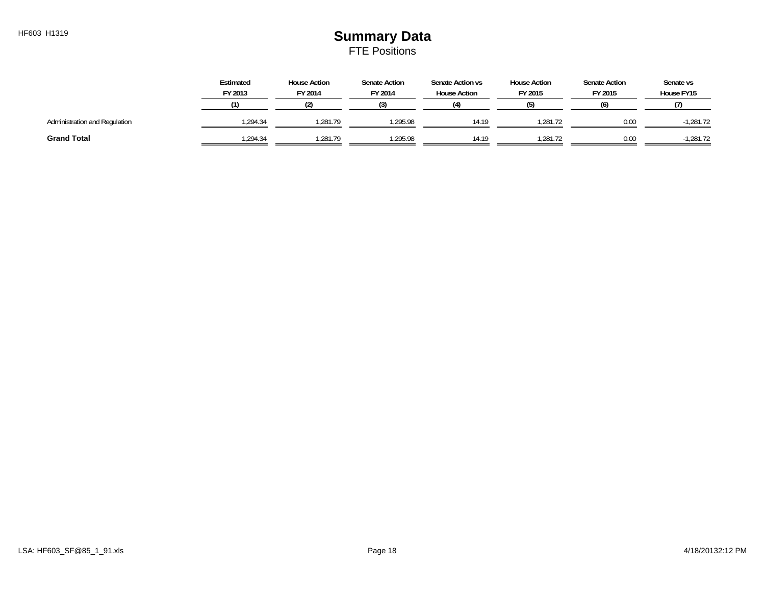HF603 H1319

# Summary Data

## FTE Positions

| | Estimated FY 2013 | House Action FY 2014 | Senate Action FY 2014 | Senate Action vs House Action | House Action FY 2015 | Senate Action FY 2015 | Senate vs House FY15 |
|---|---|---|---|---|---|---|---|
| | (1) | (2) | (3) | (4) | (5) | (6) | (7) |
| Administration and Regulation | 1,294.34 | 1,281.79 | 1,295.98 | 14.19 | 1,281.72 | 0.00 | -1,281.72 |
| **Grand Total** | 1,294.34 | 1,281.79 | 1,295.98 | 14.19 | 1,281.72 | 0.00 | -1,281.72 |

LSA: HF603_SF@85_1_91.xls

4/18/20132:12 PM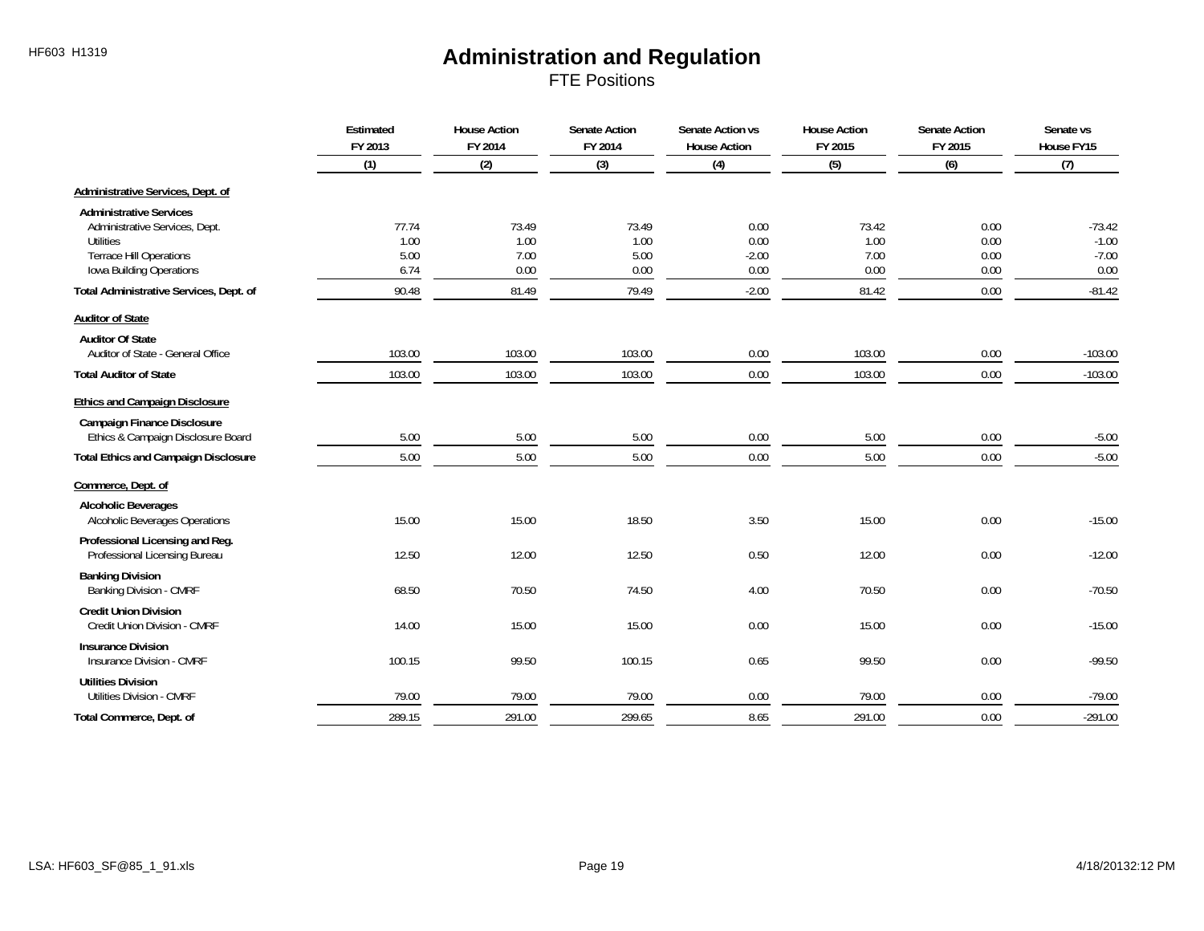# Administration and Regulation

## FTE Positions

| | Estimated FY 2013 | House Action FY 2014 | Senate Action FY 2014 | Senate Action vs House Action | House Action FY 2015 | Senate Action FY 2015 | Senate vs House FY15 |
|---|---|---|---|---|---|---|---|
| | (1) | (2) | (3) | (4) | (5) | (6) | (7) |
| **Administrative Services, Dept. of** | | | | | | | |
| **Administrative Services** | | | | | | | |
| Administrative Services, Dept. | 77.74 | 73.49 | 73.49 | 0.00 | 73.42 | 0.00 | -73.42 |
| Utilities | 1.00 | 1.00 | 1.00 | 0.00 | 1.00 | 0.00 | -1.00 |
| Terrace Hill Operations | 5.00 | 7.00 | 5.00 | -2.00 | 7.00 | 0.00 | -7.00 |
| Iowa Building Operations | 6.74 | 0.00 | 0.00 | 0.00 | 0.00 | 0.00 | 0.00 |
| **Total Administrative Services, Dept. of** | 90.48 | 81.49 | 79.49 | -2.00 | 81.42 | 0.00 | -81.42 |
| **Auditor of State** | | | | | | | |
| **Auditor Of State** | | | | | | | |
| Auditor of State - General Office | 103.00 | 103.00 | 103.00 | 0.00 | 103.00 | 0.00 | -103.00 |
| **Total Auditor of State** | 103.00 | 103.00 | 103.00 | 0.00 | 103.00 | 0.00 | -103.00 |
| **Ethics and Campaign Disclosure** | | | | | | | |
| **Campaign Finance Disclosure** | | | | | | | |
| Ethics & Campaign Disclosure Board | 5.00 | 5.00 | 5.00 | 0.00 | 5.00 | 0.00 | -5.00 |
| **Total Ethics and Campaign Disclosure** | 5.00 | 5.00 | 5.00 | 0.00 | 5.00 | 0.00 | -5.00 |
| **Commerce, Dept. of** | | | | | | | |
| **Alcoholic Beverages** | | | | | | | |
| Alcoholic Beverages Operations | 15.00 | 15.00 | 18.50 | 3.50 | 15.00 | 0.00 | -15.00 |
| **Professional Licensing and Reg.** | | | | | | | |
| Professional Licensing Bureau | 12.50 | 12.00 | 12.50 | 0.50 | 12.00 | 0.00 | -12.00 |
| **Banking Division** | | | | | | | |
| Banking Division - CMRF | 68.50 | 70.50 | 74.50 | 4.00 | 70.50 | 0.00 | -70.50 |
| **Credit Union Division** | | | | | | | |
| Credit Union Division - CMRF | 14.00 | 15.00 | 15.00 | 0.00 | 15.00 | 0.00 | -15.00 |
| **Insurance Division** | | | | | | | |
| Insurance Division - CMRF | 100.15 | 99.50 | 100.15 | 0.65 | 99.50 | 0.00 | -99.50 |
| **Utilities Division** | | | | | | | |
| Utilities Division - CMRF | 79.00 | 79.00 | 79.00 | 0.00 | 79.00 | 0.00 | -79.00 |
| **Total Commerce, Dept. of** | 289.15 | 291.00 | 299.65 | 8.65 | 291.00 | 0.00 | -291.00 |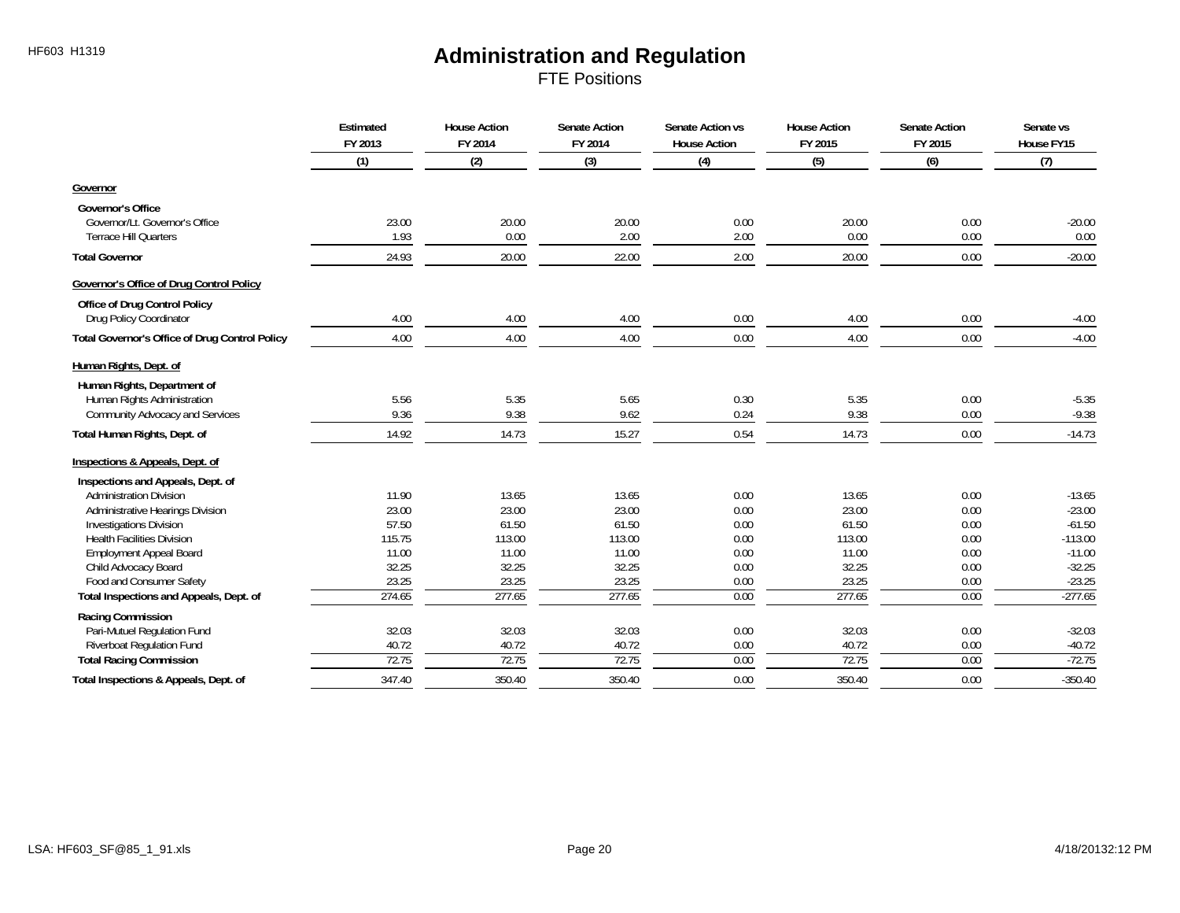# Administration and Regulation

FTE Positions

| | Estimated FY 2013 | House Action FY 2014 | Senate Action FY 2014 | Senate Action vs House Action | House Action FY 2015 | Senate Action FY 2015 | Senate vs House FY15 |
|---|---|---|---|---|---|---|---|
| | (1) | (2) | (3) | (4) | (5) | (6) | (7) |
| **Governor** | | | | | | | |
| **Governor's Office** | | | | | | | |
| Governor/Lt. Governor's Office | 23.00 | 20.00 | 20.00 | 0.00 | 20.00 | 0.00 | -20.00 |
| Terrace Hill Quarters | 1.93 | 0.00 | 2.00 | 2.00 | 0.00 | 0.00 | 0.00 |
| **Total Governor** | 24.93 | 20.00 | 22.00 | 2.00 | 20.00 | 0.00 | -20.00 |
| **Governor's Office of Drug Control Policy** | | | | | | | |
| **Office of Drug Control Policy** | | | | | | | |
| Drug Policy Coordinator | 4.00 | 4.00 | 4.00 | 0.00 | 4.00 | 0.00 | -4.00 |
| **Total Governor's Office of Drug Control Policy** | 4.00 | 4.00 | 4.00 | 0.00 | 4.00 | 0.00 | -4.00 |
| **Human Rights, Dept. of** | | | | | | | |
| **Human Rights, Department of** | | | | | | | |
| Human Rights Administration | 5.56 | 5.35 | 5.65 | 0.30 | 5.35 | 0.00 | -5.35 |
| Community Advocacy and Services | 9.36 | 9.38 | 9.62 | 0.24 | 9.38 | 0.00 | -9.38 |
| **Total Human Rights, Dept. of** | 14.92 | 14.73 | 15.27 | 0.54 | 14.73 | 0.00 | -14.73 |
| **Inspections & Appeals, Dept. of** | | | | | | | |
| **Inspections and Appeals, Dept. of** | | | | | | | |
| Administration Division | 11.90 | 13.65 | 13.65 | 0.00 | 13.65 | 0.00 | -13.65 |
| Administrative Hearings Division | 23.00 | 23.00 | 23.00 | 0.00 | 23.00 | 0.00 | -23.00 |
| Investigations Division | 57.50 | 61.50 | 61.50 | 0.00 | 61.50 | 0.00 | -61.50 |
| Health Facilities Division | 115.75 | 113.00 | 113.00 | 0.00 | 113.00 | 0.00 | -113.00 |
| Employment Appeal Board | 11.00 | 11.00 | 11.00 | 0.00 | 11.00 | 0.00 | -11.00 |
| Child Advocacy Board | 32.25 | 32.25 | 32.25 | 0.00 | 32.25 | 0.00 | -32.25 |
| Food and Consumer Safety | 23.25 | 23.25 | 23.25 | 0.00 | 23.25 | 0.00 | -23.25 |
| **Total Inspections and Appeals, Dept. of** | 274.65 | 277.65 | 277.65 | 0.00 | 277.65 | 0.00 | -277.65 |
| **Racing Commission** | | | | | | | |
| Pari-Mutuel Regulation Fund | 32.03 | 32.03 | 32.03 | 0.00 | 32.03 | 0.00 | -32.03 |
| Riverboat Regulation Fund | 40.72 | 40.72 | 40.72 | 0.00 | 40.72 | 0.00 | -40.72 |
| **Total Racing Commission** | 72.75 | 72.75 | 72.75 | 0.00 | 72.75 | 0.00 | -72.75 |
| **Total Inspections & Appeals, Dept. of** | 347.40 | 350.40 | 350.40 | 0.00 | 350.40 | 0.00 | -350.40 |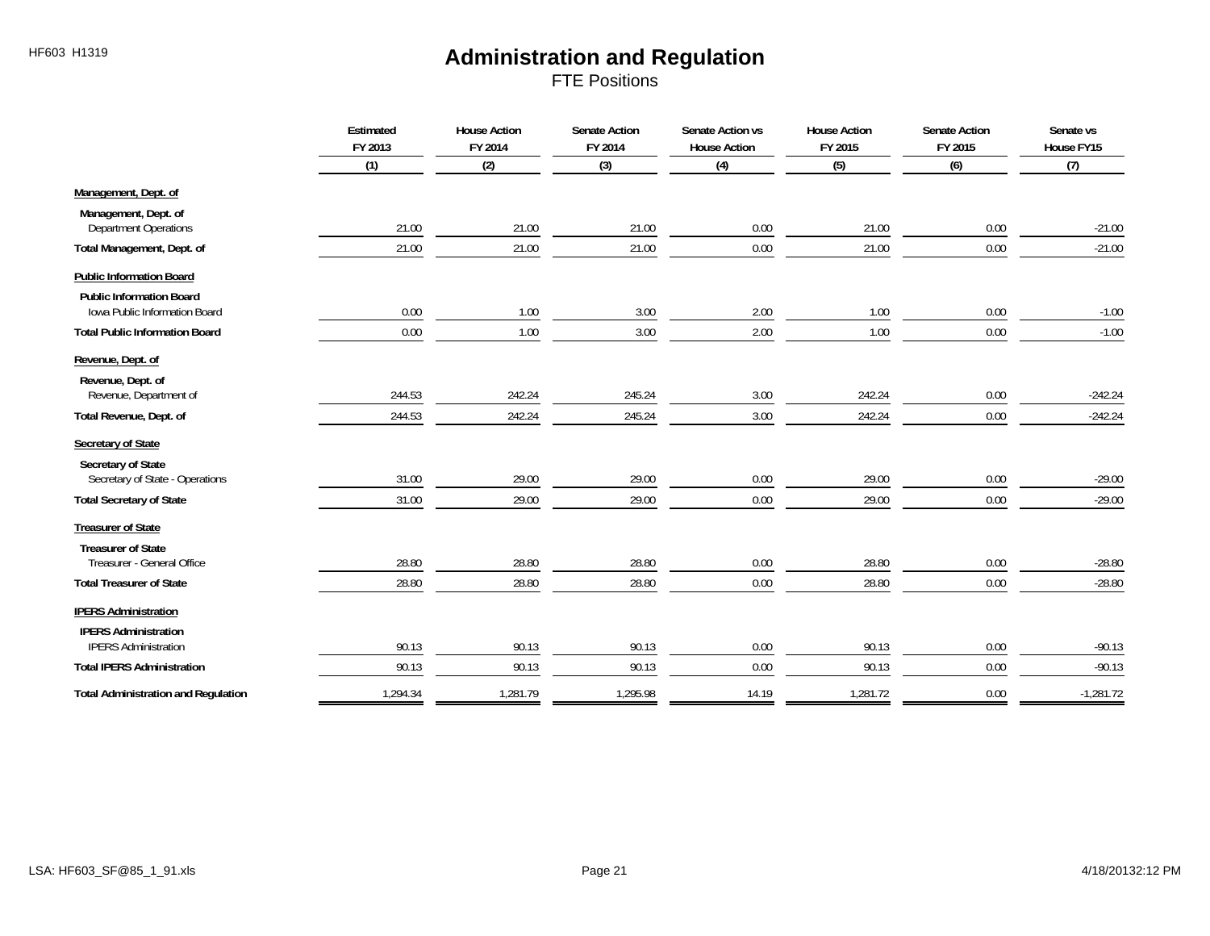# Administration and Regulation

## FTE Positions

| | Estimated FY 2013 (1) | House Action FY 2014 (2) | Senate Action FY 2014 (3) | Senate Action vs House Action (4) | House Action FY 2015 (5) | Senate Action FY 2015 (6) | Senate vs House FY15 (7) |
|---|---|---|---|---|---|---|---|
| **Management, Dept. of** | | | | | | | |
| **Management, Dept. of** | | | | | | | |
| Department Operations | 21.00 | 21.00 | 21.00 | 0.00 | 21.00 | 0.00 | -21.00 |
| **Total Management, Dept. of** | 21.00 | 21.00 | 21.00 | 0.00 | 21.00 | 0.00 | -21.00 |
| **Public Information Board** | | | | | | | |
| **Public Information Board** | | | | | | | |
| Iowa Public Information Board | 0.00 | 1.00 | 3.00 | 2.00 | 1.00 | 0.00 | -1.00 |
| **Total Public Information Board** | 0.00 | 1.00 | 3.00 | 2.00 | 1.00 | 0.00 | -1.00 |
| **Revenue, Dept. of** | | | | | | | |
| **Revenue, Dept. of** | | | | | | | |
| Revenue, Department of | 244.53 | 242.24 | 245.24 | 3.00 | 242.24 | 0.00 | -242.24 |
| **Total Revenue, Dept. of** | 244.53 | 242.24 | 245.24 | 3.00 | 242.24 | 0.00 | -242.24 |
| **Secretary of State** | | | | | | | |
| **Secretary of State** | | | | | | | |
| Secretary of State - Operations | 31.00 | 29.00 | 29.00 | 0.00 | 29.00 | 0.00 | -29.00 |
| **Total Secretary of State** | 31.00 | 29.00 | 29.00 | 0.00 | 29.00 | 0.00 | -29.00 |
| **Treasurer of State** | | | | | | | |
| **Treasurer of State** | | | | | | | |
| Treasurer - General Office | 28.80 | 28.80 | 28.80 | 0.00 | 28.80 | 0.00 | -28.80 |
| **Total Treasurer of State** | 28.80 | 28.80 | 28.80 | 0.00 | 28.80 | 0.00 | -28.80 |
| **IPERS Administration** | | | | | | | |
| **IPERS Administration** | | | | | | | |
| IPERS Administration | 90.13 | 90.13 | 90.13 | 0.00 | 90.13 | 0.00 | -90.13 |
| **Total IPERS Administration** | 90.13 | 90.13 | 90.13 | 0.00 | 90.13 | 0.00 | -90.13 |
| **Total Administration and Regulation** | 1,294.34 | 1,281.79 | 1,295.98 | 14.19 | 1,281.72 | 0.00 | -1,281.72 |